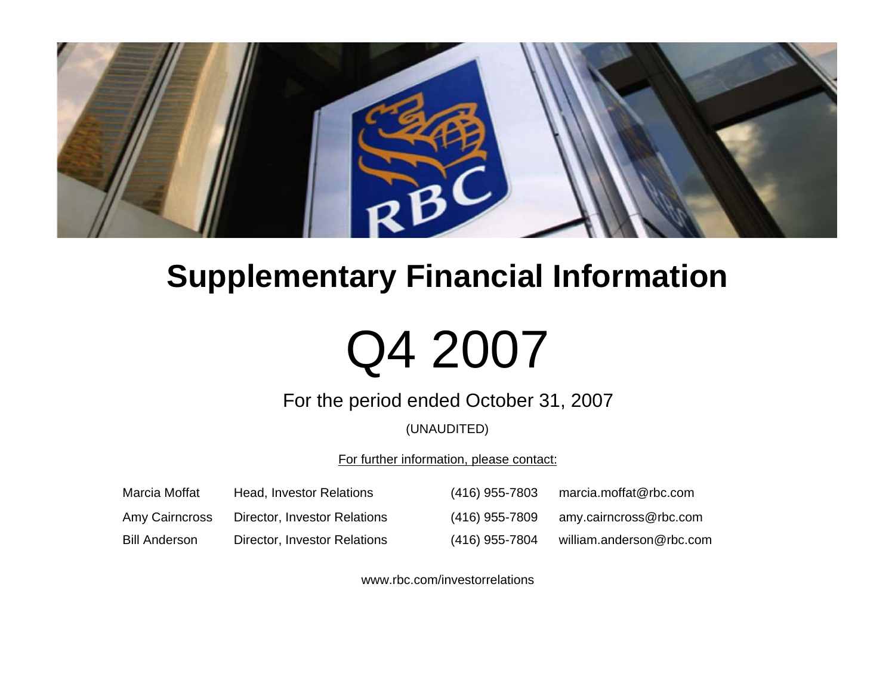# Supplementary Financial Information

# Q4 2007

For the period ended October 31, 2007

(UNAUDITED)

For further information, please contact:

| | | | |
|---|---|---|---|
| Marcia Moffat | Head, Investor Relations | (416) 955-7803 | marcia.moffat@rbc.com |
| Amy Cairncross | Director, Investor Relations | (416) 955-7809 | amy.cairncross@rbc.com |
| Bill Anderson | Director, Investor Relations | (416) 955-7804 | william.anderson@rbc.com |

www.rbc.com/investorrelations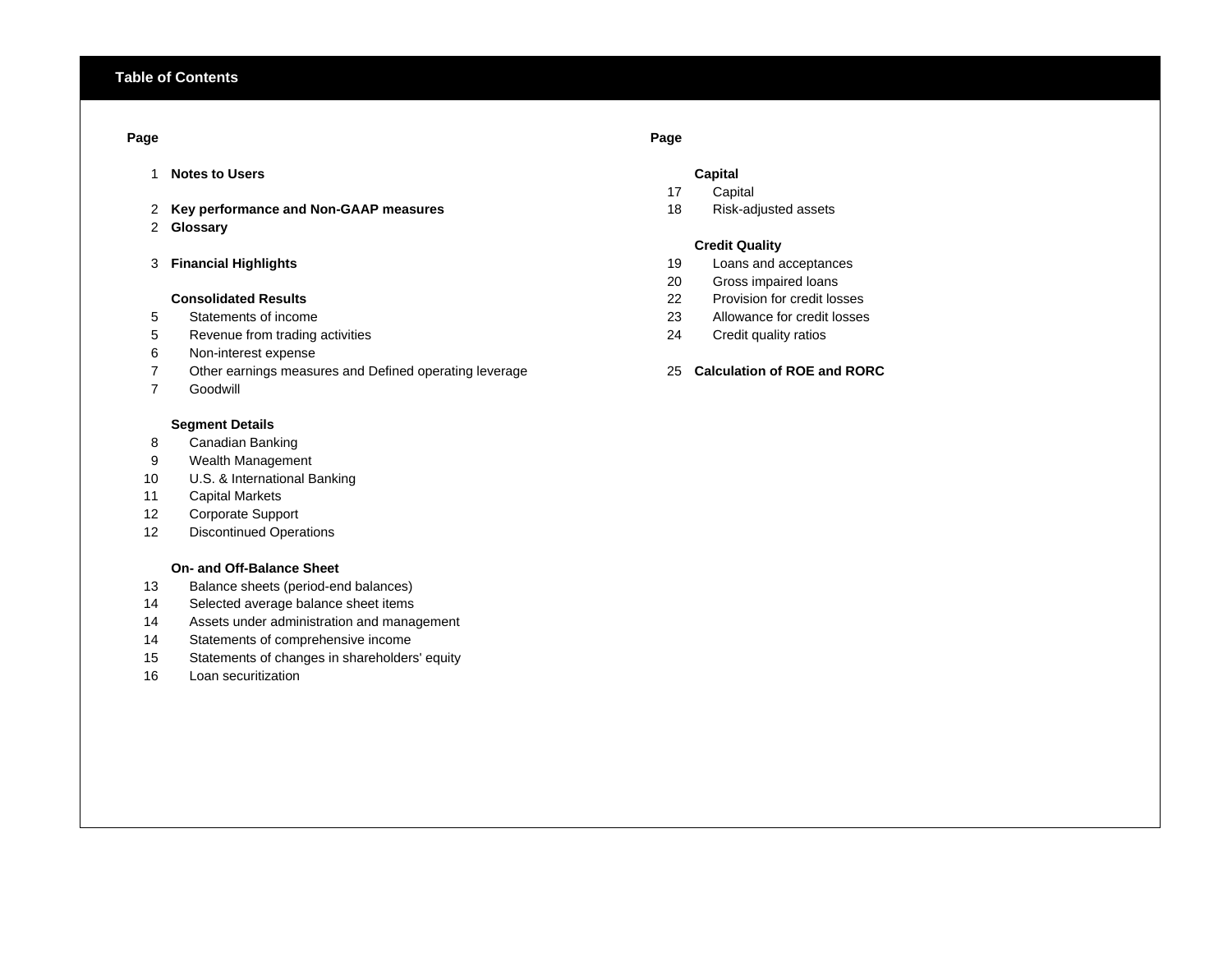## Table of Contents

| Page | | Page | |
|---|---|---|---|
| 1 | **Notes to Users** | | **Capital** |
| | | 17 | Capital |
| 2 | **Key performance and Non-GAAP measures** | 18 | Risk-adjusted assets |
| 2 | **Glossary** | | |
| | | | **Credit Quality** |
| 3 | **Financial Highlights** | 19 | Loans and acceptances |
| | | 20 | Gross impaired loans |
| | **Consolidated Results** | 22 | Provision for credit losses |
| 5 | Statements of income | 23 | Allowance for credit losses |
| 5 | Revenue from trading activities | 24 | Credit quality ratios |
| 6 | Non-interest expense | | |
| 7 | Other earnings measures and Defined operating leverage | 25 | **Calculation of ROE and RORC** |
| 7 | Goodwill | | |
| | | | |
| | **Segment Details** | | |
| 8 | Canadian Banking | | |
| 9 | Wealth Management | | |
| 10 | U.S. & International Banking | | |
| 11 | Capital Markets | | |
| 12 | Corporate Support | | |
| 12 | Discontinued Operations | | |
| | | | |
| | **On- and Off-Balance Sheet** | | |
| 13 | Balance sheets (period-end balances) | | |
| 14 | Selected average balance sheet items | | |
| 14 | Assets under administration and management | | |
| 14 | Statements of comprehensive income | | |
| 15 | Statements of changes in shareholders' equity | | |
| 16 | Loan securitization | | |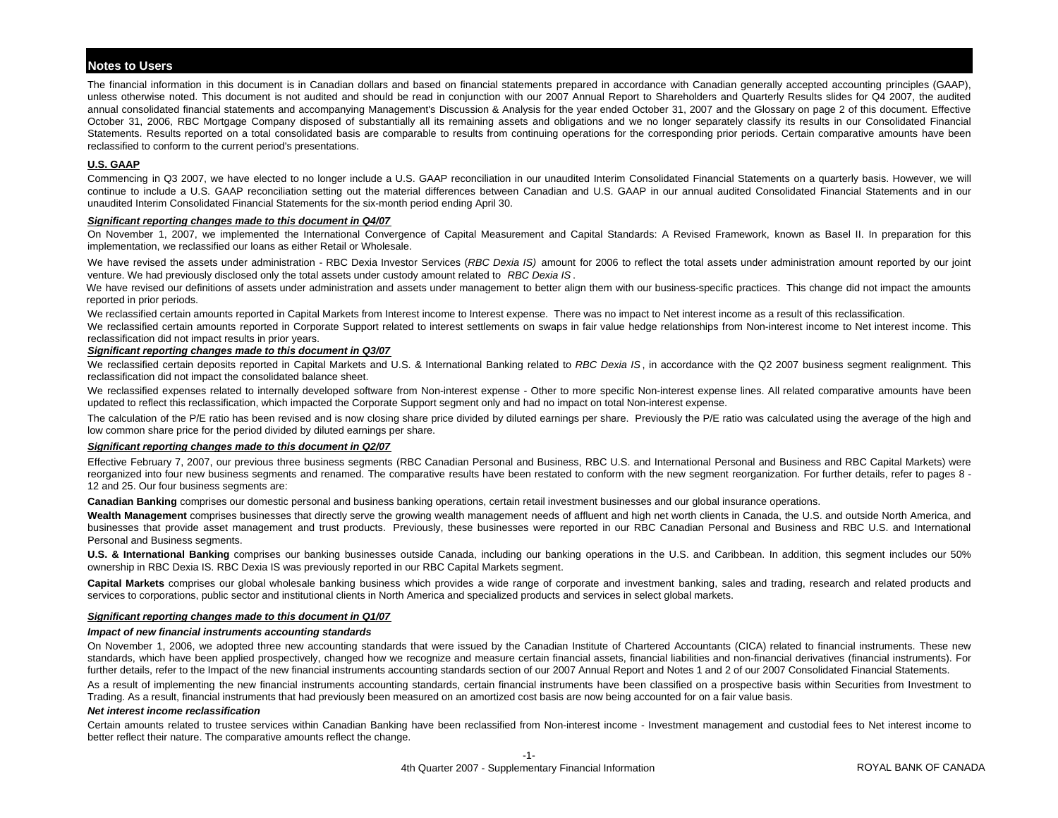## Notes to Users

The financial information in this document is in Canadian dollars and based on financial statements prepared in accordance with Canadian generally accepted accounting principles (GAAP), unless otherwise noted. This document is not audited and should be read in conjunction with our 2007 Annual Report to Shareholders and Quarterly Results slides for Q4 2007, the audited annual consolidated financial statements and accompanying Management's Discussion & Analysis for the year ended October 31, 2007 and the Glossary on page 2 of this document. Effective October 31, 2006, RBC Mortgage Company disposed of substantially all its remaining assets and obligations and we no longer separately classify its results in our Consolidated Financial Statements. Results reported on a total consolidated basis are comparable to results from continuing operations for the corresponding prior periods. Certain comparative amounts have been reclassified to conform to the current period's presentations.

### U.S. GAAP

Commencing in Q3 2007, we have elected to no longer include a U.S. GAAP reconciliation in our unaudited Interim Consolidated Financial Statements on a quarterly basis. However, we will continue to include a U.S. GAAP reconciliation setting out the material differences between Canadian and U.S. GAAP in our annual audited Consolidated Financial Statements and in our unaudited Interim Consolidated Financial Statements for the six-month period ending April 30.

### *Significant reporting changes made to this document in Q4/07*

On November 1, 2007, we implemented the International Convergence of Capital Measurement and Capital Standards: A Revised Framework, known as Basel II. In preparation for this implementation, we reclassified our loans as either Retail or Wholesale.

We have revised the assets under administration - RBC Dexia Investor Services (*RBC Dexia IS)* amount for 2006 to reflect the total assets under administration amount reported by our joint venture. We had previously disclosed only the total assets under custody amount related to *RBC Dexia IS*.

We have revised our definitions of assets under administration and assets under management to better align them with our business-specific practices. This change did not impact the amounts reported in prior periods.

We reclassified certain amounts reported in Capital Markets from Interest income to Interest expense. There was no impact to Net interest income as a result of this reclassification.

We reclassified certain amounts reported in Corporate Support related to interest settlements on swaps in fair value hedge relationships from Non-interest income to Net interest income. This reclassification did not impact results in prior years.

### *Significant reporting changes made to this document in Q3/07*

We reclassified certain deposits reported in Capital Markets and U.S. & International Banking related to *RBC Dexia IS*, in accordance with the Q2 2007 business segment realignment. This reclassification did not impact the consolidated balance sheet.

We reclassified expenses related to internally developed software from Non-interest expense - Other to more specific Non-interest expense lines. All related comparative amounts have been updated to reflect this reclassification, which impacted the Corporate Support segment only and had no impact on total Non-interest expense.

The calculation of the P/E ratio has been revised and is now closing share price divided by diluted earnings per share. Previously the P/E ratio was calculated using the average of the high and low common share price for the period divided by diluted earnings per share.

### *Significant reporting changes made to this document in Q2/07*

Effective February 7, 2007, our previous three business segments (RBC Canadian Personal and Business, RBC U.S. and International Personal and Business and RBC Capital Markets) were reorganized into four new business segments and renamed. The comparative results have been restated to conform with the new segment reorganization. For further details, refer to pages 8 - 12 and 25. Our four business segments are:

**Canadian Banking** comprises our domestic personal and business banking operations, certain retail investment businesses and our global insurance operations.

**Wealth Management** comprises businesses that directly serve the growing wealth management needs of affluent and high net worth clients in Canada, the U.S. and outside North America, and businesses that provide asset management and trust products. Previously, these businesses were reported in our RBC Canadian Personal and Business and RBC U.S. and International Personal and Business segments.

**U.S. & International Banking** comprises our banking businesses outside Canada, including our banking operations in the U.S. and Caribbean. In addition, this segment includes our 50% ownership in RBC Dexia IS. RBC Dexia IS was previously reported in our RBC Capital Markets segment.

**Capital Markets** comprises our global wholesale banking business which provides a wide range of corporate and investment banking, sales and trading, research and related products and services to corporations, public sector and institutional clients in North America and specialized products and services in select global markets.

### *Significant reporting changes made to this document in Q1/07*

#### *Impact of new financial instruments accounting standards*

On November 1, 2006, we adopted three new accounting standards that were issued by the Canadian Institute of Chartered Accountants (CICA) related to financial instruments. These new standards, which have been applied prospectively, changed how we recognize and measure certain financial assets, financial liabilities and non-financial derivatives (financial instruments). For further details, refer to the Impact of the new financial instruments accounting standards section of our 2007 Annual Report and Notes 1 and 2 of our 2007 Consolidated Financial Statements.

As a result of implementing the new financial instruments accounting standards, certain financial instruments have been classified on a prospective basis within Securities from Investment to Trading. As a result, financial instruments that had previously been measured on an amortized cost basis are now being accounted for on a fair value basis.

#### *Net interest income reclassification*

Certain amounts related to trustee services within Canadian Banking have been reclassified from Non-interest income - Investment management and custodial fees to Net interest income to better reflect their nature. The comparative amounts reflect the change.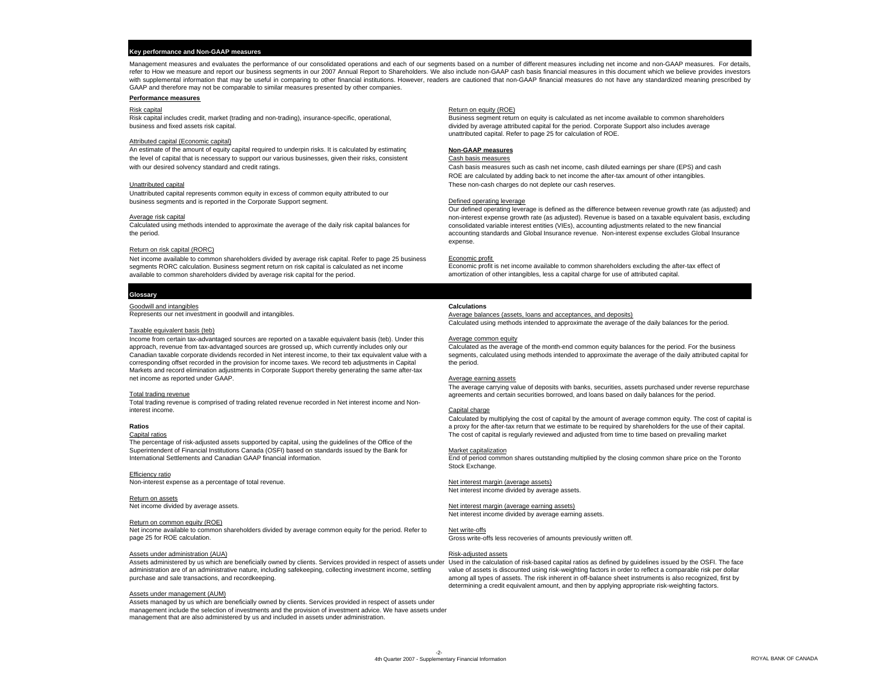## Key performance and Non-GAAP measures

Management measures and evaluates the performance of our consolidated operations and each of our segments based on a number of different measures including net income and non-GAAP measures. For details, refer to How we measure and report our business segments in our 2007 Annual Report to Shareholders. We also include non-GAAP cash basis financial measures in this document which we believe provides investors with supplemental information that may be useful in comparing to other financial institutions. However, readers are cautioned that non-GAAP financial measures do not have any standardized meaning prescribed by GAAP and therefore may not be comparable to similar measures presented by other companies.

### Performance measures

Risk capital
Risk capital includes credit, market (trading and non-trading), insurance-specific, operational, business and fixed assets risk capital.

Attributed capital (Economic capital)
An estimate of the amount of equity capital required to underpin risks. It is calculated by estimating the level of capital that is necessary to support our various businesses, given their risks, consistent with our desired solvency standard and credit ratings.

Unattributed capital
Unattributed capital represents common equity in excess of common equity attributed to our business segments and is reported in the Corporate Support segment.

Average risk capital
Calculated using methods intended to approximate the average of the daily risk capital balances for the period.

Return on risk capital (RORC)
Net income available to common shareholders divided by average risk capital. Refer to page 25 business segments RORC calculation. Business segment return on risk capital is calculated as net income available to common shareholders divided by average risk capital for the period.

Return on equity (ROE)
Business segment return on equity is calculated as net income available to common shareholders divided by average attributed capital for the period. Corporate Support also includes average unattributed capital. Refer to page 25 for calculation of ROE.

### Non-GAAP measures

Cash basis measures
Cash basis measures such as cash net income, cash diluted earnings per share (EPS) and cash ROE are calculated by adding back to net income the after-tax amount of other intangibles. These non-cash charges do not deplete our cash reserves.

Defined operating leverage
Our defined operating leverage is defined as the difference between revenue growth rate (as adjusted) and non-interest expense growth rate (as adjusted). Revenue is based on a taxable equivalent basis, excluding consolidated variable interest entities (VIEs), accounting adjustments related to the new financial accounting standards and Global Insurance revenue. Non-interest expense excludes Global Insurance expense.

Economic profit
Economic profit is net income available to common shareholders excluding the after-tax effect of amortization of other intangibles, less a capital charge for use of attributed capital.

## Glossary

Goodwill and intangibles
Represents our net investment in goodwill and intangibles.

Taxable equivalent basis (teb)
Income from certain tax-advantaged sources are reported on a taxable equivalent basis (teb). Under this approach, revenue from tax-advantaged sources are grossed up, which currently includes only our Canadian taxable corporate dividends recorded in Net interest income, to their tax equivalent value with a corresponding offset recorded in the provision for income taxes. We record teb adjustments in Capital Markets and record elimination adjustments in Corporate Support thereby generating the same after-tax net income as reported under GAAP.

Total trading revenue
Total trading revenue is comprised of trading related revenue recorded in Net interest income and Non-interest income.

### Ratios

Capital ratios
The percentage of risk-adjusted assets supported by capital, using the guidelines of the Office of the Superintendent of Financial Institutions Canada (OSFI) based on standards issued by the Bank for International Settlements and Canadian GAAP financial information.

Efficiency ratio
Non-interest expense as a percentage of total revenue.

Return on assets
Net income divided by average assets.

Return on common equity (ROE)
Net income available to common shareholders divided by average common equity for the period. Refer to page 25 for ROE calculation.

Assets under administration (AUA)
Assets administered by us which are beneficially owned by clients. Services provided in respect of assets under administration are of an administrative nature, including safekeeping, collecting investment income, settling purchase and sale transactions, and recordkeeping.

Assets under management (AUM)
Assets managed by us which are beneficially owned by clients. Services provided in respect of assets under management include the selection of investments and the provision of investment advice. We have assets under management that are also administered by us and included in assets under administration.

### Calculations

Average balances (assets, loans and acceptances, and deposits)
Calculated using methods intended to approximate the average of the daily balances for the period.

Average common equity
Calculated as the average of the month-end common equity balances for the period. For the business segments, calculated using methods intended to approximate the average of the daily attributed capital for the period.

Average earning assets
The average carrying value of deposits with banks, securities, assets purchased under reverse repurchase agreements and certain securities borrowed, and loans based on daily balances for the period.

Capital charge
Calculated by multiplying the cost of capital by the amount of average common equity. The cost of capital is a proxy for the after-tax return that we estimate to be required by shareholders for the use of their capital. The cost of capital is regularly reviewed and adjusted from time to time based on prevailing market

Market capitalization
End of period common shares outstanding multiplied by the closing common share price on the Toronto Stock Exchange.

Net interest margin (average assets)
Net interest income divided by average assets.

Net interest margin (average earning assets)
Net interest income divided by average earning assets.

Net write-offs
Gross write-offs less recoveries of amounts previously written off.

Risk-adjusted assets
Used in the calculation of risk-based capital ratios as defined by guidelines issued by the OSFI. The face value of assets is discounted using risk-weighting factors in order to reflect a comparable risk per dollar among all types of assets. The risk inherent in off-balance sheet instruments is also recognized, first by determining a credit equivalent amount, and then by applying appropriate risk-weighting factors.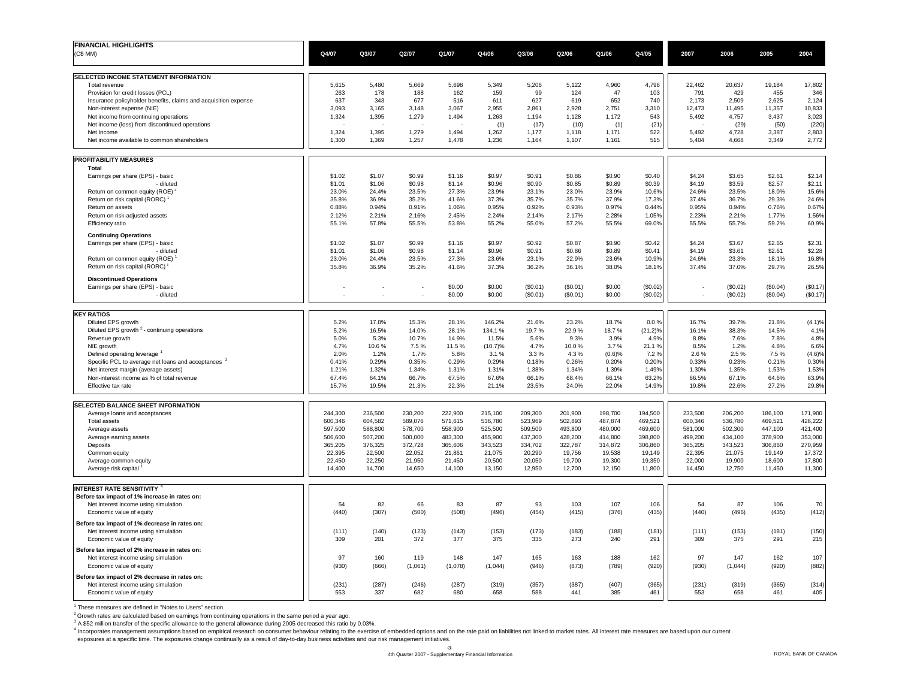## FINANCIAL HIGHLIGHTS

| (C$ MM) | Q4/07 | Q3/07 | Q2/07 | Q1/07 | Q4/06 | Q3/06 | Q2/06 | Q1/06 | Q4/05 | 2007 | 2006 | 2005 | 2004 |
|---|---|---|---|---|---|---|---|---|---|---|---|---|---|
| **SELECTED INCOME STATEMENT INFORMATION** | | | | | | | | | | | | | |
| Total revenue | 5,615 | 5,480 | 5,669 | 5,698 | 5,349 | 5,206 | 5,122 | 4,960 | 4,796 | 22,462 | 20,637 | 19,184 | 17,802 |
| Provision for credit losses (PCL) | 263 | 178 | 188 | 162 | 159 | 99 | 124 | 47 | 103 | 791 | 429 | 455 | 346 |
| Insurance policyholder benefits, claims and acquisition expense | 637 | 343 | 677 | 516 | 611 | 627 | 619 | 652 | 740 | 2,173 | 2,509 | 2,625 | 2,124 |
| Non-interest expense (NIE) | 3,093 | 3,165 | 3,148 | 3,067 | 2,955 | 2,861 | 2,928 | 2,751 | 3,310 | 12,473 | 11,495 | 11,357 | 10,833 |
| Net income from continuing operations | 1,324 | 1,395 | 1,279 | 1,494 | 1,263 | 1,194 | 1,128 | 1,172 | 543 | 5,492 | 4,757 | 3,437 | 3,023 |
| Net income (loss) from discontinued operations | - | - | - | - | (1) | (17) | (10) | (1) | (21) | - | (29) | (50) | (220) |
| Net Income | 1,324 | 1,395 | 1,279 | 1,494 | 1,262 | 1,177 | 1,118 | 1,171 | 522 | 5,492 | 4,728 | 3,387 | 2,803 |
| Net income available to common shareholders | 1,300 | 1,369 | 1,257 | 1,478 | 1,236 | 1,164 | 1,107 | 1,161 | 515 | 5,404 | 4,668 | 3,349 | 2,772 |
| **PROFITABILITY MEASURES** | | | | | | | | | | | | | |
| **Total** | | | | | | | | | | | | | |
| Earnings per share (EPS) - basic | $1.02 | $1.07 | $0.99 | $1.16 | $0.97 | $0.91 | $0.86 | $0.90 | $0.40 | $4.24 | $3.65 | $2.61 | $2.14 |
| - diluted | $1.01 | $1.06 | $0.98 | $1.14 | $0.96 | $0.90 | $0.85 | $0.89 | $0.39 | $4.19 | $3.59 | $2.57 | $2.11 |
| Return on common equity (ROE) [1] | 23.0% | 24.4% | 23.5% | 27.3% | 23.9% | 23.1% | 23.0% | 23.9% | 10.6% | 24.6% | 23.5% | 18.0% | 15.6% |
| Return on risk capital (RORC) [1] | 35.8% | 36.9% | 35.2% | 41.6% | 37.3% | 35.7% | 35.7% | 37.9% | 17.3% | 37.4% | 36.7% | 29.3% | 24.6% |
| Return on assets | 0.88% | 0.94% | 0.91% | 1.06% | 0.95% | 0.92% | 0.93% | 0.97% | 0.44% | 0.95% | 0.94% | 0.76% | 0.67% |
| Return on risk-adjusted assets | 2.12% | 2.21% | 2.16% | 2.45% | 2.24% | 2.14% | 2.17% | 2.28% | 1.05% | 2.23% | 2.21% | 1.77% | 1.56% |
| Efficiency ratio | 55.1% | 57.8% | 55.5% | 53.8% | 55.2% | 55.0% | 57.2% | 55.5% | 69.0% | 55.5% | 55.7% | 59.2% | 60.9% |
| **Continuing Operations** | | | | | | | | | | | | | |
| Earnings per share (EPS) - basic | $1.02 | $1.07 | $0.99 | $1.16 | $0.97 | $0.92 | $0.87 | $0.90 | $0.42 | $4.24 | $3.67 | $2.65 | $2.31 |
| - diluted | $1.01 | $1.06 | $0.98 | $1.14 | $0.96 | $0.91 | $0.86 | $0.89 | $0.41 | $4.19 | $3.61 | $2.61 | $2.28 |
| Return on common equity (ROE) [1] | 23.0% | 24.4% | 23.5% | 27.3% | 23.6% | 23.1% | 22.9% | 23.6% | 10.9% | 24.6% | 23.3% | 18.1% | 16.8% |
| Return on risk capital (RORC) [1] | 35.8% | 36.9% | 35.2% | 41.6% | 37.3% | 36.2% | 36.1% | 38.0% | 18.1% | 37.4% | 37.0% | 29.7% | 26.5% |
| **Discontinued Operations** | | | | | | | | | | | | | |
| Earnings per share (EPS) - basic | - | - | - | $0.00 | $0.00 | ($0.01) | ($0.01) | $0.00 | ($0.02) | - | ($0.02) | ($0.04) | ($0.17) |
| - diluted | - | - | - | $0.00 | $0.00 | ($0.01) | ($0.01) | $0.00 | ($0.02) | - | ($0.02) | ($0.04) | ($0.17) |
| **KEY RATIOS** | | | | | | | | | | | | | |
| Diluted EPS growth | 5.2% | 17.8% | 15.3% | 28.1% | 146.2% | 21.6% | 23.2% | 18.7% | 0.0 % | 16.7% | 39.7% | 21.8% | (4.1)% |
| Diluted EPS growth [2] - continuing operations | 5.2% | 16.5% | 14.0% | 28.1% | 134.1 % | 19.7 % | 22.9 % | 18.7 % | (21.2)% | 16.1% | 38.3% | 14.5% | 4.1% |
| Revenue growth | 5.0% | 5.3% | 10.7% | 14.9% | 11.5% | 5.6% | 9.3% | 3.9% | 4.9% | 8.8% | 7.6% | 7.8% | 4.8% |
| NIE growth | 4.7% | 10.6 % | 7.5 % | 11.5 % | (10.7)% | 4.7% | 10.0 % | 3.7 % | 21.1 % | 8.5% | 1.2% | 4.8% | 6.6% |
| Defined operating leverage [1] | 2.0% | 1.2% | 1.7% | 5.8% | 3.1 % | 3.3 % | 4.3 % | (0.6)% | 7.2 % | 2.6 % | 2.5 % | 7.5 % | (4.6)% |
| Specific PCL to average net loans and acceptances [3] | 0.41% | 0.29% | 0.35% | 0.29% | 0.29% | 0.18% | 0.26% | 0.20% | 0.20% | 0.33% | 0.23% | 0.21% | 0.30% |
| Net interest margin (average assets) | 1.21% | 1.32% | 1.34% | 1.31% | 1.31% | 1.38% | 1.34% | 1.39% | 1.49% | 1.30% | 1.35% | 1.53% | 1.53% |
| Non-interest income as % of total revenue | 67.4% | 64.1% | 66.7% | 67.5% | 67.6% | 66.1% | 68.4% | 66.1% | 63.2% | 66.5% | 67.1% | 64.6% | 63.9% |
| Effective tax rate | 15.7% | 19.5% | 21.3% | 22.3% | 21.1% | 23.5% | 24.0% | 22.0% | 14.9% | 19.8% | 22.6% | 27.2% | 29.8% |
| **SELECTED BALANCE SHEET INFORMATION** | | | | | | | | | | | | | |
| Average loans and acceptances | 244,300 | 236,500 | 230,200 | 222,900 | 215,100 | 209,300 | 201,900 | 198,700 | 194,500 | 233,500 | 206,200 | 186,100 | 171,900 |
| Total assets | 600,346 | 604,582 | 589,076 | 571,615 | 536,780 | 523,969 | 502,893 | 487,874 | 469,521 | 600,346 | 536,780 | 469,521 | 426,222 |
| Average assets | 597,500 | 588,800 | 578,700 | 558,900 | 525,500 | 509,500 | 493,800 | 480,000 | 469,600 | 581,000 | 502,300 | 447,100 | 421,400 |
| Average earning assets | 506,600 | 507,200 | 500,000 | 483,300 | 455,900 | 437,300 | 428,200 | 414,800 | 398,800 | 499,200 | 434,100 | 378,900 | 353,000 |
| Deposits | 365,205 | 376,325 | 372,728 | 365,606 | 343,523 | 334,702 | 322,787 | 314,872 | 306,860 | 365,205 | 343,523 | 306,860 | 270,959 |
| Common equity | 22,395 | 22,500 | 22,052 | 21,861 | 21,075 | 20,290 | 19,756 | 19,538 | 19,149 | 22,395 | 21,075 | 19,149 | 17,372 |
| Average common equity | 22,450 | 22,250 | 21,950 | 21,450 | 20,500 | 20,050 | 19,700 | 19,300 | 19,350 | 22,000 | 19,900 | 18,600 | 17,800 |
| Average risk capital [1] | 14,400 | 14,700 | 14,650 | 14,100 | 13,150 | 12,950 | 12,700 | 12,150 | 11,800 | 14,450 | 12,750 | 11,450 | 11,300 |
| **INTEREST RATE SENSITIVITY** [4] | | | | | | | | | | | | | |
| **Before tax impact of 1% increase in rates on:** | | | | | | | | | | | | | |
| Net interest income using simulation | 54 | 82 | 66 | 83 | 87 | 93 | 103 | 107 | 106 | 54 | 87 | 106 | 70 |
| Economic value of equity | (440) | (307) | (500) | (508) | (496) | (454) | (415) | (376) | (435) | (440) | (496) | (435) | (412) |
| **Before tax impact of 1% decrease in rates on:** | | | | | | | | | | | | | |
| Net interest income using simulation | (111) | (140) | (123) | (143) | (153) | (173) | (183) | (188) | (181) | (111) | (153) | (181) | (150) |
| Economic value of equity | 309 | 201 | 372 | 377 | 375 | 335 | 273 | 240 | 291 | 309 | 375 | 291 | 215 |
| **Before tax impact of 2% increase in rates on:** | | | | | | | | | | | | | |
| Net interest income using simulation | 97 | 160 | 119 | 148 | 147 | 165 | 163 | 188 | 162 | 97 | 147 | 162 | 107 |
| Economic value of equity | (930) | (666) | (1,061) | (1,078) | (1,044) | (946) | (873) | (789) | (920) | (930) | (1,044) | (920) | (882) |
| **Before tax impact of 2% decrease in rates on:** | | | | | | | | | | | | | |
| Net interest income using simulation | (231) | (287) | (246) | (287) | (319) | (357) | (387) | (407) | (365) | (231) | (319) | (365) | (314) |
| Economic value of equity | 553 | 337 | 682 | 680 | 658 | 588 | 441 | 385 | 461 | 553 | 658 | 461 | 405 |

[1] These measures are defined in "Notes to Users" section.

[2] Growth rates are calculated based on earnings from continuing operations in the same period a year ago.

[3] A $52 million transfer of the specific allowance to the general allowance during 2005 decreased this ratio by 0.03%.

[4] Incorporates management assumptions based on empirical research on consumer behaviour relating to the exercise of embedded options and on the rate paid on liabilities not linked to market rates. All interest rate measures are based upon our current exposures at a specific time. The exposures change continually as a result of day-to-day business activities and our risk management initiatives.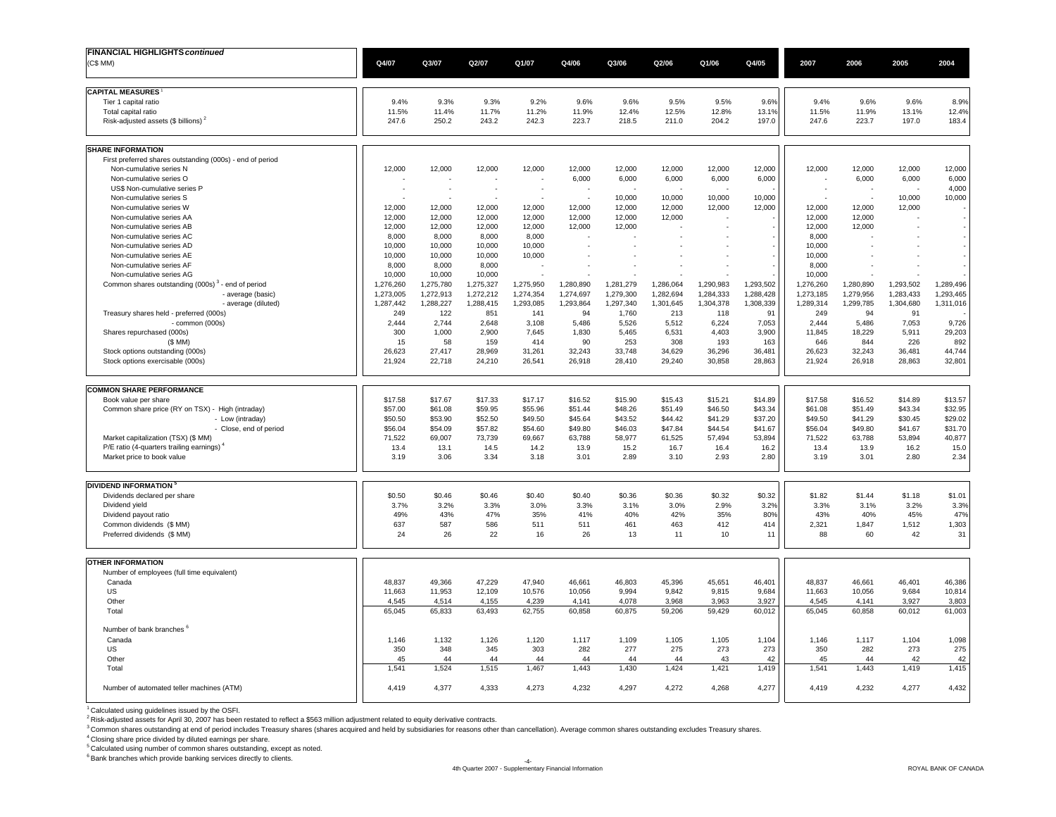**FINANCIAL HIGHLIGHTS *continued***

(C$ MM)

| | Q4/07 | Q3/07 | Q2/07 | Q1/07 | Q4/06 | Q3/06 | Q2/06 | Q1/06 | Q4/05 | 2007 | 2006 | 2005 | 2004 |
|---|---|---|---|---|---|---|---|---|---|---|---|---|---|
| **CAPITAL MEASURES** [1] | | | | | | | | | | | | | |
| Tier 1 capital ratio | 9.4% | 9.3% | 9.3% | 9.2% | 9.6% | 9.6% | 9.5% | 9.5% | 9.6% | 9.4% | 9.6% | 9.6% | 8.9% |
| Total capital ratio | 11.5% | 11.4% | 11.7% | 11.2% | 11.9% | 12.4% | 12.5% | 12.8% | 13.1% | 11.5% | 11.9% | 13.1% | 12.4% |
| Risk-adjusted assets ($ billions) [2] | 247.6 | 250.2 | 243.2 | 242.3 | 223.7 | 218.5 | 211.0 | 204.2 | 197.0 | 247.6 | 223.7 | 197.0 | 183.4 |
| **SHARE INFORMATION** | | | | | | | | | | | | | |
| First preferred shares outstanding (000s) - end of period | | | | | | | | | | | | | |
| Non-cumulative series N | 12,000 | 12,000 | 12,000 | 12,000 | 12,000 | 12,000 | 12,000 | 12,000 | 12,000 | 12,000 | 12,000 | 12,000 | 12,000 |
| Non-cumulative series O | - | - | - | - | 6,000 | 6,000 | 6,000 | 6,000 | 6,000 | - | 6,000 | 6,000 | 6,000 |
| US$ Non-cumulative series P | - | - | - | - | - | - | - | - | - | - | - | - | 4,000 |
| Non-cumulative series S | - | - | - | - | - | 10,000 | 10,000 | 10,000 | 10,000 | - | - | 10,000 | 10,000 |
| Non-cumulative series W | 12,000 | 12,000 | 12,000 | 12,000 | 12,000 | 12,000 | 12,000 | 12,000 | 12,000 | 12,000 | 12,000 | 12,000 | - |
| Non-cumulative series AA | 12,000 | 12,000 | 12,000 | 12,000 | 12,000 | 12,000 | 12,000 | - | - | 12,000 | 12,000 | - | - |
| Non-cumulative series AB | 12,000 | 12,000 | 12,000 | 12,000 | 12,000 | 12,000 | - | - | - | 12,000 | 12,000 | - | - |
| Non-cumulative series AC | 8,000 | 8,000 | 8,000 | 8,000 | - | - | - | - | - | 8,000 | - | - | - |
| Non-cumulative series AD | 10,000 | 10,000 | 10,000 | 10,000 | - | - | - | - | - | 10,000 | - | - | - |
| Non-cumulative series AE | 10,000 | 10,000 | 10,000 | 10,000 | - | - | - | - | - | 10,000 | - | - | - |
| Non-cumulative series AF | 8,000 | 8,000 | 8,000 | - | - | - | - | - | - | 8,000 | - | - | - |
| Non-cumulative series AG | 10,000 | 10,000 | 10,000 | - | - | - | - | - | - | 10,000 | - | - | - |
| Common shares outstanding (000s) [3] - end of period | 1,276,260 | 1,275,780 | 1,275,327 | 1,275,950 | 1,280,890 | 1,281,279 | 1,286,064 | 1,290,983 | 1,293,502 | 1,276,260 | 1,280,890 | 1,293,502 | 1,289,496 |
| - average (basic) | 1,273,005 | 1,272,913 | 1,272,212 | 1,274,354 | 1,274,697 | 1,279,300 | 1,282,694 | 1,284,333 | 1,288,428 | 1,273,185 | 1,279,956 | 1,283,433 | 1,293,465 |
| - average (diluted) | 1,287,442 | 1,288,227 | 1,288,415 | 1,293,085 | 1,293,864 | 1,297,340 | 1,301,645 | 1,304,378 | 1,308,339 | 1,289,314 | 1,299,785 | 1,304,680 | 1,311,016 |
| Treasury shares held - preferred (000s) | 249 | 122 | 851 | 141 | 94 | 1,760 | 213 | 118 | 91 | 249 | 94 | 91 | - |
| - common (000s) | 2,444 | 2,744 | 2,648 | 3,108 | 5,486 | 5,526 | 5,512 | 6,224 | 7,053 | 2,444 | 5,486 | 7,053 | 9,726 |
| Shares repurchased (000s) | 300 | 1,000 | 2,900 | 7,645 | 1,830 | 5,465 | 6,531 | 4,403 | 3,900 | 11,845 | 18,229 | 5,911 | 29,203 |
| ($ MM) | 15 | 58 | 159 | 414 | 90 | 253 | 308 | 193 | 163 | 646 | 844 | 226 | 892 |
| Stock options outstanding (000s) | 26,623 | 27,417 | 28,969 | 31,261 | 32,243 | 33,748 | 34,629 | 36,296 | 36,481 | 26,623 | 32,243 | 36,481 | 44,744 |
| Stock options exercisable (000s) | 21,924 | 22,718 | 24,210 | 26,541 | 26,918 | 28,410 | 29,240 | 30,858 | 28,863 | 21,924 | 26,918 | 28,863 | 32,801 |
| **COMMON SHARE PERFORMANCE** | | | | | | | | | | | | | |
| Book value per share | $17.58 | $17.67 | $17.33 | $17.17 | $16.52 | $15.90 | $15.43 | $15.21 | $14.89 | $17.58 | $16.52 | $14.89 | $13.57 |
| Common share price (RY on TSX) - High (intraday) | $57.00 | $61.08 | $59.95 | $55.96 | $51.44 | $48.26 | $51.49 | $46.50 | $43.34 | $61.08 | $51.49 | $43.34 | $32.95 |
| - Low (intraday) | $50.50 | $53.90 | $52.50 | $49.50 | $45.64 | $43.52 | $44.42 | $41.29 | $37.20 | $49.50 | $41.29 | $30.45 | $29.02 |
| - Close, end of period | $56.04 | $54.09 | $57.82 | $54.60 | $49.80 | $46.03 | $47.84 | $44.54 | $41.67 | $56.04 | $49.80 | $41.67 | $31.70 |
| Market capitalization (TSX) ($ MM) | 71,522 | 69,007 | 73,739 | 69,667 | 63,788 | 58,977 | 61,525 | 57,494 | 53,894 | 71,522 | 63,788 | 53,894 | 40,877 |
| P/E ratio (4-quarters trailing earnings) [4] | 13.4 | 13.1 | 14.5 | 14.2 | 13.9 | 15.2 | 16.7 | 16.4 | 16.2 | 13.4 | 13.9 | 16.2 | 15.0 |
| Market price to book value | 3.19 | 3.06 | 3.34 | 3.18 | 3.01 | 2.89 | 3.10 | 2.93 | 2.80 | 3.19 | 3.01 | 2.80 | 2.34 |
| **DIVIDEND INFORMATION** [5] | | | | | | | | | | | | | |
| Dividends declared per share | $0.50 | $0.46 | $0.46 | $0.40 | $0.40 | $0.36 | $0.36 | $0.32 | $0.32 | $1.82 | $1.44 | $1.18 | $1.01 |
| Dividend yield | 3.7% | 3.2% | 3.3% | 3.0% | 3.3% | 3.1% | 3.0% | 2.9% | 3.2% | 3.3% | 3.1% | 3.2% | 3.3% |
| Dividend payout ratio | 49% | 43% | 47% | 35% | 41% | 40% | 42% | 35% | 80% | 43% | 40% | 45% | 47% |
| Common dividends ($ MM) | 637 | 587 | 586 | 511 | 511 | 461 | 463 | 412 | 414 | 2,321 | 1,847 | 1,512 | 1,303 |
| Preferred dividends ($ MM) | 24 | 26 | 22 | 16 | 26 | 13 | 11 | 10 | 11 | 88 | 60 | 42 | 31 |
| **OTHER INFORMATION** | | | | | | | | | | | | | |
| Number of employees (full time equivalent) | | | | | | | | | | | | | |
| Canada | 48,837 | 49,366 | 47,229 | 47,940 | 46,661 | 46,803 | 45,396 | 45,651 | 46,401 | 48,837 | 46,661 | 46,401 | 46,386 |
| US | 11,663 | 11,953 | 12,109 | 10,576 | 10,056 | 9,994 | 9,842 | 9,815 | 9,684 | 11,663 | 10,056 | 9,684 | 10,814 |
| Other | 4,545 | 4,514 | 4,155 | 4,239 | 4,141 | 4,078 | 3,968 | 3,963 | 3,927 | 4,545 | 4,141 | 3,927 | 3,803 |
| Total | 65,045 | 65,833 | 63,493 | 62,755 | 60,858 | 60,875 | 59,206 | 59,429 | 60,012 | 65,045 | 60,858 | 60,012 | 61,003 |
| Number of bank branches [6] | | | | | | | | | | | | | |
| Canada | 1,146 | 1,132 | 1,126 | 1,120 | 1,117 | 1,109 | 1,105 | 1,105 | 1,104 | 1,146 | 1,117 | 1,104 | 1,098 |
| US | 350 | 348 | 345 | 303 | 282 | 277 | 275 | 273 | 273 | 350 | 282 | 273 | 275 |
| Other | 45 | 44 | 44 | 44 | 44 | 44 | 44 | 43 | 42 | 45 | 44 | 42 | 42 |
| Total | 1,541 | 1,524 | 1,515 | 1,467 | 1,443 | 1,430 | 1,424 | 1,421 | 1,419 | 1,541 | 1,443 | 1,419 | 1,415 |
| Number of automated teller machines (ATM) | 4,419 | 4,377 | 4,333 | 4,273 | 4,232 | 4,297 | 4,272 | 4,268 | 4,277 | 4,419 | 4,232 | 4,277 | 4,432 |

[1] Calculated using guidelines issued by the OSFI.

[2] Risk-adjusted assets for April 30, 2007 has been restated to reflect a $563 million adjustment related to equity derivative contracts.

[3] Common shares outstanding at end of period includes Treasury shares (shares acquired and held by subsidiaries for reasons other than cancellation). Average common shares outstanding excludes Treasury shares.

[4] Closing share price divided by diluted earnings per share.

[5] Calculated using number of common shares outstanding, except as noted.

[6] Bank branches which provide banking services directly to clients.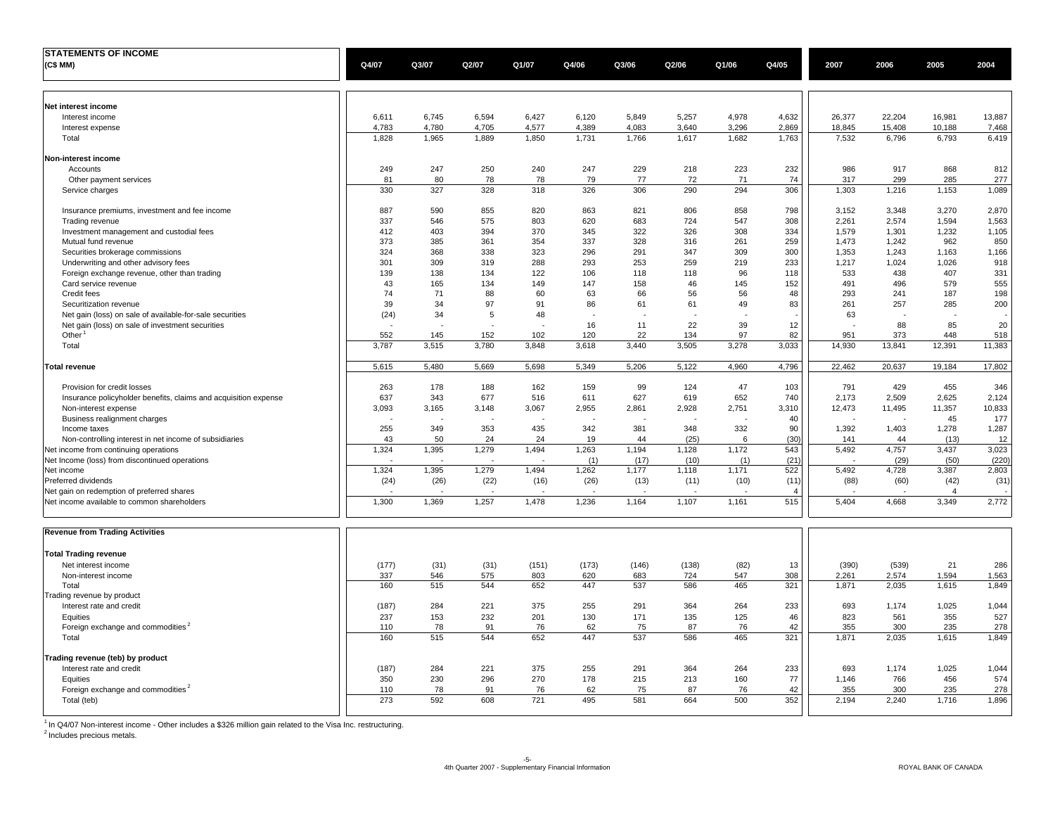## STATEMENTS OF INCOME

| (C$ MM) | Q4/07 | Q3/07 | Q2/07 | Q1/07 | Q4/06 | Q3/06 | Q2/06 | Q1/06 | Q4/05 | 2007 | 2006 | 2005 | 2004 |
|---|---|---|---|---|---|---|---|---|---|---|---|---|---|
| **Net interest income** | | | | | | | | | | | | | |
| Interest income | 6,611 | 6,745 | 6,594 | 6,427 | 6,120 | 5,849 | 5,257 | 4,978 | 4,632 | 26,377 | 22,204 | 16,981 | 13,887 |
| Interest expense | 4,783 | 4,780 | 4,705 | 4,577 | 4,389 | 4,083 | 3,640 | 3,296 | 2,869 | 18,845 | 15,408 | 10,188 | 7,468 |
| Total | 1,828 | 1,965 | 1,889 | 1,850 | 1,731 | 1,766 | 1,617 | 1,682 | 1,763 | 7,532 | 6,796 | 6,793 | 6,419 |
| **Non-interest income** | | | | | | | | | | | | | |
| Accounts | 249 | 247 | 250 | 240 | 247 | 229 | 218 | 223 | 232 | 986 | 917 | 868 | 812 |
| Other payment services | 81 | 80 | 78 | 78 | 79 | 77 | 72 | 71 | 74 | 317 | 299 | 285 | 277 |
| Service charges | 330 | 327 | 328 | 318 | 326 | 306 | 290 | 294 | 306 | 1,303 | 1,216 | 1,153 | 1,089 |
| Insurance premiums, investment and fee income | 887 | 590 | 855 | 820 | 863 | 821 | 806 | 858 | 798 | 3,152 | 3,348 | 3,270 | 2,870 |
| Trading revenue | 337 | 546 | 575 | 803 | 620 | 683 | 724 | 547 | 308 | 2,261 | 2,574 | 1,594 | 1,563 |
| Investment management and custodial fees | 412 | 403 | 394 | 370 | 345 | 322 | 326 | 308 | 334 | 1,579 | 1,301 | 1,232 | 1,105 |
| Mutual fund revenue | 373 | 385 | 361 | 354 | 337 | 328 | 316 | 261 | 259 | 1,473 | 1,242 | 962 | 850 |
| Securities brokerage commissions | 324 | 368 | 338 | 323 | 296 | 291 | 347 | 309 | 300 | 1,353 | 1,243 | 1,163 | 1,166 |
| Underwriting and other advisory fees | 301 | 309 | 319 | 288 | 293 | 253 | 259 | 219 | 233 | 1,217 | 1,024 | 1,026 | 918 |
| Foreign exchange revenue, other than trading | 139 | 138 | 134 | 122 | 106 | 118 | 118 | 96 | 118 | 533 | 438 | 407 | 331 |
| Card service revenue | 43 | 165 | 134 | 149 | 147 | 158 | 46 | 145 | 152 | 491 | 496 | 579 | 555 |
| Credit fees | 74 | 71 | 88 | 60 | 63 | 66 | 56 | 56 | 48 | 293 | 241 | 187 | 198 |
| Securitization revenue | 39 | 34 | 97 | 91 | 86 | 61 | 61 | 49 | 83 | 261 | 257 | 285 | 200 |
| Net gain (loss) on sale of available-for-sale securities | (24) | 34 | 5 | 48 | - | - | - | - | - | 63 | - | - | - |
| Net gain (loss) on sale of investment securities | - | - | - | - | 16 | 11 | 22 | 39 | 12 | - | 88 | 85 | 20 |
| Other [1] | 552 | 145 | 152 | 102 | 120 | 22 | 134 | 97 | 82 | 951 | 373 | 448 | 518 |
| Total | 3,787 | 3,515 | 3,780 | 3,848 | 3,618 | 3,440 | 3,505 | 3,278 | 3,033 | 14,930 | 13,841 | 12,391 | 11,383 |
| **Total revenue** | 5,615 | 5,480 | 5,669 | 5,698 | 5,349 | 5,206 | 5,122 | 4,960 | 4,796 | 22,462 | 20,637 | 19,184 | 17,802 |
| Provision for credit losses | 263 | 178 | 188 | 162 | 159 | 99 | 124 | 47 | 103 | 791 | 429 | 455 | 346 |
| Insurance policyholder benefits, claims and acquisition expense | 637 | 343 | 677 | 516 | 611 | 627 | 619 | 652 | 740 | 2,173 | 2,509 | 2,625 | 2,124 |
| Non-interest expense | 3,093 | 3,165 | 3,148 | 3,067 | 2,955 | 2,861 | 2,928 | 2,751 | 3,310 | 12,473 | 11,495 | 11,357 | 10,833 |
| Business realignment charges | - | - | - | - | - | - | - | - | 40 | - | - | 45 | 177 |
| Income taxes | 255 | 349 | 353 | 435 | 342 | 381 | 348 | 332 | 90 | 1,392 | 1,403 | 1,278 | 1,287 |
| Non-controlling interest in net income of subsidiaries | 43 | 50 | 24 | 24 | 19 | 44 | (25) | 6 | (30) | 141 | 44 | (13) | 12 |
| Net income from continuing operations | 1,324 | 1,395 | 1,279 | 1,494 | 1,263 | 1,194 | 1,128 | 1,172 | 543 | 5,492 | 4,757 | 3,437 | 3,023 |
| Net Income (loss) from discontinued operations | - | - | - | - | (1) | (17) | (10) | (1) | (21) | - | (29) | (50) | (220) |
| Net income | 1,324 | 1,395 | 1,279 | 1,494 | 1,262 | 1,177 | 1,118 | 1,171 | 522 | 5,492 | 4,728 | 3,387 | 2,803 |
| Preferred dividends | (24) | (26) | (22) | (16) | (26) | (13) | (11) | (10) | (11) | (88) | (60) | (42) | (31) |
| Net gain on redemption of preferred shares | - | - | - | - | - | - | - | - | 4 | - | - | 4 | - |
| Net income available to common shareholders | 1,300 | 1,369 | 1,257 | 1,478 | 1,236 | 1,164 | 1,107 | 1,161 | 515 | 5,404 | 4,668 | 3,349 | 2,772 |

## Revenue from Trading Activities

| | Q4/07 | Q3/07 | Q2/07 | Q1/07 | Q4/06 | Q3/06 | Q2/06 | Q1/06 | Q4/05 | 2007 | 2006 | 2005 | 2004 |
|---|---|---|---|---|---|---|---|---|---|---|---|---|---|
| **Total Trading revenue** | | | | | | | | | | | | | |
| Net interest income | (177) | (31) | (31) | (151) | (173) | (146) | (138) | (82) | 13 | (390) | (539) | 21 | 286 |
| Non-interest income | 337 | 546 | 575 | 803 | 620 | 683 | 724 | 547 | 308 | 2,261 | 2,574 | 1,594 | 1,563 |
| Total | 160 | 515 | 544 | 652 | 447 | 537 | 586 | 465 | 321 | 1,871 | 2,035 | 1,615 | 1,849 |
| Trading revenue by product | | | | | | | | | | | | | |
| Interest rate and credit | (187) | 284 | 221 | 375 | 255 | 291 | 364 | 264 | 233 | 693 | 1,174 | 1,025 | 1,044 |
| Equities | 237 | 153 | 232 | 201 | 130 | 171 | 135 | 125 | 46 | 823 | 561 | 355 | 527 |
| Foreign exchange and commodities [2] | 110 | 78 | 91 | 76 | 62 | 75 | 87 | 76 | 42 | 355 | 300 | 235 | 278 |
| Total | 160 | 515 | 544 | 652 | 447 | 537 | 586 | 465 | 321 | 1,871 | 2,035 | 1,615 | 1,849 |
| **Trading revenue (teb) by product** | | | | | | | | | | | | | |
| Interest rate and credit | (187) | 284 | 221 | 375 | 255 | 291 | 364 | 264 | 233 | 693 | 1,174 | 1,025 | 1,044 |
| Equities | 350 | 230 | 296 | 270 | 178 | 215 | 213 | 160 | 77 | 1,146 | 766 | 456 | 574 |
| Foreign exchange and commodities [2] | 110 | 78 | 91 | 76 | 62 | 75 | 87 | 76 | 42 | 355 | 300 | 235 | 278 |
| Total (teb) | 273 | 592 | 608 | 721 | 495 | 581 | 664 | 500 | 352 | 2,194 | 2,240 | 1,716 | 1,896 |

[1] In Q4/07 Non-interest income - Other includes a $326 million gain related to the Visa Inc. restructuring.

[2] Includes precious metals.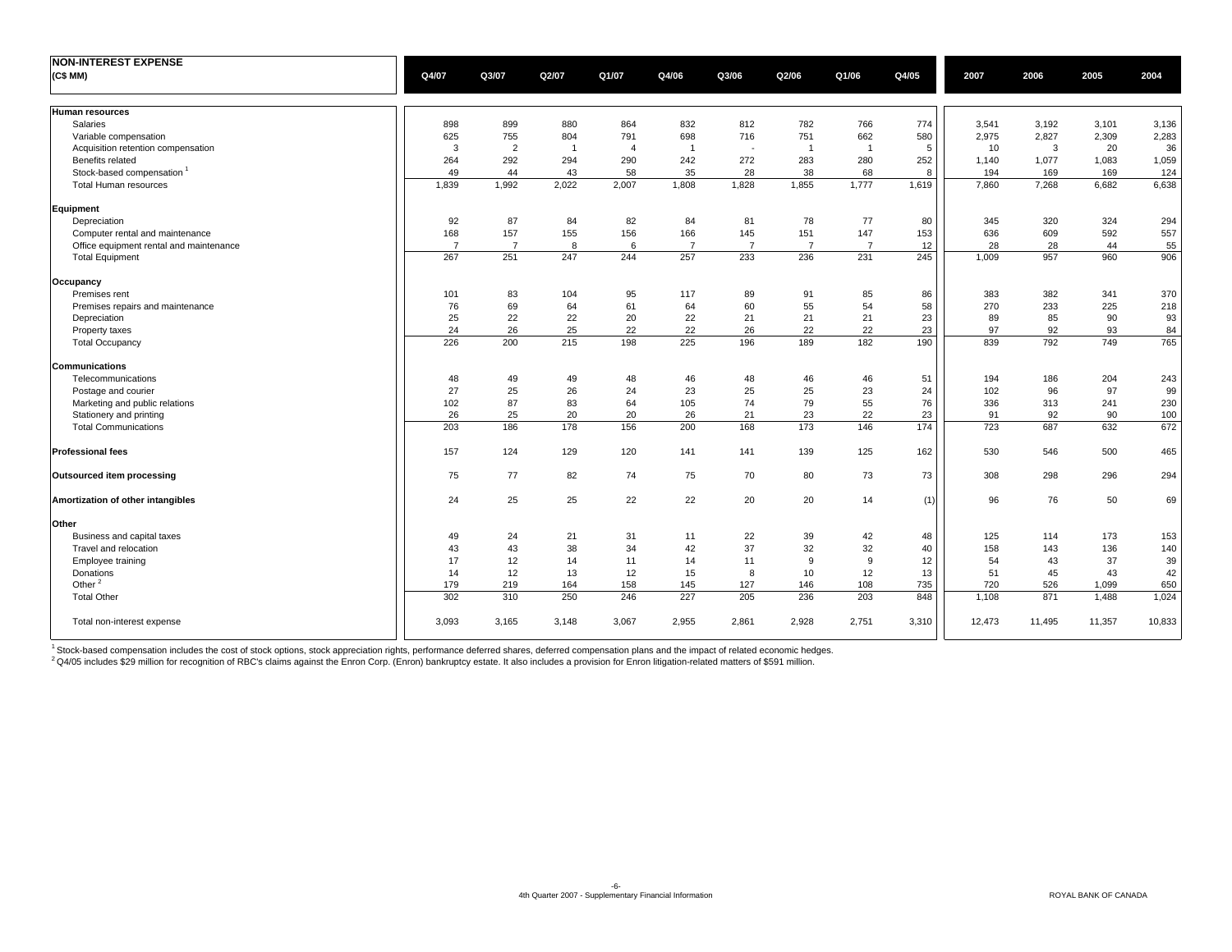## NON-INTEREST EXPENSE

| (C$ MM) | Q4/07 | Q3/07 | Q2/07 | Q1/07 | Q4/06 | Q3/06 | Q2/06 | Q1/06 | Q4/05 | 2007 | 2006 | 2005 | 2004 |
|---|---|---|---|---|---|---|---|---|---|---|---|---|---|
| **Human resources** | | | | | | | | | | | | | |
| Salaries | 898 | 899 | 880 | 864 | 832 | 812 | 782 | 766 | 774 | 3,541 | 3,192 | 3,101 | 3,136 |
| Variable compensation | 625 | 755 | 804 | 791 | 698 | 716 | 751 | 662 | 580 | 2,975 | 2,827 | 2,309 | 2,283 |
| Acquisition retention compensation | 3 | 2 | 1 | 4 | 1 | - | 1 | 1 | 5 | 10 | 3 | 20 | 36 |
| Benefits related | 264 | 292 | 294 | 290 | 242 | 272 | 283 | 280 | 252 | 1,140 | 1,077 | 1,083 | 1,059 |
| Stock-based compensation [1] | 49 | 44 | 43 | 58 | 35 | 28 | 38 | 68 | 8 | 194 | 169 | 169 | 124 |
| Total Human resources | 1,839 | 1,992 | 2,022 | 2,007 | 1,808 | 1,828 | 1,855 | 1,777 | 1,619 | 7,860 | 7,268 | 6,682 | 6,638 |
| **Equipment** | | | | | | | | | | | | | |
| Depreciation | 92 | 87 | 84 | 82 | 84 | 81 | 78 | 77 | 80 | 345 | 320 | 324 | 294 |
| Computer rental and maintenance | 168 | 157 | 155 | 156 | 166 | 145 | 151 | 147 | 153 | 636 | 609 | 592 | 557 |
| Office equipment rental and maintenance | 7 | 7 | 8 | 6 | 7 | 7 | 7 | 7 | 12 | 28 | 28 | 44 | 55 |
| Total Equipment | 267 | 251 | 247 | 244 | 257 | 233 | 236 | 231 | 245 | 1,009 | 957 | 960 | 906 |
| **Occupancy** | | | | | | | | | | | | | |
| Premises rent | 101 | 83 | 104 | 95 | 117 | 89 | 91 | 85 | 86 | 383 | 382 | 341 | 370 |
| Premises repairs and maintenance | 76 | 69 | 64 | 61 | 64 | 60 | 55 | 54 | 58 | 270 | 233 | 225 | 218 |
| Depreciation | 25 | 22 | 22 | 20 | 22 | 21 | 21 | 21 | 23 | 89 | 85 | 90 | 93 |
| Property taxes | 24 | 26 | 25 | 22 | 22 | 26 | 22 | 22 | 23 | 97 | 92 | 93 | 84 |
| Total Occupancy | 226 | 200 | 215 | 198 | 225 | 196 | 189 | 182 | 190 | 839 | 792 | 749 | 765 |
| **Communications** | | | | | | | | | | | | | |
| Telecommunications | 48 | 49 | 49 | 48 | 46 | 48 | 46 | 46 | 51 | 194 | 186 | 204 | 243 |
| Postage and courier | 27 | 25 | 26 | 24 | 23 | 25 | 25 | 23 | 24 | 102 | 96 | 97 | 99 |
| Marketing and public relations | 102 | 87 | 83 | 64 | 105 | 74 | 79 | 55 | 76 | 336 | 313 | 241 | 230 |
| Stationery and printing | 26 | 25 | 20 | 20 | 26 | 21 | 23 | 22 | 23 | 91 | 92 | 90 | 100 |
| Total Communications | 203 | 186 | 178 | 156 | 200 | 168 | 173 | 146 | 174 | 723 | 687 | 632 | 672 |
| **Professional fees** | 157 | 124 | 129 | 120 | 141 | 141 | 139 | 125 | 162 | 530 | 546 | 500 | 465 |
| **Outsourced item processing** | 75 | 77 | 82 | 74 | 75 | 70 | 80 | 73 | 73 | 308 | 298 | 296 | 294 |
| **Amortization of other intangibles** | 24 | 25 | 25 | 22 | 22 | 20 | 20 | 14 | (1) | 96 | 76 | 50 | 69 |
| **Other** | | | | | | | | | | | | | |
| Business and capital taxes | 49 | 24 | 21 | 31 | 11 | 22 | 39 | 42 | 48 | 125 | 114 | 173 | 153 |
| Travel and relocation | 43 | 43 | 38 | 34 | 42 | 37 | 32 | 32 | 40 | 158 | 143 | 136 | 140 |
| Employee training | 17 | 12 | 14 | 11 | 14 | 11 | 9 | 9 | 12 | 54 | 43 | 37 | 39 |
| Donations | 14 | 12 | 13 | 12 | 15 | 8 | 10 | 12 | 13 | 51 | 45 | 43 | 42 |
| Other [2] | 179 | 219 | 164 | 158 | 145 | 127 | 146 | 108 | 735 | 720 | 526 | 1,099 | 650 |
| Total Other | 302 | 310 | 250 | 246 | 227 | 205 | 236 | 203 | 848 | 1,108 | 871 | 1,488 | 1,024 |
| Total non-interest expense | 3,093 | 3,165 | 3,148 | 3,067 | 2,955 | 2,861 | 2,928 | 2,751 | 3,310 | 12,473 | 11,495 | 11,357 | 10,833 |

[1] Stock-based compensation includes the cost of stock options, stock appreciation rights, performance deferred shares, deferred compensation plans and the impact of related economic hedges.

[2] Q4/05 includes $29 million for recognition of RBC's claims against the Enron Corp. (Enron) bankruptcy estate. It also includes a provision for Enron litigation-related matters of $591 million.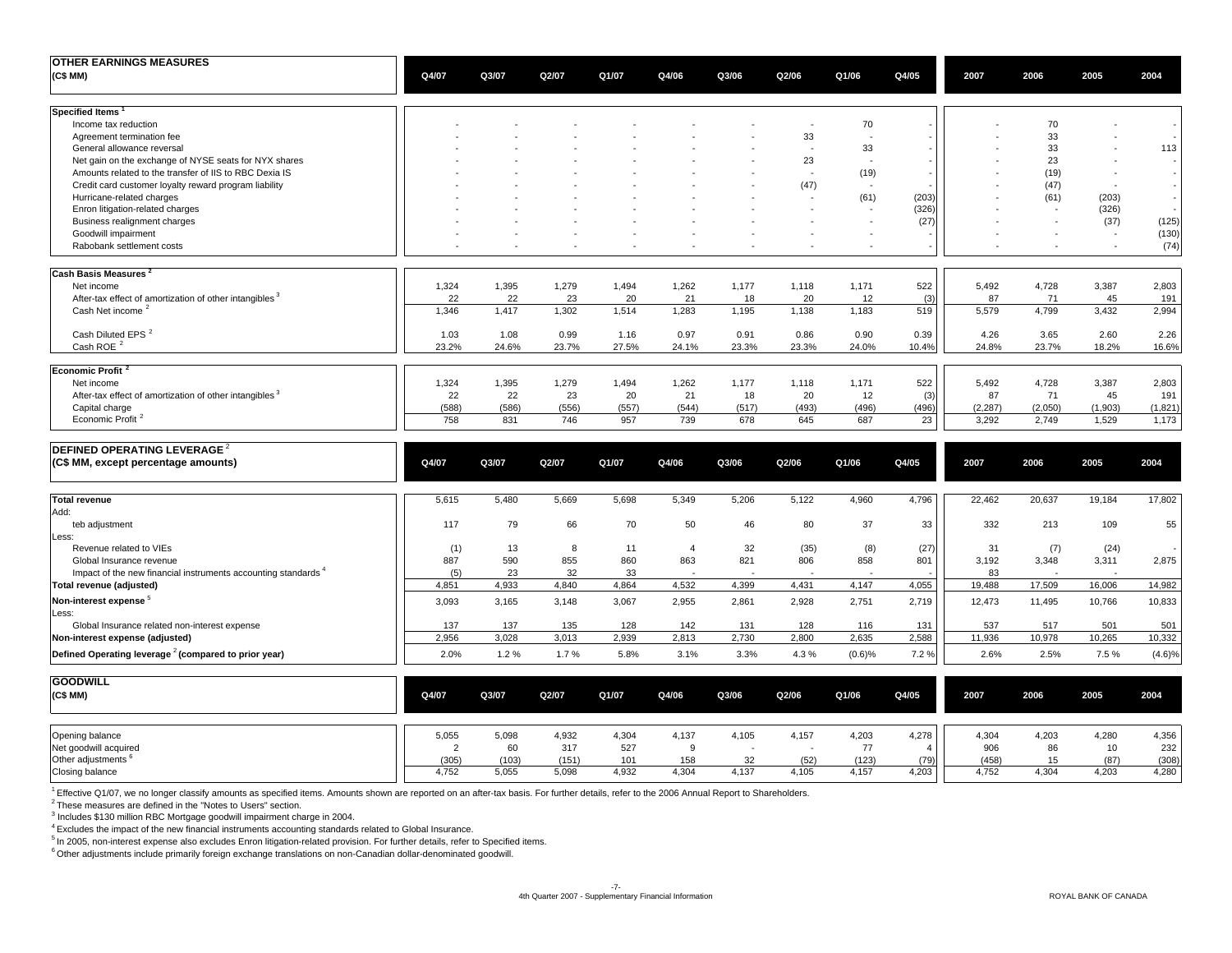## OTHER EARNINGS MEASURES

| (C$ MM) | Q4/07 | Q3/07 | Q2/07 | Q1/07 | Q4/06 | Q3/06 | Q2/06 | Q1/06 | Q4/05 | 2007 | 2006 | 2005 | 2004 |
|---|---|---|---|---|---|---|---|---|---|---|---|---|---|
| **Specified Items [1]** | | | | | | | | | | | | | |
| Income tax reduction | - | - | - | - | - | - | - | 70 | - | - | 70 | - | - |
| Agreement termination fee | - | - | - | - | - | - | 33 | - | - | - | 33 | - | - |
| General allowance reversal | - | - | - | - | - | - | - | 33 | - | - | 33 | - | 113 |
| Net gain on the exchange of NYSE seats for NYX shares | - | - | - | - | - | - | 23 | - | - | - | 23 | - | - |
| Amounts related to the transfer of IIS to RBC Dexia IS | - | - | - | - | - | - | - | (19) | - | - | (19) | - | - |
| Credit card customer loyalty reward program liability | - | - | - | - | - | - | (47) | - | - | - | (47) | - | - |
| Hurricane-related charges | - | - | - | - | - | - | - | (61) | (203) | - | (61) | (203) | - |
| Enron litigation-related charges | - | - | - | - | - | - | - | - | (326) | - | - | (326) | - |
| Business realignment charges | - | - | - | - | - | - | - | - | (27) | - | - | (37) | (125) |
| Goodwill impairment | - | - | - | - | - | - | - | - | - | - | - | - | (130) |
| Rabobank settlement costs | - | - | - | - | - | - | - | - | - | - | - | - | (74) |
| **Cash Basis Measures [2]** | | | | | | | | | | | | | |
| Net income | 1,324 | 1,395 | 1,279 | 1,494 | 1,262 | 1,177 | 1,118 | 1,171 | 522 | 5,492 | 4,728 | 3,387 | 2,803 |
| After-tax effect of amortization of other intangibles [3] | 22 | 22 | 23 | 20 | 21 | 18 | 20 | 12 | (3) | 87 | 71 | 45 | 191 |
| Cash Net income [2] | 1,346 | 1,417 | 1,302 | 1,514 | 1,283 | 1,195 | 1,138 | 1,183 | 519 | 5,579 | 4,799 | 3,432 | 2,994 |
| Cash Diluted EPS [2] | 1.03 | 1.08 | 0.99 | 1.16 | 0.97 | 0.91 | 0.86 | 0.90 | 0.39 | 4.26 | 3.65 | 2.60 | 2.26 |
| Cash ROE [2] | 23.2% | 24.6% | 23.7% | 27.5% | 24.1% | 23.3% | 23.3% | 24.0% | 10.4% | 24.8% | 23.7% | 18.2% | 16.6% |
| **Economic Profit [2]** | | | | | | | | | | | | | |
| Net income | 1,324 | 1,395 | 1,279 | 1,494 | 1,262 | 1,177 | 1,118 | 1,171 | 522 | 5,492 | 4,728 | 3,387 | 2,803 |
| After-tax effect of amortization of other intangibles [3] | 22 | 22 | 23 | 20 | 21 | 18 | 20 | 12 | (3) | 87 | 71 | 45 | 191 |
| Capital charge | (588) | (586) | (556) | (557) | (544) | (517) | (493) | (496) | (496) | (2,287) | (2,050) | (1,903) | (1,821) |
| Economic Profit [2] | 758 | 831 | 746 | 957 | 739 | 678 | 645 | 687 | 23 | 3,292 | 2,749 | 1,529 | 1,173 |

## DEFINED OPERATING LEVERAGE [2]

| (C$ MM, except percentage amounts) | Q4/07 | Q3/07 | Q2/07 | Q1/07 | Q4/06 | Q3/06 | Q2/06 | Q1/06 | Q4/05 | 2007 | 2006 | 2005 | 2004 |
|---|---|---|---|---|---|---|---|---|---|---|---|---|---|
| **Total revenue** | 5,615 | 5,480 | 5,669 | 5,698 | 5,349 | 5,206 | 5,122 | 4,960 | 4,796 | 22,462 | 20,637 | 19,184 | 17,802 |
| Add: | | | | | | | | | | | | | |
| teb adjustment | 117 | 79 | 66 | 70 | 50 | 46 | 80 | 37 | 33 | 332 | 213 | 109 | 55 |
| Less: | | | | | | | | | | | | | |
| Revenue related to VIEs | (1) | 13 | 8 | 11 | 4 | 32 | (35) | (8) | (27) | 31 | (7) | (24) | - |
| Global Insurance revenue | 887 | 590 | 855 | 860 | 863 | 821 | 806 | 858 | 801 | 3,192 | 3,348 | 3,311 | 2,875 |
| Impact of the new financial instruments accounting standards [4] | (5) | 23 | 32 | 33 | - | - | - | - | - | 83 | - | - | |
| **Total revenue (adjusted)** | 4,851 | 4,933 | 4,840 | 4,864 | 4,532 | 4,399 | 4,431 | 4,147 | 4,055 | 19,488 | 17,509 | 16,006 | 14,982 |
| **Non-interest expense [5]** | 3,093 | 3,165 | 3,148 | 3,067 | 2,955 | 2,861 | 2,928 | 2,751 | 2,719 | 12,473 | 11,495 | 10,766 | 10,833 |
| Less: | | | | | | | | | | | | | |
| Global Insurance related non-interest expense | 137 | 137 | 135 | 128 | 142 | 131 | 128 | 116 | 131 | 537 | 517 | 501 | 501 |
| **Non-interest expense (adjusted)** | 2,956 | 3,028 | 3,013 | 2,939 | 2,813 | 2,730 | 2,800 | 2,635 | 2,588 | 11,936 | 10,978 | 10,265 | 10,332 |
| **Defined Operating leverage [2] (compared to prior year)** | 2.0% | 1.2 % | 1.7 % | 5.8% | 3.1% | 3.3% | 4.3 % | (0.6)% | 7.2 % | 2.6% | 2.5% | 7.5 % | (4.6)% |

## GOODWILL

| (C$ MM) | Q4/07 | Q3/07 | Q2/07 | Q1/07 | Q4/06 | Q3/06 | Q2/06 | Q1/06 | Q4/05 | 2007 | 2006 | 2005 | 2004 |
|---|---|---|---|---|---|---|---|---|---|---|---|---|---|
| Opening balance | 5,055 | 5,098 | 4,932 | 4,304 | 4,137 | 4,105 | 4,157 | 4,203 | 4,278 | 4,304 | 4,203 | 4,280 | 4,356 |
| Net goodwill acquired | 2 | 60 | 317 | 527 | 9 | - | - | 77 | 4 | 906 | 86 | 10 | 232 |
| Other adjustments [6] | (305) | (103) | (151) | 101 | 158 | 32 | (52) | (123) | (79) | (458) | 15 | (87) | (308) |
| Closing balance | 4,752 | 5,055 | 5,098 | 4,932 | 4,304 | 4,137 | 4,105 | 4,157 | 4,203 | 4,752 | 4,304 | 4,203 | 4,280 |

[1] Effective Q1/07, we no longer classify amounts as specified items. Amounts shown are reported on an after-tax basis. For further details, refer to the 2006 Annual Report to Shareholders.
[2] These measures are defined in the "Notes to Users" section.
[3] Includes $130 million RBC Mortgage goodwill impairment charge in 2004.
[4] Excludes the impact of the new financial instruments accounting standards related to Global Insurance.
[5] In 2005, non-interest expense also excludes Enron litigation-related provision. For further details, refer to Specified items.
[6] Other adjustments include primarily foreign exchange translations on non-Canadian dollar-denominated goodwill.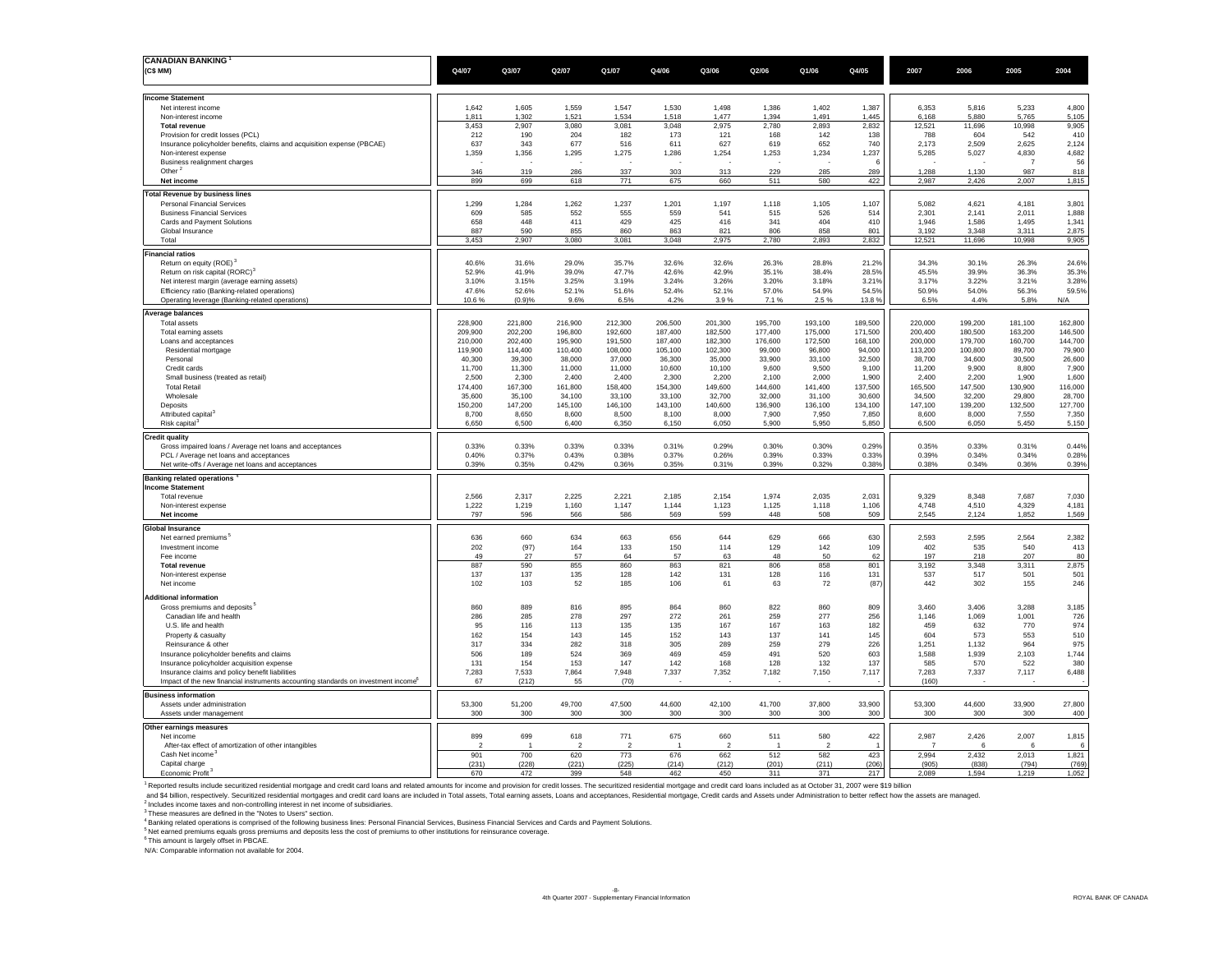## CANADIAN BANKING [1]

| (C$ MM) | Q4/07 | Q3/07 | Q2/07 | Q1/07 | Q4/06 | Q3/06 | Q2/06 | Q1/06 | Q4/05 | 2007 | 2006 | 2005 | 2004 |
|---|---|---|---|---|---|---|---|---|---|---|---|---|---|
| **Income Statement** | | | | | | | | | | | | | |
| Net interest income | 1,642 | 1,605 | 1,559 | 1,547 | 1,530 | 1,498 | 1,386 | 1,402 | 1,387 | 6,353 | 5,816 | 5,233 | 4,800 |
| Non-interest income | 1,811 | 1,302 | 1,521 | 1,534 | 1,518 | 1,477 | 1,394 | 1,491 | 1,445 | 6,168 | 5,880 | 5,765 | 5,105 |
| **Total revenue** | 3,453 | 2,907 | 3,080 | 3,081 | 3,048 | 2,975 | 2,780 | 2,893 | 2,832 | 12,521 | 11,696 | 10,998 | 9,905 |
| Provision for credit losses (PCL) | 212 | 190 | 204 | 182 | 173 | 121 | 168 | 142 | 138 | 788 | 604 | 542 | 410 |
| Insurance policyholder benefits, claims and acquisition expense (PBCAE) | 637 | 343 | 677 | 516 | 611 | 627 | 619 | 652 | 740 | 2,173 | 2,509 | 2,625 | 2,124 |
| Non-interest expense | 1,359 | 1,356 | 1,295 | 1,275 | 1,286 | 1,254 | 1,253 | 1,234 | 1,237 | 5,285 | 5,027 | 4,830 | 4,682 |
| Business realignment charges | - | - | - | - | - | - | - | - | 6 | - | - | 7 | 56 |
| Other [2] | 346 | 319 | 286 | 337 | 303 | 313 | 229 | 285 | 289 | 1,288 | 1,130 | 987 | 818 |
| **Net income** | 899 | 699 | 618 | 771 | 675 | 660 | 511 | 580 | 422 | 2,987 | 2,426 | 2,007 | 1,815 |
| **Total Revenue by business lines** | | | | | | | | | | | | | |
| Personal Financial Services | 1,299 | 1,284 | 1,262 | 1,237 | 1,201 | 1,197 | 1,118 | 1,105 | 1,107 | 5,082 | 4,621 | 4,181 | 3,801 |
| Business Financial Services | 609 | 585 | 552 | 555 | 559 | 541 | 515 | 526 | 514 | 2,301 | 2,141 | 2,011 | 1,888 |
| Cards and Payment Solutions | 658 | 448 | 411 | 429 | 425 | 416 | 341 | 404 | 410 | 1,946 | 1,586 | 1,495 | 1,341 |
| Global Insurance | 887 | 590 | 855 | 860 | 863 | 821 | 806 | 858 | 801 | 3,192 | 3,348 | 3,311 | 2,875 |
| Total | 3,453 | 2,907 | 3,080 | 3,081 | 3,048 | 2,975 | 2,780 | 2,893 | 2,832 | 12,521 | 11,696 | 10,998 | 9,905 |
| **Financial ratios** | | | | | | | | | | | | | |
| Return on equity (ROE) [3] | 40.6% | 31.6% | 29.0% | 35.7% | 32.6% | 32.6% | 26.3% | 28.8% | 21.2% | 34.3% | 30.1% | 26.3% | 24.6% |
| Return on risk capital (RORC) [3] | 52.9% | 41.9% | 39.0% | 47.7% | 42.6% | 42.9% | 35.1% | 38.4% | 28.5% | 45.5% | 39.9% | 36.3% | 35.3% |
| Net interest margin (average earning assets) | 3.10% | 3.15% | 3.25% | 3.19% | 3.24% | 3.26% | 3.20% | 3.18% | 3.21% | 3.17% | 3.22% | 3.21% | 3.28% |
| Efficiency ratio (Banking-related operations) | 47.6% | 52.6% | 52.1% | 51.6% | 52.4% | 52.1% | 57.0% | 54.9% | 54.5% | 50.9% | 54.0% | 56.3% | 59.5% |
| Operating leverage (Banking-related operations) | 10.6 % | (0.9)% | 9.6% | 6.5% | 4.2% | 3.9 % | 7.1 % | 2.5 % | 13.8 % | 6.5% | 4.4% | 5.8% | N/A |
| **Average balances** | | | | | | | | | | | | | |
| Total assets | 228,900 | 221,800 | 216,900 | 212,300 | 206,500 | 201,300 | 195,700 | 193,100 | 189,500 | 220,000 | 199,200 | 181,100 | 162,800 |
| Total earning assets | 209,900 | 202,200 | 196,800 | 192,600 | 187,400 | 182,500 | 177,400 | 175,000 | 171,500 | 200,400 | 180,500 | 163,200 | 146,500 |
| Loans and acceptances | 210,000 | 202,400 | 195,900 | 191,500 | 187,400 | 182,300 | 176,600 | 172,500 | 168,100 | 200,000 | 179,700 | 160,700 | 144,700 |
| Residential mortgage | 119,900 | 114,400 | 110,400 | 108,000 | 105,100 | 102,300 | 99,000 | 96,800 | 94,000 | 113,200 | 100,800 | 89,700 | 79,900 |
| Personal | 40,300 | 39,300 | 38,000 | 37,000 | 36,300 | 35,000 | 33,900 | 33,100 | 32,500 | 38,700 | 34,600 | 30,500 | 26,600 |
| Credit cards | 11,700 | 11,300 | 11,000 | 11,000 | 10,600 | 10,100 | 9,600 | 9,500 | 9,100 | 11,200 | 9,900 | 8,800 | 7,900 |
| Small business (treated as retail) | 2,500 | 2,300 | 2,400 | 2,400 | 2,300 | 2,200 | 2,100 | 2,000 | 1,900 | 2,400 | 2,200 | 1,900 | 1,600 |
| Total Retail | 174,400 | 167,300 | 161,800 | 158,400 | 154,300 | 149,600 | 144,600 | 141,400 | 137,500 | 165,500 | 147,500 | 130,900 | 116,000 |
| Wholesale | 35,600 | 35,100 | 34,100 | 33,100 | 33,100 | 32,700 | 32,000 | 31,100 | 30,600 | 34,500 | 32,200 | 29,800 | 28,700 |
| Deposits | 150,200 | 147,200 | 145,100 | 146,100 | 143,100 | 140,600 | 136,900 | 136,100 | 134,100 | 147,100 | 139,200 | 132,500 | 127,700 |
| Attributed capital [3] | 8,700 | 8,650 | 8,600 | 8,500 | 8,100 | 8,000 | 7,900 | 7,950 | 7,850 | 8,600 | 8,000 | 7,550 | 7,350 |
| Risk capital [3] | 6,650 | 6,500 | 6,400 | 6,350 | 6,150 | 6,050 | 5,900 | 5,950 | 5,850 | 6,500 | 6,050 | 5,450 | 5,150 |
| **Credit quality** | | | | | | | | | | | | | |
| Gross impaired loans / Average net loans and acceptances | 0.33% | 0.33% | 0.33% | 0.33% | 0.31% | 0.29% | 0.30% | 0.30% | 0.29% | 0.35% | 0.33% | 0.31% | 0.44% |
| PCL / Average net loans and acceptances | 0.40% | 0.37% | 0.43% | 0.38% | 0.37% | 0.26% | 0.39% | 0.33% | 0.33% | 0.39% | 0.34% | 0.34% | 0.28% |
| Net write-offs / Average net loans and acceptances | 0.39% | 0.35% | 0.42% | 0.36% | 0.35% | 0.31% | 0.39% | 0.32% | 0.38% | 0.38% | 0.34% | 0.36% | 0.39% |
| **Banking related operations** [4] | | | | | | | | | | | | | |
| **Income Statement** | | | | | | | | | | | | | |
| Total revenue | 2,566 | 2,317 | 2,225 | 2,221 | 2,185 | 2,154 | 1,974 | 2,035 | 2,031 | 9,329 | 8,348 | 7,687 | 7,030 |
| Non-interest expense | 1,222 | 1,219 | 1,160 | 1,147 | 1,144 | 1,123 | 1,125 | 1,118 | 1,106 | 4,748 | 4,510 | 4,329 | 4,181 |
| **Net income** | 797 | 596 | 566 | 586 | 569 | 599 | 448 | 508 | 509 | 2,545 | 2,124 | 1,852 | 1,569 |
| **Global Insurance** | | | | | | | | | | | | | |
| Net earned premiums [5] | 636 | 660 | 634 | 663 | 656 | 644 | 629 | 666 | 630 | 2,593 | 2,595 | 2,564 | 2,382 |
| Investment income | 202 | (97) | 164 | 133 | 150 | 114 | 129 | 142 | 109 | 402 | 535 | 540 | 413 |
| Fee income | 49 | 27 | 57 | 64 | 57 | 63 | 48 | 50 | 62 | 197 | 218 | 207 | 80 |
| **Total revenue** | 887 | 590 | 855 | 860 | 863 | 821 | 806 | 858 | 801 | 3,192 | 3,348 | 3,311 | 2,875 |
| Non-interest expense | 137 | 137 | 135 | 128 | 142 | 131 | 128 | 116 | 131 | 537 | 517 | 501 | 501 |
| Net income | 102 | 103 | 52 | 185 | 106 | 61 | 63 | 72 | (87) | 442 | 302 | 155 | 246 |
| **Additional information** | | | | | | | | | | | | | |
| Gross premiums and deposits [5] | 860 | 889 | 816 | 895 | 864 | 860 | 822 | 860 | 809 | 3,460 | 3,406 | 3,288 | 3,185 |
| Canadian life and health | 286 | 285 | 278 | 297 | 272 | 261 | 259 | 277 | 256 | 1,146 | 1,069 | 1,001 | 726 |
| U.S. life and health | 95 | 116 | 113 | 135 | 135 | 167 | 167 | 163 | 182 | 459 | 632 | 770 | 974 |
| Property & casualty | 162 | 154 | 143 | 145 | 152 | 143 | 137 | 141 | 145 | 604 | 573 | 553 | 510 |
| Reinsurance & other | 317 | 334 | 282 | 318 | 305 | 289 | 259 | 279 | 226 | 1,251 | 1,132 | 964 | 975 |
| Insurance policyholder benefits and claims | 506 | 189 | 524 | 369 | 469 | 459 | 491 | 520 | 603 | 1,588 | 1,939 | 2,103 | 1,744 |
| Insurance policyholder acquisition expense | 131 | 154 | 153 | 147 | 142 | 168 | 128 | 132 | 137 | 585 | 570 | 522 | 380 |
| Insurance claims and policy benefit liabilities | 7,283 | 7,533 | 7,864 | 7,948 | 7,337 | 7,352 | 7,182 | 7,150 | 7,117 | 7,283 | 7,337 | 7,117 | 6,488 |
| Impact of the new financial instruments accounting standards on investment income [6] | 67 | (212) | 55 | (70) | - | - | - | - | - | (160) | - | - | - |
| **Business information** | | | | | | | | | | | | | |
| Assets under administration | 53,300 | 51,200 | 49,700 | 47,500 | 44,600 | 42,100 | 41,700 | 37,800 | 33,900 | 53,300 | 44,600 | 33,900 | 27,800 |
| Assets under management | 300 | 300 | 300 | 300 | 300 | 300 | 300 | 300 | 300 | 300 | 300 | 300 | 400 |
| **Other earnings measures** | | | | | | | | | | | | | |
| Net income | 899 | 699 | 618 | 771 | 675 | 660 | 511 | 580 | 422 | 2,987 | 2,426 | 2,007 | 1,815 |
| After-tax effect of amortization of other intangibles | 2 | 1 | 2 | 2 | 1 | 2 | 1 | 2 | 1 | 7 | 6 | 6 | 6 |
| Cash Net income [3] | 901 | 700 | 620 | 773 | 676 | 662 | 512 | 582 | 423 | 2,994 | 2,432 | 2,013 | 1,821 |
| Capital charge | (231) | (228) | (221) | (225) | (214) | (212) | (201) | (211) | (206) | (905) | (838) | (794) | (769) |
| Economic Profit [3] | 670 | 472 | 399 | 548 | 462 | 450 | 311 | 371 | 217 | 2,089 | 1,594 | 1,219 | 1,052 |

[1] Reported results include securitized residential mortgage and credit card loans and related amounts for income and provision for credit losses. The securitized residential mortgage and credit card loans included as at October 31, 2007 were $19 billion and $4 billion, respectively. Securitized residential mortgages and credit card loans are included in Total assets, Total earning assets, Loans and acceptances, Residential mortgage, Credit cards and Assets under Administration to better reflect how the assets are managed.

[2] Includes income taxes and non-controlling interest in net income of subsidiaries.

[3] These measures are defined in the "Notes to Users" section.

[4] Banking related operations is comprised of the following business lines: Personal Financial Services, Business Financial Services and Cards and Payment Solutions.

[5] Net earned premiums equals gross premiums and deposits less the cost of premiums to other institutions for reinsurance coverage.

[6] This amount is largely offset in PBCAE.

N/A: Comparable information not available for 2004.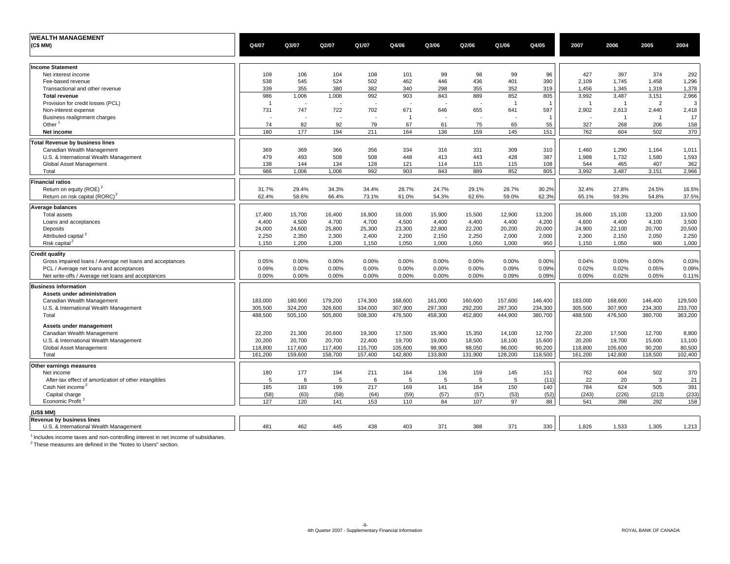# WEALTH MANAGEMENT

| (C$ MM) | Q4/07 | Q3/07 | Q2/07 | Q1/07 | Q4/06 | Q3/06 | Q2/06 | Q1/06 | Q4/05 | 2007 | 2006 | 2005 | 2004 |
|---|---|---|---|---|---|---|---|---|---|---|---|---|---|
| **Income Statement** | | | | | | | | | | | | | |
| Net interest income | 109 | 106 | 104 | 108 | 101 | 99 | 98 | 99 | 96 | 427 | 397 | 374 | 292 |
| Fee-based revenue | 538 | 545 | 524 | 502 | 462 | 446 | 436 | 401 | 390 | 2,109 | 1,745 | 1,458 | 1,296 |
| Transactional and other revenue | 339 | 355 | 380 | 382 | 340 | 298 | 355 | 352 | 319 | 1,456 | 1,345 | 1,319 | 1,378 |
| **Total revenue** | 986 | 1,006 | 1,008 | 992 | 903 | 843 | 889 | 852 | 805 | 3,992 | 3,487 | 3,151 | 2,966 |
| Provision for credit losses (PCL) | 1 | - | - | - | - | - | - | 1 | 1 | 1 | 1 | 2 | 3 |
| Non-interest expense | 731 | 747 | 722 | 702 | 671 | 646 | 655 | 641 | 597 | 2,902 | 2,613 | 2,440 | 2,418 |
| Business realignment charges | - | - | - | - | 1 | - | - | - | 1 | - | 1 | 1 | 17 |
| Other [1] | 74 | 82 | 92 | 79 | 67 | 61 | 75 | 65 | 55 | 327 | 268 | 206 | 158 |
| **Net income** | 180 | 177 | 194 | 211 | 164 | 136 | 159 | 145 | 151 | 762 | 604 | 502 | 370 |
| **Total Revenue by business lines** | | | | | | | | | | | | | |
| Canadian Wealth Management | 369 | 369 | 366 | 356 | 334 | 316 | 331 | 309 | 310 | 1,460 | 1,290 | 1,164 | 1,011 |
| U.S. & International Wealth Management | 479 | 493 | 508 | 508 | 448 | 413 | 443 | 428 | 387 | 1,988 | 1,732 | 1,580 | 1,593 |
| Global Asset Management | 138 | 144 | 134 | 128 | 121 | 114 | 115 | 115 | 108 | 544 | 465 | 407 | 362 |
| Total | 986 | 1,006 | 1,008 | 992 | 903 | 843 | 889 | 852 | 805 | 3,992 | 3,487 | 3,151 | 2,966 |
| **Financial ratios** | | | | | | | | | | | | | |
| Return on equity (ROE) [2] | 31.7% | 29.4% | 34.3% | 34.4% | 28.7% | 24.7% | 29.1% | 28.7% | 30.2% | 32.4% | 27.8% | 24.5% | 16.5% |
| Return on risk capital (RORC) [2] | 62.4% | 58.6% | 66.4% | 73.1% | 61.0% | 54.3% | 62.6% | 59.0% | 62.3% | 65.1% | 59.3% | 54.8% | 37.5% |
| **Average balances** | | | | | | | | | | | | | |
| Total assets | 17,400 | 15,700 | 16,400 | 16,900 | 16,000 | 15,900 | 15,500 | 12,900 | 13,200 | 16,600 | 15,100 | 13,200 | 13,500 |
| Loans and acceptances | 4,400 | 4,500 | 4,700 | 4,700 | 4,500 | 4,400 | 4,400 | 4,400 | 4,200 | 4,600 | 4,400 | 4,100 | 3,500 |
| Deposits | 24,000 | 24,600 | 25,800 | 25,300 | 23,300 | 22,800 | 22,200 | 20,200 | 20,000 | 24,900 | 22,100 | 20,700 | 20,500 |
| Attributed capital [2] | 2,250 | 2,350 | 2,300 | 2,400 | 2,200 | 2,150 | 2,250 | 2,000 | 2,000 | 2,300 | 2,150 | 2,050 | 2,250 |
| Risk capital [2] | 1,150 | 1,200 | 1,200 | 1,150 | 1,050 | 1,000 | 1,050 | 1,000 | 950 | 1,150 | 1,050 | 900 | 1,000 |
| **Credit quality** | | | | | | | | | | | | | |
| Gross impaired loans / Average net loans and acceptances | 0.05% | 0.00% | 0.00% | 0.00% | 0.00% | 0.00% | 0.00% | 0.00% | 0.00% | 0.04% | 0.00% | 0.00% | 0.03% |
| PCL / Average net loans and acceptances | 0.09% | 0.00% | 0.00% | 0.00% | 0.00% | 0.00% | 0.00% | 0.09% | 0.09% | 0.02% | 0.02% | 0.05% | 0.09% |
| Net write-offs / Average net loans and acceptances | 0.00% | 0.00% | 0.00% | 0.00% | 0.00% | 0.00% | 0.00% | 0.09% | 0.09% | 0.00% | 0.02% | 0.05% | 0.11% |
| **Business information** | | | | | | | | | | | | | |
| **Assets under administration** | | | | | | | | | | | | | |
| Canadian Wealth Management | 183,000 | 180,900 | 179,200 | 174,300 | 168,600 | 161,000 | 160,600 | 157,600 | 146,400 | 183,000 | 168,600 | 146,400 | 129,500 |
| U.S. & International Wealth Management | 305,500 | 324,200 | 326,600 | 334,000 | 307,900 | 297,300 | 292,200 | 287,300 | 234,300 | 305,500 | 307,900 | 234,300 | 233,700 |
| Total | 488,500 | 505,100 | 505,800 | 508,300 | 476,500 | 458,300 | 452,800 | 444,900 | 380,700 | 488,500 | 476,500 | 380,700 | 363,200 |
| **Assets under management** | | | | | | | | | | | | | |
| Canadian Wealth Management | 22,200 | 21,300 | 20,600 | 19,300 | 17,500 | 15,900 | 15,350 | 14,100 | 12,700 | 22,200 | 17,500 | 12,700 | 8,800 |
| U.S. & International Wealth Management | 20,200 | 20,700 | 20,700 | 22,400 | 19,700 | 19,000 | 18,500 | 18,100 | 15,600 | 20,200 | 19,700 | 15,600 | 13,100 |
| Global Asset Management | 118,800 | 117,600 | 117,400 | 115,700 | 105,600 | 98,900 | 98,050 | 96,000 | 90,200 | 118,800 | 105,600 | 90,200 | 80,500 |
| Total | 161,200 | 159,600 | 158,700 | 157,400 | 142,800 | 133,800 | 131,900 | 128,200 | 118,500 | 161,200 | 142,800 | 118,500 | 102,400 |
| **Other earnings measures** | | | | | | | | | | | | | |
| Net income | 180 | 177 | 194 | 211 | 164 | 136 | 159 | 145 | 151 | 762 | 604 | 502 | 370 |
| After-tax effect of amortization of other intangibles | 5 | 6 | 5 | 6 | 5 | 5 | 5 | 5 | (11) | 22 | 20 | 3 | 21 |
| Cash Net income [2] | 185 | 183 | 199 | 217 | 169 | 141 | 164 | 150 | 140 | 784 | 624 | 505 | 391 |
| Capital charge | (58) | (63) | (58) | (64) | (59) | (57) | (57) | (53) | (52) | (243) | (226) | (213) | (233) |
| Economic Profit [2] | 127 | 120 | 141 | 153 | 110 | 84 | 107 | 97 | 88 | 541 | 398 | 292 | 158 |
| **(US$ MM)** | | | | | | | | | | | | | |
| **Revenue by business lines** | | | | | | | | | | | | | |
| U.S. & International Wealth Management | 481 | 462 | 445 | 438 | 403 | 371 | 388 | 371 | 330 | 1,826 | 1,533 | 1,305 | 1,213 |

[1] Includes income taxes and non-controlling interest in net income of subsidiaries.
[2] These measures are defined in the "Notes to Users" section.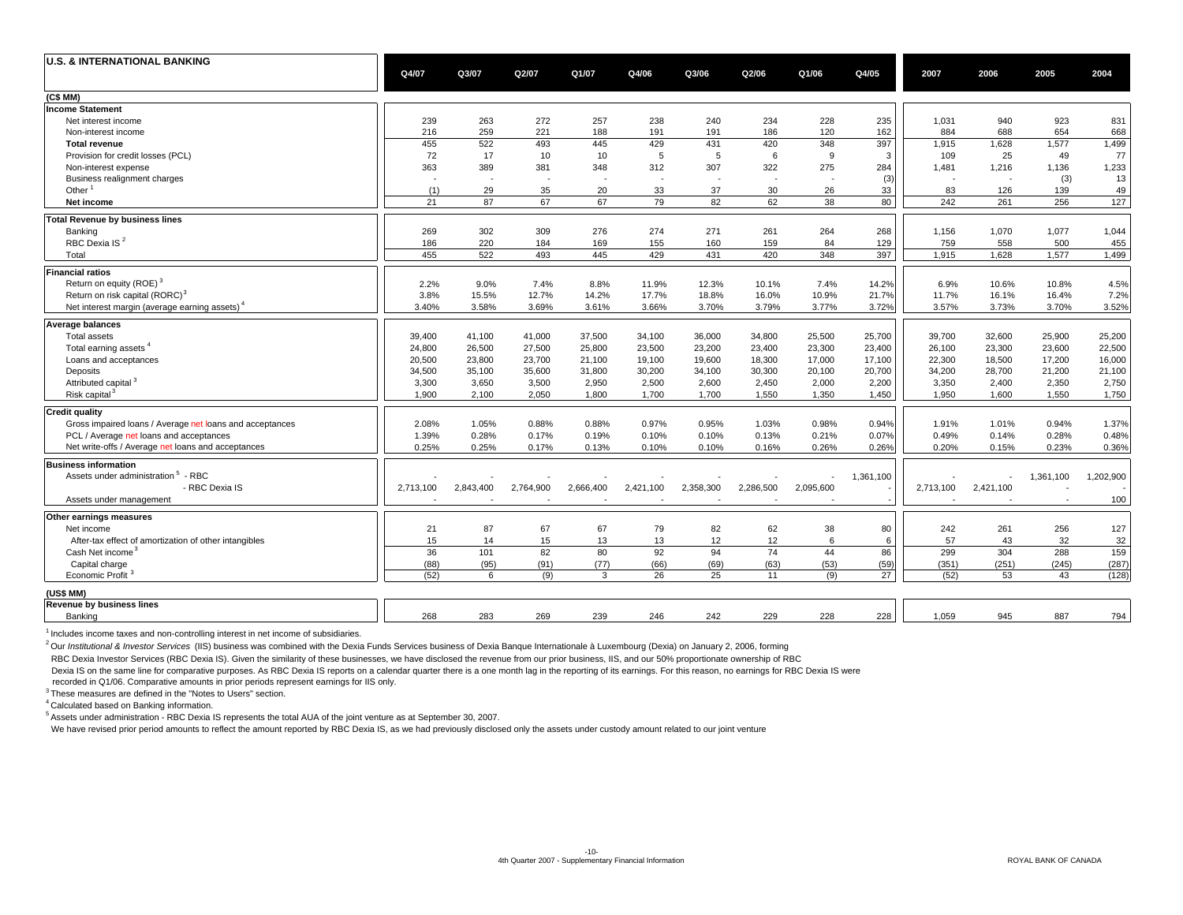## U.S. & INTERNATIONAL BANKING

| (C$ MM) | Q4/07 | Q3/07 | Q2/07 | Q1/07 | Q4/06 | Q3/06 | Q2/06 | Q1/06 | Q4/05 | 2007 | 2006 | 2005 | 2004 |
|---|---|---|---|---|---|---|---|---|---|---|---|---|---|
| **Income Statement** | | | | | | | | | | | | | |
| Net interest income | 239 | 263 | 272 | 257 | 238 | 240 | 234 | 228 | 235 | 1,031 | 940 | 923 | 831 |
| Non-interest income | 216 | 259 | 221 | 188 | 191 | 191 | 186 | 120 | 162 | 884 | 688 | 654 | 668 |
| **Total revenue** | 455 | 522 | 493 | 445 | 429 | 431 | 420 | 348 | 397 | 1,915 | 1,628 | 1,577 | 1,499 |
| Provision for credit losses (PCL) | 72 | 17 | 10 | 10 | 5 | 5 | 6 | 9 | 3 | 109 | 25 | 49 | 77 |
| Non-interest expense | 363 | 389 | 381 | 348 | 312 | 307 | 322 | 275 | 284 | 1,481 | 1,216 | 1,136 | 1,233 |
| Business realignment charges | - | - | - | - | - | - | - | - | (3) | - | - | (3) | 13 |
| Other [1] | (1) | 29 | 35 | 20 | 33 | 37 | 30 | 26 | 33 | 83 | 126 | 139 | 49 |
| **Net income** | 21 | 87 | 67 | 67 | 79 | 82 | 62 | 38 | 80 | 242 | 261 | 256 | 127 |
| **Total Revenue by business lines** | | | | | | | | | | | | | |
| Banking | 269 | 302 | 309 | 276 | 274 | 271 | 261 | 264 | 268 | 1,156 | 1,070 | 1,077 | 1,044 |
| RBC Dexia IS [2] | 186 | 220 | 184 | 169 | 155 | 160 | 159 | 84 | 129 | 759 | 558 | 500 | 455 |
| Total | 455 | 522 | 493 | 445 | 429 | 431 | 420 | 348 | 397 | 1,915 | 1,628 | 1,577 | 1,499 |
| **Financial ratios** | | | | | | | | | | | | | |
| Return on equity (ROE) [3] | 2.2% | 9.0% | 7.4% | 8.8% | 11.9% | 12.3% | 10.1% | 7.4% | 14.2% | 6.9% | 10.6% | 10.8% | 4.5% |
| Return on risk capital (RORC) [3] | 3.8% | 15.5% | 12.7% | 14.2% | 17.7% | 18.8% | 16.0% | 10.9% | 21.7% | 11.7% | 16.1% | 16.4% | 7.2% |
| Net interest margin (average earning assets) [4] | 3.40% | 3.58% | 3.69% | 3.61% | 3.66% | 3.70% | 3.79% | 3.77% | 3.72% | 3.57% | 3.73% | 3.70% | 3.52% |
| **Average balances** | | | | | | | | | | | | | |
| Total assets | 39,400 | 41,100 | 41,000 | 37,500 | 34,100 | 36,000 | 34,800 | 25,500 | 25,700 | 39,700 | 32,600 | 25,900 | 25,200 |
| Total earning assets [4] | 24,800 | 26,500 | 27,500 | 25,800 | 23,500 | 23,200 | 23,400 | 23,300 | 23,400 | 26,100 | 23,300 | 23,600 | 22,500 |
| Loans and acceptances | 20,500 | 23,800 | 23,700 | 21,100 | 19,100 | 19,600 | 18,300 | 17,000 | 17,100 | 22,300 | 18,500 | 17,200 | 16,000 |
| Deposits | 34,500 | 35,100 | 35,600 | 31,800 | 30,200 | 34,100 | 30,300 | 20,100 | 20,700 | 34,200 | 28,700 | 21,200 | 21,100 |
| Attributed capital [3] | 3,300 | 3,650 | 3,500 | 2,950 | 2,500 | 2,600 | 2,450 | 2,000 | 2,200 | 3,350 | 2,400 | 2,350 | 2,750 |
| Risk capital [3] | 1,900 | 2,100 | 2,050 | 1,800 | 1,700 | 1,700 | 1,550 | 1,350 | 1,450 | 1,950 | 1,600 | 1,550 | 1,750 |
| **Credit quality** | | | | | | | | | | | | | |
| Gross impaired loans / Average net loans and acceptances | 2.08% | 1.05% | 0.88% | 0.88% | 0.97% | 0.95% | 1.03% | 0.98% | 0.94% | 1.91% | 1.01% | 0.94% | 1.37% |
| PCL / Average net loans and acceptances | 1.39% | 0.28% | 0.17% | 0.19% | 0.10% | 0.10% | 0.13% | 0.21% | 0.07% | 0.49% | 0.14% | 0.28% | 0.48% |
| Net write-offs / Average net loans and acceptances | 0.25% | 0.25% | 0.17% | 0.13% | 0.10% | 0.10% | 0.16% | 0.26% | 0.26% | 0.20% | 0.15% | 0.23% | 0.36% |
| **Business information** | | | | | | | | | | | | | |
| Assets under administration [5] - RBC | - | - | - | - | - | - | - | - | 1,361,100 | - | - | 1,361,100 | 1,202,900 |
| - RBC Dexia IS | 2,713,100 | 2,843,400 | 2,764,900 | 2,666,400 | 2,421,100 | 2,358,300 | 2,286,500 | 2,095,600 | - | 2,713,100 | 2,421,100 | - | - |
| Assets under management | - | - | - | - | - | - | - | - | - | - | - | - | 100 |
| **Other earnings measures** | | | | | | | | | | | | | |
| Net income | 21 | 87 | 67 | 67 | 79 | 82 | 62 | 38 | 80 | 242 | 261 | 256 | 127 |
| After-tax effect of amortization of other intangibles | 15 | 14 | 15 | 13 | 13 | 12 | 12 | 6 | 6 | 57 | 43 | 32 | 32 |
| Cash Net income [3] | 36 | 101 | 82 | 80 | 92 | 94 | 74 | 44 | 86 | 299 | 304 | 288 | 159 |
| Capital charge | (88) | (95) | (91) | (77) | (66) | (69) | (63) | (53) | (59) | (351) | (251) | (245) | (287) |
| Economic Profit [3] | (52) | 6 | (9) | 3 | 26 | 25 | 11 | (9) | 27 | (52) | 53 | 43 | (128) |
| **(US$ MM)** | | | | | | | | | | | | | |
| **Revenue by business lines** | | | | | | | | | | | | | |
| Banking | 268 | 283 | 269 | 239 | 246 | 242 | 229 | 228 | 228 | 1,059 | 945 | 887 | 794 |

[1] Includes income taxes and non-controlling interest in net income of subsidiaries.

[2] Our *Institutional & Investor Services* (IIS) business was combined with the Dexia Funds Services business of Dexia Banque Internationale à Luxembourg (Dexia) on January 2, 2006, forming RBC Dexia Investor Services (RBC Dexia IS). Given the similarity of these businesses, we have disclosed the revenue from our prior business, IIS, and our 50% proportionate ownership of RBC Dexia IS on the same line for comparative purposes. As RBC Dexia IS reports on a calendar quarter there is a one month lag in the reporting of its earnings. For this reason, no earnings for RBC Dexia IS were recorded in Q1/06. Comparative amounts in prior periods represent earnings for IIS only.

[3] These measures are defined in the "Notes to Users" section.

[4] Calculated based on Banking information.

[5] Assets under administration - RBC Dexia IS represents the total AUA of the joint venture as at September 30, 2007. We have revised prior period amounts to reflect the amount reported by RBC Dexia IS, as we had previously disclosed only the assets under custody amount related to our joint venture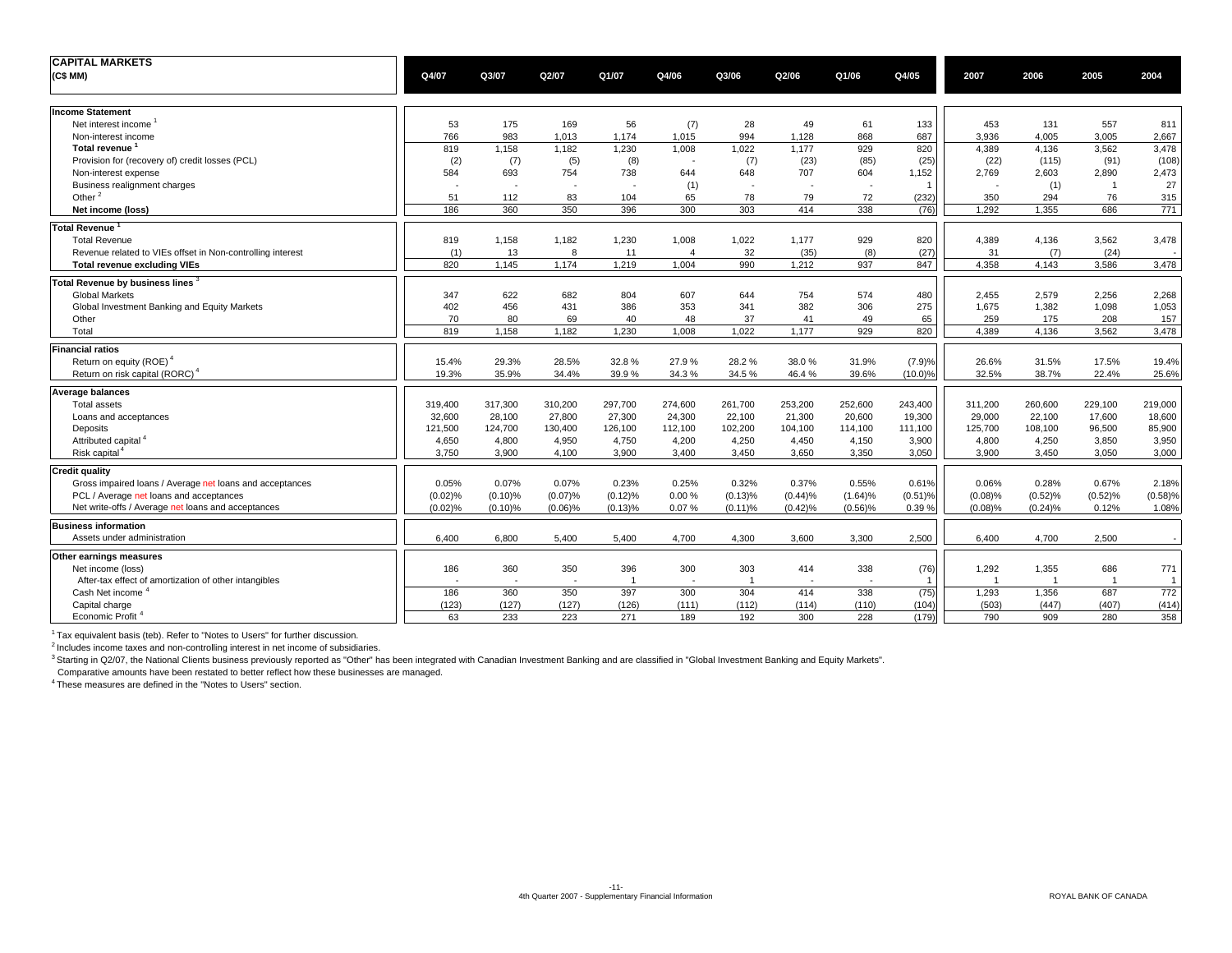# CAPITAL MARKETS

| (C$ MM) | Q4/07 | Q3/07 | Q2/07 | Q1/07 | Q4/06 | Q3/06 | Q2/06 | Q1/06 | Q4/05 | 2007 | 2006 | 2005 | 2004 |
|---|---|---|---|---|---|---|---|---|---|---|---|---|---|
| **Income Statement** | | | | | | | | | | | | | |
| Net interest income [1] | 53 | 175 | 169 | 56 | (7) | 28 | 49 | 61 | 133 | 453 | 131 | 557 | 811 |
| Non-interest income | 766 | 983 | 1,013 | 1,174 | 1,015 | 994 | 1,128 | 868 | 687 | 3,936 | 4,005 | 3,005 | 2,667 |
| **Total revenue [1]** | 819 | 1,158 | 1,182 | 1,230 | 1,008 | 1,022 | 1,177 | 929 | 820 | 4,389 | 4,136 | 3,562 | 3,478 |
| Provision for (recovery of) credit losses (PCL) | (2) | (7) | (5) | (8) | - | (7) | (23) | (85) | (25) | (22) | (115) | (91) | (108) |
| Non-interest expense | 584 | 693 | 754 | 738 | 644 | 648 | 707 | 604 | 1,152 | 2,769 | 2,603 | 2,890 | 2,473 |
| Business realignment charges | - | - | - | - | (1) | - | - | - | 1 | - | (1) | 1 | 27 |
| Other [2] | 51 | 112 | 83 | 104 | 65 | 78 | 79 | 72 | (232) | 350 | 294 | 76 | 315 |
| **Net income (loss)** | 186 | 360 | 350 | 396 | 300 | 303 | 414 | 338 | (76) | 1,292 | 1,355 | 686 | 771 |
| **Total Revenue [1]** | | | | | | | | | | | | | |
| Total Revenue | 819 | 1,158 | 1,182 | 1,230 | 1,008 | 1,022 | 1,177 | 929 | 820 | 4,389 | 4,136 | 3,562 | 3,478 |
| Revenue related to VIEs offset in Non-controlling interest | (1) | 13 | 8 | 11 | 4 | 32 | (35) | (8) | (27) | 31 | (7) | (24) | - |
| **Total revenue excluding VIEs** | 820 | 1,145 | 1,174 | 1,219 | 1,004 | 990 | 1,212 | 937 | 847 | 4,358 | 4,143 | 3,586 | 3,478 |
| **Total Revenue by business lines [3]** | | | | | | | | | | | | | |
| Global Markets | 347 | 622 | 682 | 804 | 607 | 644 | 754 | 574 | 480 | 2,455 | 2,579 | 2,256 | 2,268 |
| Global Investment Banking and Equity Markets | 402 | 456 | 431 | 386 | 353 | 341 | 382 | 306 | 275 | 1,675 | 1,382 | 1,098 | 1,053 |
| Other | 70 | 80 | 69 | 40 | 48 | 37 | 41 | 49 | 65 | 259 | 175 | 208 | 157 |
| Total | 819 | 1,158 | 1,182 | 1,230 | 1,008 | 1,022 | 1,177 | 929 | 820 | 4,389 | 4,136 | 3,562 | 3,478 |
| **Financial ratios** | | | | | | | | | | | | | |
| Return on equity (ROE) [4] | 15.4% | 29.3% | 28.5% | 32.8 % | 27.9 % | 28.2 % | 38.0 % | 31.9% | (7.9)% | 26.6% | 31.5% | 17.5% | 19.4% |
| Return on risk capital (RORC) [4] | 19.3% | 35.9% | 34.4% | 39.9 % | 34.3 % | 34.5 % | 46.4 % | 39.6% | (10.0)% | 32.5% | 38.7% | 22.4% | 25.6% |
| **Average balances** | | | | | | | | | | | | | |
| Total assets | 319,400 | 317,300 | 310,200 | 297,700 | 274,600 | 261,700 | 253,200 | 252,600 | 243,400 | 311,200 | 260,600 | 229,100 | 219,000 |
| Loans and acceptances | 32,600 | 28,100 | 27,800 | 27,300 | 24,300 | 22,100 | 21,300 | 20,600 | 19,300 | 29,000 | 22,100 | 17,600 | 18,600 |
| Deposits | 121,500 | 124,700 | 130,400 | 126,100 | 112,100 | 102,200 | 104,100 | 114,100 | 111,100 | 125,700 | 108,100 | 96,500 | 85,900 |
| Attributed capital [4] | 4,650 | 4,800 | 4,950 | 4,750 | 4,200 | 4,250 | 4,450 | 4,150 | 3,900 | 4,800 | 4,250 | 3,850 | 3,950 |
| Risk capital [4] | 3,750 | 3,900 | 4,100 | 3,900 | 3,400 | 3,450 | 3,650 | 3,350 | 3,050 | 3,900 | 3,450 | 3,050 | 3,000 |
| **Credit quality** | | | | | | | | | | | | | |
| Gross impaired loans / Average net loans and acceptances | 0.05% | 0.07% | 0.07% | 0.23% | 0.25% | 0.32% | 0.37% | 0.55% | 0.61% | 0.06% | 0.28% | 0.67% | 2.18% |
| PCL / Average net loans and acceptances | (0.02)% | (0.10)% | (0.07)% | (0.12)% | 0.00 % | (0.13)% | (0.44)% | (1.64)% | (0.51)% | (0.08)% | (0.52)% | (0.52)% | (0.58)% |
| Net write-offs / Average net loans and acceptances | (0.02)% | (0.10)% | (0.06)% | (0.13)% | 0.07 % | (0.11)% | (0.42)% | (0.56)% | 0.39 % | (0.08)% | (0.24)% | 0.12% | 1.08% |
| **Business information** | | | | | | | | | | | | | |
| Assets under administration | 6,400 | 6,800 | 5,400 | 5,400 | 4,700 | 4,300 | 3,600 | 3,300 | 2,500 | 6,400 | 4,700 | 2,500 | - |
| **Other earnings measures** | | | | | | | | | | | | | |
| Net income (loss) | 186 | 360 | 350 | 396 | 300 | 303 | 414 | 338 | (76) | 1,292 | 1,355 | 686 | 771 |
| After-tax effect of amortization of other intangibles | - | - | - | 1 | - | 1 | - | - | 1 | 1 | 1 | 1 | 1 |
| Cash Net income [4] | 186 | 360 | 350 | 397 | 300 | 304 | 414 | 338 | (75) | 1,293 | 1,356 | 687 | 772 |
| Capital charge | (123) | (127) | (127) | (126) | (111) | (112) | (114) | (110) | (104) | (503) | (447) | (407) | (414) |
| Economic Profit [4] | 63 | 233 | 223 | 271 | 189 | 192 | 300 | 228 | (179) | 790 | 909 | 280 | 358 |

[1] Tax equivalent basis (teb). Refer to "Notes to Users" for further discussion.

[2] Includes income taxes and non-controlling interest in net income of subsidiaries.

[3] Starting in Q2/07, the National Clients business previously reported as "Other" has been integrated with Canadian Investment Banking and are classified in "Global Investment Banking and Equity Markets".
Comparative amounts have been restated to better reflect how these businesses are managed.

[4] These measures are defined in the "Notes to Users" section.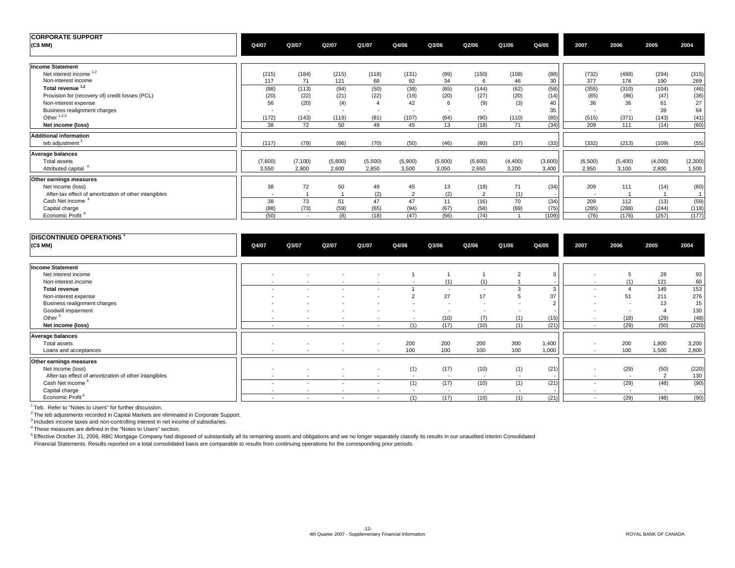| **CORPORATE SUPPORT** (C$ MM) | Q4/07 | Q3/07 | Q2/07 | Q1/07 | Q4/06 | Q3/06 | Q2/06 | Q1/06 | Q4/05 | 2007 | 2006 | 2005 | 2004 |
|---|---|---|---|---|---|---|---|---|---|---|---|---|---|
| **Income Statement** | | | | | | | | | | | | | |
| Net interest income [1,2] | (215) | (184) | (215) | (118) | (131) | (99) | (150) | (108) | (88) | (732) | (488) | (294) | (315) |
| Non-interest income | 117 | 71 | 121 | 68 | 92 | 34 | 6 | 46 | 30 | 377 | 178 | 190 | 269 |
| **Total revenue [1,2]** | (98) | (113) | (94) | (50) | (39) | (65) | (144) | (62) | (58) | (355) | (310) | (104) | (46) |
| Provision for (recovery of) credit losses (PCL) | (20) | (22) | (21) | (22) | (19) | (20) | (27) | (20) | (14) | (85) | (86) | (47) | (36) |
| Non-interest expense | 56 | (20) | (4) | 4 | 42 | 6 | (9) | (3) | 40 | 36 | 36 | 61 | 27 |
| Business realignment charges | - | - | - | - | - | - | - | - | 35 | - | - | 39 | 64 |
| Other [1,2,3] | (172) | (143) | (119) | (81) | (107) | (64) | (90) | (110) | (85) | (515) | (371) | (143) | (41) |
| **Net income (loss)** | 38 | 72 | 50 | 49 | 45 | 13 | (18) | 71 | (34) | 209 | 111 | (14) | (60) |
| **Additional information** | | | | | | | | | | | | | |
| teb adjustment [2] | (117) | (79) | (66) | (70) | (50) | (46) | (80) | (37) | (33) | (332) | (213) | (109) | (55) |
| **Average balances** | | | | | | | | | | | | | |
| Total assets | (7,600) | (7,100) | (5,800) | (5,500) | (5,900) | (5,600) | (5,600) | (4,400) | (3,600) | (6,500) | (5,400) | (4,000) | (2,300) |
| Attributed capital [4] | 3,550 | 2,800 | 2,600 | 2,850 | 3,500 | 3,050 | 2,650 | 3,200 | 3,400 | 2,950 | 3,100 | 2,800 | 1,500 |
| **Other earnings measures** | | | | | | | | | | | | | |
| Net income (loss) | 38 | 72 | 50 | 49 | 45 | 13 | (18) | 71 | (34) | 209 | 111 | (14) | (60) |
| After-tax effect of amortization of other intangibles | - | 1 | 1 | (2) | 2 | (2) | 2 | (1) | - | - | 1 | 1 | 1 |
| Cash Net income [4] | 38 | 73 | 51 | 47 | 47 | 11 | (16) | 70 | (34) | 209 | 112 | (13) | (59) |
| Capital charge | (88) | (73) | (59) | (65) | (94) | (67) | (58) | (69) | (75) | (285) | (288) | (244) | (118) |
| Economic Profit [4] | (50) | - | (8) | (18) | (47) | (56) | (74) | 1 | (109) | (76) | (176) | (257) | (177) |

| **DISCONTINUED OPERATIONS** [4] (C$ MM) | Q4/07 | Q3/07 | Q2/07 | Q1/07 | Q4/06 | Q3/06 | Q2/06 | Q1/06 | Q4/05 | 2007 | 2006 | 2005 | 2004 |
|---|---|---|---|---|---|---|---|---|---|---|---|---|---|
| **Income Statement** | | | | | | | | | | | | | |
| Net interest income | - | - | - | - | 1 | 1 | 1 | 2 | 3 | - | 5 | 28 | 93 |
| Non-interest income | - | - | - | - | - | (1) | (1) | 1 | - | - | (1) | 121 | 60 |
| **Total revenue** | - | - | - | - | 1 | - | - | 3 | 3 | - | 4 | 149 | 153 |
| Non-interest expense | - | - | - | - | 2 | 27 | 17 | 5 | 37 | - | 51 | 211 | 276 |
| Business realignment charges | - | - | - | - | - | - | - | - | 2 | - | - | 13 | 15 |
| Goodwill impairment | - | - | - | - | - | - | - | - | - | - | - | 4 | 130 |
| Other [3] | - | - | - | - | - | (10) | (7) | (1) | (15) | - | (18) | (29) | (48) |
| **Net income (loss)** | - | - | - | - | (1) | (17) | (10) | (1) | (21) | - | (29) | (50) | (220) |
| **Average balances** | | | | | | | | | | | | | |
| Total assets | - | - | - | - | 200 | 200 | 200 | 300 | 1,400 | - | 200 | 1,800 | 3,200 |
| Loans and acceptances | - | - | - | - | 100 | 100 | 100 | 100 | 1,000 | - | 100 | 1,500 | 2,800 |
| **Other earnings measures** | | | | | | | | | | | | | |
| Net income (loss) | - | - | - | - | (1) | (17) | (10) | (1) | (21) | - | (29) | (50) | (220) |
| After-tax effect of amortization of other intangibles | - | - | - | - | - | - | - | - | - | - | - | 2 | 130 |
| Cash Net income [4] | - | - | - | - | (1) | (17) | (10) | (1) | (21) | - | (29) | (48) | (90) |
| Capital charge | - | - | - | - | - | - | - | - | - | - | - | - | - |
| Economic Profit [4] | - | - | - | - | (1) | (17) | (10) | (1) | (21) | - | (29) | (48) | (90) |

[1] Teb. Refer to "Notes to Users" for further discussion.

[2] The teb adjustments recorded in Capital Markets are eliminated in Corporate Support.

[3] Includes income taxes and non-controlling interest in net income of subsidiaries.

[4] These measures are defined in the "Notes to Users" section.

[5] Effective October 31, 2006, RBC Mortgage Company had disposed of substantially all its remaining assets and obligations and we no longer separately classify its results in our unaudited Interim Consolidated Financial Statements. Results reported on a total consolidated basis are comparable to results from continuing operations for the corresponding prior periods.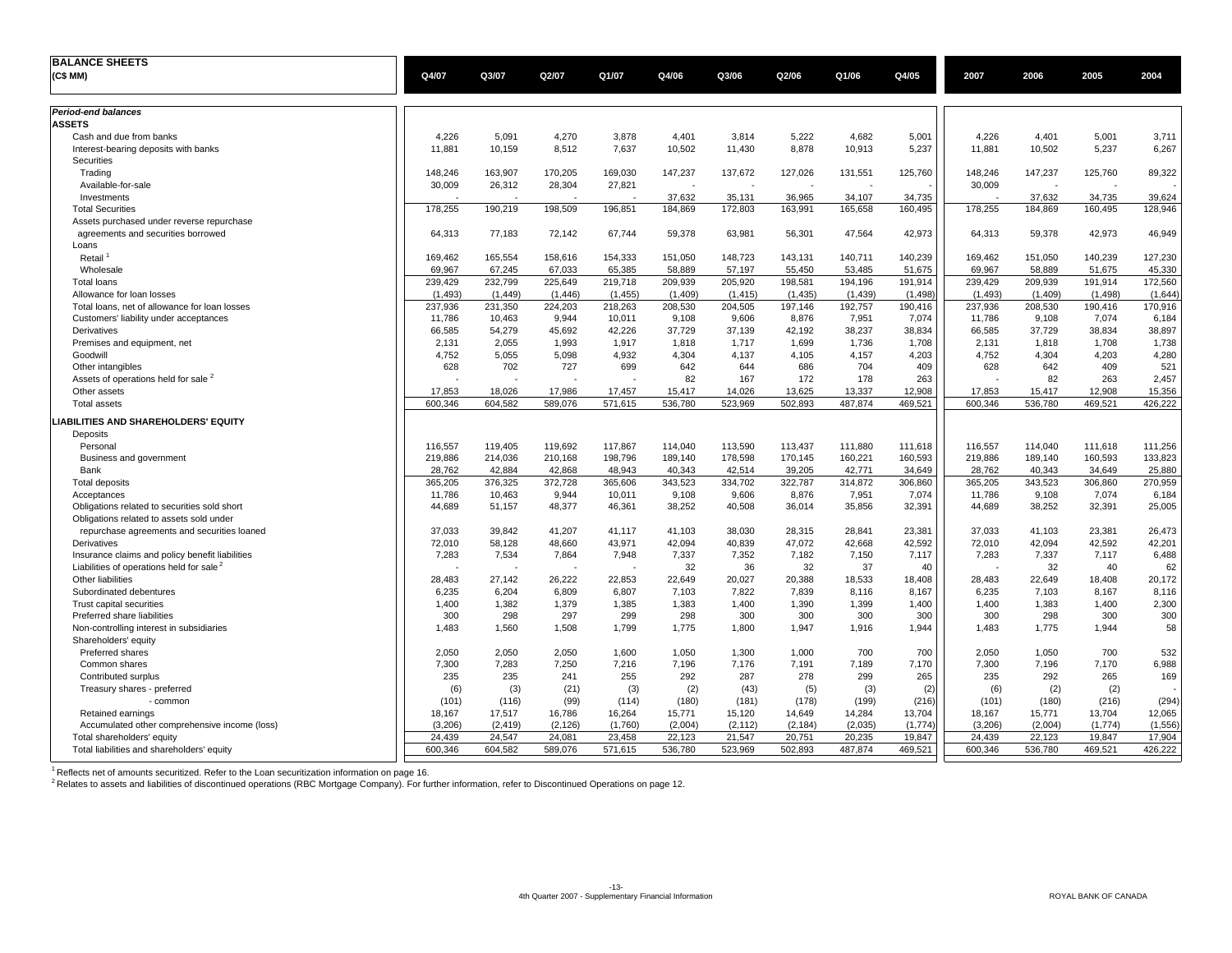## BALANCE SHEETS

| (C$ MM) | Q4/07 | Q3/07 | Q2/07 | Q1/07 | Q4/06 | Q3/06 | Q2/06 | Q1/06 | Q4/05 | 2007 | 2006 | 2005 | 2004 |
|---|---|---|---|---|---|---|---|---|---|---|---|---|---|
| ***Period-end balances*** | | | | | | | | | | | | | |
| **ASSETS** | | | | | | | | | | | | | |
| Cash and due from banks | 4,226 | 5,091 | 4,270 | 3,878 | 4,401 | 3,814 | 5,222 | 4,682 | 5,001 | 4,226 | 4,401 | 5,001 | 3,711 |
| Interest-bearing deposits with banks | 11,881 | 10,159 | 8,512 | 7,637 | 10,502 | 11,430 | 8,878 | 10,913 | 5,237 | 11,881 | 10,502 | 5,237 | 6,267 |
| Securities | | | | | | | | | | | | | |
| Trading | 148,246 | 163,907 | 170,205 | 169,030 | 147,237 | 137,672 | 127,026 | 131,551 | 125,760 | 148,246 | 147,237 | 125,760 | 89,322 |
| Available-for-sale | 30,009 | 26,312 | 28,304 | 27,821 | - | - | - | - | - | 30,009 | - | - | - |
| Investments | - | - | - | - | 37,632 | 35,131 | 36,965 | 34,107 | 34,735 | - | 37,632 | 34,735 | 39,624 |
| Total Securities | 178,255 | 190,219 | 198,509 | 196,851 | 184,869 | 172,803 | 163,991 | 165,658 | 160,495 | 178,255 | 184,869 | 160,495 | 128,946 |
| Assets purchased under reverse repurchase agreements and securities borrowed | 64,313 | 77,183 | 72,142 | 67,744 | 59,378 | 63,981 | 56,301 | 47,564 | 42,973 | 64,313 | 59,378 | 42,973 | 46,949 |
| Loans | | | | | | | | | | | | | |
| Retail [1] | 169,462 | 165,554 | 158,616 | 154,333 | 151,050 | 148,723 | 143,131 | 140,711 | 140,239 | 169,462 | 151,050 | 140,239 | 127,230 |
| Wholesale | 69,967 | 67,245 | 67,033 | 65,385 | 58,889 | 57,197 | 55,450 | 53,485 | 51,675 | 69,967 | 58,889 | 51,675 | 45,330 |
| Total loans | 239,429 | 232,799 | 225,649 | 219,718 | 209,939 | 205,920 | 198,581 | 194,196 | 191,914 | 239,429 | 209,939 | 191,914 | 172,560 |
| Allowance for loan losses | (1,493) | (1,449) | (1,446) | (1,455) | (1,409) | (1,415) | (1,435) | (1,439) | (1,498) | (1,493) | (1,409) | (1,498) | (1,644) |
| Total loans, net of allowance for loan losses | 237,936 | 231,350 | 224,203 | 218,263 | 208,530 | 204,505 | 197,146 | 192,757 | 190,416 | 237,936 | 208,530 | 190,416 | 170,916 |
| Customers' liability under acceptances | 11,786 | 10,463 | 9,944 | 10,011 | 9,108 | 9,606 | 8,876 | 7,951 | 7,074 | 11,786 | 9,108 | 7,074 | 6,184 |
| Derivatives | 66,585 | 54,279 | 45,692 | 42,226 | 37,729 | 37,139 | 42,192 | 38,237 | 38,834 | 66,585 | 37,729 | 38,834 | 38,897 |
| Premises and equipment, net | 2,131 | 2,055 | 1,993 | 1,917 | 1,818 | 1,717 | 1,699 | 1,736 | 1,708 | 2,131 | 1,818 | 1,708 | 1,738 |
| Goodwill | 4,752 | 5,055 | 5,098 | 4,932 | 4,304 | 4,137 | 4,105 | 4,157 | 4,203 | 4,752 | 4,304 | 4,203 | 4,280 |
| Other intangibles | 628 | 702 | 727 | 699 | 642 | 644 | 686 | 704 | 409 | 628 | 642 | 409 | 521 |
| Assets of operations held for sale [2] | - | - | - | - | 82 | 167 | 172 | 178 | 263 | - | 82 | 263 | 2,457 |
| Other assets | 17,853 | 18,026 | 17,986 | 17,457 | 15,417 | 14,026 | 13,625 | 13,337 | 12,908 | 17,853 | 15,417 | 12,908 | 15,356 |
| Total assets | 600,346 | 604,582 | 589,076 | 571,615 | 536,780 | 523,969 | 502,893 | 487,874 | 469,521 | 600,346 | 536,780 | 469,521 | 426,222 |
| **LIABILITIES AND SHAREHOLDERS' EQUITY** | | | | | | | | | | | | | |
| Deposits | | | | | | | | | | | | | |
| Personal | 116,557 | 119,405 | 119,692 | 117,867 | 114,040 | 113,590 | 113,437 | 111,880 | 111,618 | 116,557 | 114,040 | 111,618 | 111,256 |
| Business and government | 219,886 | 214,036 | 210,168 | 198,796 | 189,140 | 178,598 | 170,145 | 160,221 | 160,593 | 219,886 | 189,140 | 160,593 | 133,823 |
| Bank | 28,762 | 42,884 | 42,868 | 48,943 | 40,343 | 42,514 | 39,205 | 42,771 | 34,649 | 28,762 | 40,343 | 34,649 | 25,880 |
| Total deposits | 365,205 | 376,325 | 372,728 | 365,606 | 343,523 | 334,702 | 322,787 | 314,872 | 306,860 | 365,205 | 343,523 | 306,860 | 270,959 |
| Acceptances | 11,786 | 10,463 | 9,944 | 10,011 | 9,108 | 9,606 | 8,876 | 7,951 | 7,074 | 11,786 | 9,108 | 7,074 | 6,184 |
| Obligations related to securities sold short | 44,689 | 51,157 | 48,377 | 46,361 | 38,252 | 40,508 | 36,014 | 35,856 | 32,391 | 44,689 | 38,252 | 32,391 | 25,005 |
| Obligations related to assets sold under repurchase agreements and securities loaned | 37,033 | 39,842 | 41,207 | 41,117 | 41,103 | 38,030 | 28,315 | 28,841 | 23,381 | 37,033 | 41,103 | 23,381 | 26,473 |
| Derivatives | 72,010 | 58,128 | 48,660 | 43,971 | 42,094 | 40,839 | 47,072 | 42,668 | 42,592 | 72,010 | 42,094 | 42,592 | 42,201 |
| Insurance claims and policy benefit liabilities | 7,283 | 7,534 | 7,864 | 7,948 | 7,337 | 7,352 | 7,182 | 7,150 | 7,117 | 7,283 | 7,337 | 7,117 | 6,488 |
| Liabilities of operations held for sale [2] | - | - | - | - | 32 | 36 | 32 | 37 | 40 | - | 32 | 40 | 62 |
| Other liabilities | 28,483 | 27,142 | 26,222 | 22,853 | 22,649 | 20,027 | 20,388 | 18,533 | 18,408 | 28,483 | 22,649 | 18,408 | 20,172 |
| Subordinated debentures | 6,235 | 6,204 | 6,809 | 6,807 | 7,103 | 7,822 | 7,839 | 8,116 | 8,167 | 6,235 | 7,103 | 8,167 | 8,116 |
| Trust capital securities | 1,400 | 1,382 | 1,379 | 1,385 | 1,383 | 1,400 | 1,390 | 1,399 | 1,400 | 1,400 | 1,383 | 1,400 | 2,300 |
| Preferred share liabilities | 300 | 298 | 297 | 299 | 298 | 300 | 300 | 300 | 300 | 300 | 298 | 300 | 300 |
| Non-controlling interest in subsidiaries | 1,483 | 1,560 | 1,508 | 1,799 | 1,775 | 1,800 | 1,947 | 1,916 | 1,944 | 1,483 | 1,775 | 1,944 | 58 |
| Shareholders' equity | | | | | | | | | | | | | |
| Preferred shares | 2,050 | 2,050 | 2,050 | 1,600 | 1,050 | 1,300 | 1,000 | 700 | 700 | 2,050 | 1,050 | 700 | 532 |
| Common shares | 7,300 | 7,283 | 7,250 | 7,216 | 7,196 | 7,176 | 7,191 | 7,189 | 7,170 | 7,300 | 7,196 | 7,170 | 6,988 |
| Contributed surplus | 235 | 235 | 241 | 255 | 292 | 287 | 278 | 299 | 265 | 235 | 292 | 265 | 169 |
| Treasury shares - preferred | (6) | (3) | (21) | (3) | (2) | (43) | (5) | (3) | (2) | (6) | (2) | (2) | - |
| - common | (101) | (116) | (99) | (114) | (180) | (181) | (178) | (199) | (216) | (101) | (180) | (216) | (294) |
| Retained earnings | 18,167 | 17,517 | 16,786 | 16,264 | 15,771 | 15,120 | 14,649 | 14,284 | 13,704 | 18,167 | 15,771 | 13,704 | 12,065 |
| Accumulated other comprehensive income (loss) | (3,206) | (2,419) | (2,126) | (1,760) | (2,004) | (2,112) | (2,184) | (2,035) | (1,774) | (3,206) | (2,004) | (1,774) | (1,556) |
| Total shareholders' equity | 24,439 | 24,547 | 24,081 | 23,458 | 22,123 | 21,547 | 20,751 | 20,235 | 19,847 | 24,439 | 22,123 | 19,847 | 17,904 |
| Total liabilities and shareholders' equity | 600,346 | 604,582 | 589,076 | 571,615 | 536,780 | 523,969 | 502,893 | 487,874 | 469,521 | 600,346 | 536,780 | 469,521 | 426,222 |

[1] Reflects net of amounts securitized. Refer to the Loan securitization information on page 16.
[2] Relates to assets and liabilities of discontinued operations (RBC Mortgage Company). For further information, refer to Discontinued Operations on page 12.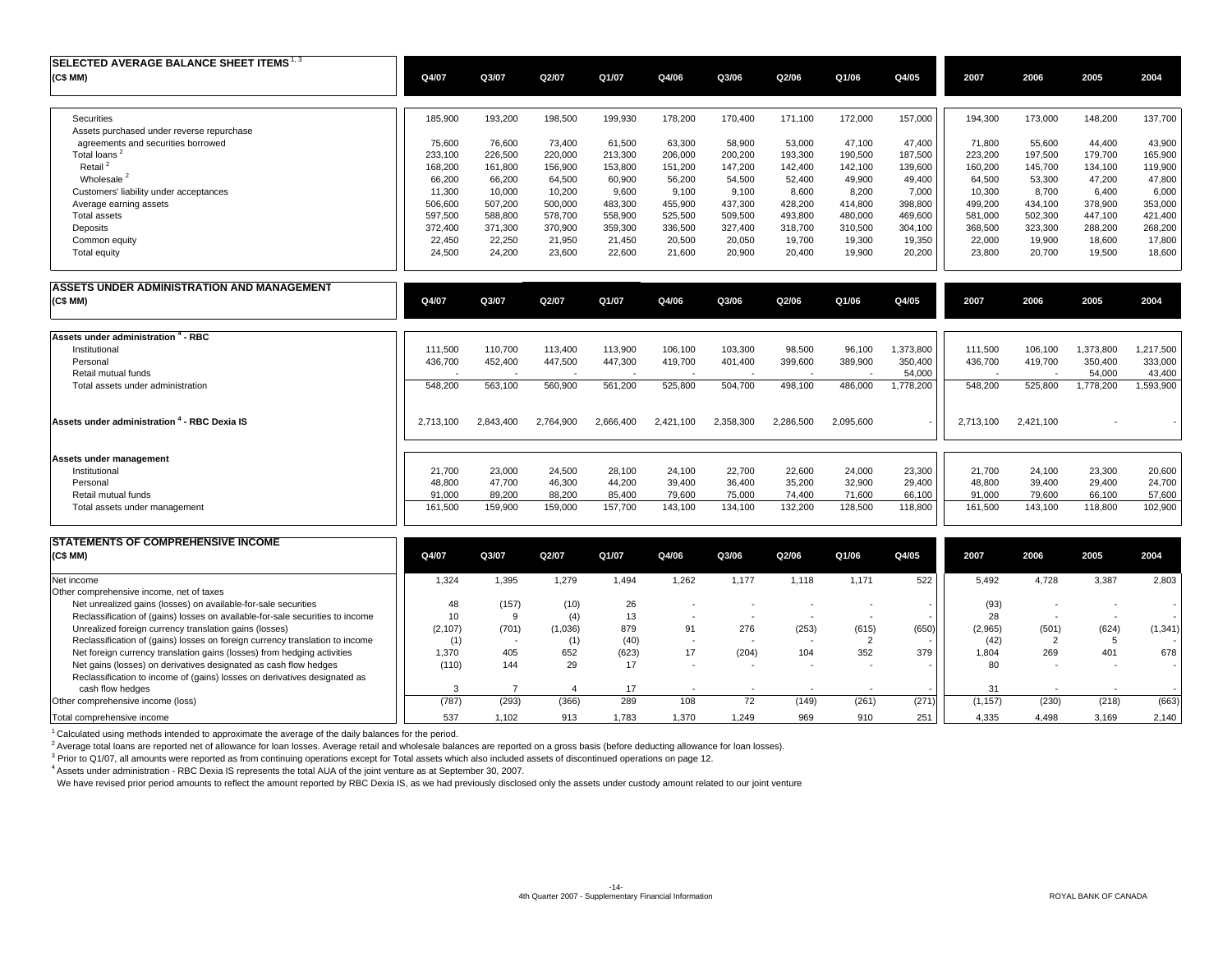## SELECTED AVERAGE BALANCE SHEET ITEMS [1, 3]

| (C$ MM) | Q4/07 | Q3/07 | Q2/07 | Q1/07 | Q4/06 | Q3/06 | Q2/06 | Q1/06 | Q4/05 | 2007 | 2006 | 2005 | 2004 |
|---|---|---|---|---|---|---|---|---|---|---|---|---|---|
| Securities | 185,900 | 193,200 | 198,500 | 199,930 | 178,200 | 170,400 | 171,100 | 172,000 | 157,000 | 194,300 | 173,000 | 148,200 | 137,700 |
| Assets purchased under reverse repurchase agreements and securities borrowed | 75,600 | 76,600 | 73,400 | 61,500 | 63,300 | 58,900 | 53,000 | 47,100 | 47,400 | 71,800 | 55,600 | 44,400 | 43,900 |
| Total loans [2] | 233,100 | 226,500 | 220,000 | 213,300 | 206,000 | 200,200 | 193,300 | 190,500 | 187,500 | 223,200 | 197,500 | 179,700 | 165,900 |
| Retail [2] | 168,200 | 161,800 | 156,900 | 153,800 | 151,200 | 147,200 | 142,400 | 142,100 | 139,600 | 160,200 | 145,700 | 134,100 | 119,900 |
| Wholesale [2] | 66,200 | 66,200 | 64,500 | 60,900 | 56,200 | 54,500 | 52,400 | 49,900 | 49,400 | 64,500 | 53,300 | 47,200 | 47,800 |
| Customers' liability under acceptances | 11,300 | 10,000 | 10,200 | 9,600 | 9,100 | 9,100 | 8,600 | 8,200 | 7,000 | 10,300 | 8,700 | 6,400 | 6,000 |
| Average earning assets | 506,600 | 507,200 | 500,000 | 483,300 | 455,900 | 437,300 | 428,200 | 414,800 | 398,800 | 499,200 | 434,100 | 378,900 | 353,000 |
| Total assets | 597,500 | 588,800 | 578,700 | 558,900 | 525,500 | 509,500 | 493,800 | 480,000 | 469,600 | 581,000 | 502,300 | 447,100 | 421,400 |
| Deposits | 372,400 | 371,300 | 370,900 | 359,300 | 336,500 | 327,400 | 318,700 | 310,500 | 304,100 | 368,500 | 323,300 | 288,200 | 268,200 |
| Common equity | 22,450 | 22,250 | 21,950 | 21,450 | 20,500 | 20,050 | 19,700 | 19,300 | 19,350 | 22,000 | 19,900 | 18,600 | 17,800 |
| Total equity | 24,500 | 24,200 | 23,600 | 22,600 | 21,600 | 20,900 | 20,400 | 19,900 | 20,200 | 23,800 | 20,700 | 19,500 | 18,600 |

## ASSETS UNDER ADMINISTRATION AND MANAGEMENT

| (C$ MM) | Q4/07 | Q3/07 | Q2/07 | Q1/07 | Q4/06 | Q3/06 | Q2/06 | Q1/06 | Q4/05 | 2007 | 2006 | 2005 | 2004 |
|---|---|---|---|---|---|---|---|---|---|---|---|---|---|
| **Assets under administration [4] - RBC** | | | | | | | | | | | | | |
| Institutional | 111,500 | 110,700 | 113,400 | 113,900 | 106,100 | 103,300 | 98,500 | 96,100 | 1,373,800 | 111,500 | 106,100 | 1,373,800 | 1,217,500 |
| Personal | 436,700 | 452,400 | 447,500 | 447,300 | 419,700 | 401,400 | 399,600 | 389,900 | 350,400 | 436,700 | 419,700 | 350,400 | 333,000 |
| Retail mutual funds | - | - | - | - | - | - | - | - | 54,000 | - | - | 54,000 | 43,400 |
| Total assets under administration | 548,200 | 563,100 | 560,900 | 561,200 | 525,800 | 504,700 | 498,100 | 486,000 | 1,778,200 | 548,200 | 525,800 | 1,778,200 | 1,593,900 |
| **Assets under administration [4] - RBC Dexia IS** | 2,713,100 | 2,843,400 | 2,764,900 | 2,666,400 | 2,421,100 | 2,358,300 | 2,286,500 | 2,095,600 | - | 2,713,100 | 2,421,100 | - | - |
| **Assets under management** | | | | | | | | | | | | | |
| Institutional | 21,700 | 23,000 | 24,500 | 28,100 | 24,100 | 22,700 | 22,600 | 24,000 | 23,300 | 21,700 | 24,100 | 23,300 | 20,600 |
| Personal | 48,800 | 47,700 | 46,300 | 44,200 | 39,400 | 36,400 | 35,200 | 32,900 | 29,400 | 48,800 | 39,400 | 29,400 | 24,700 |
| Retail mutual funds | 91,000 | 89,200 | 88,200 | 85,400 | 79,600 | 75,000 | 74,400 | 71,600 | 66,100 | 91,000 | 79,600 | 66,100 | 57,600 |
| Total assets under management | 161,500 | 159,900 | 159,000 | 157,700 | 143,100 | 134,100 | 132,200 | 128,500 | 118,800 | 161,500 | 143,100 | 118,800 | 102,900 |

## STATEMENTS OF COMPREHENSIVE INCOME

| (C$ MM) | Q4/07 | Q3/07 | Q2/07 | Q1/07 | Q4/06 | Q3/06 | Q2/06 | Q1/06 | Q4/05 | 2007 | 2006 | 2005 | 2004 |
|---|---|---|---|---|---|---|---|---|---|---|---|---|---|
| Net income | 1,324 | 1,395 | 1,279 | 1,494 | 1,262 | 1,177 | 1,118 | 1,171 | 522 | 5,492 | 4,728 | 3,387 | 2,803 |
| Other comprehensive income, net of taxes | | | | | | | | | | | | | |
| Net unrealized gains (losses) on available-for-sale securities | 48 | (157) | (10) | 26 | - | - | - | - | - | (93) | - | - | - |
| Reclassification of (gains) losses on available-for-sale securities to income | 10 | 9 | (4) | 13 | - | - | - | - | - | 28 | - | - | - |
| Unrealized foreign currency translation gains (losses) | (2,107) | (701) | (1,036) | 879 | 91 | 276 | (253) | (615) | (650) | (2,965) | (501) | (624) | (1,341) |
| Reclassification of (gains) losses on foreign currency translation to income | (1) | - | (1) | (40) | - | - | - | 2 | - | (42) | 2 | 5 | - |
| Net foreign currency translation gains (losses) from hedging activities | 1,370 | 405 | 652 | (623) | 17 | (204) | 104 | 352 | 379 | 1,804 | 269 | 401 | 678 |
| Net gains (losses) on derivatives designated as cash flow hedges | (110) | 144 | 29 | 17 | - | - | - | - | - | 80 | - | - | - |
| Reclassification to income of (gains) losses on derivatives designated as cash flow hedges | 3 | 7 | 4 | 17 | - | - | - | - | - | 31 | - | - | - |
| Other comprehensive income (loss) | (787) | (293) | (366) | 289 | 108 | 72 | (149) | (261) | (271) | (1,157) | (230) | (218) | (663) |
| Total comprehensive income | 537 | 1,102 | 913 | 1,783 | 1,370 | 1,249 | 969 | 910 | 251 | 4,335 | 4,498 | 3,169 | 2,140 |

[1] Calculated using methods intended to approximate the average of the daily balances for the period.

[2] Average total loans are reported net of allowance for loan losses. Average retail and wholesale balances are reported on a gross basis (before deducting allowance for loan losses).

[3] Prior to Q1/07, all amounts were reported as from continuing operations except for Total assets which also included assets of discontinued operations on page 12.

[4] Assets under administration - RBC Dexia IS represents the total AUA of the joint venture as at September 30, 2007.

We have revised prior period amounts to reflect the amount reported by RBC Dexia IS, as we had previously disclosed only the assets under custody amount related to our joint venture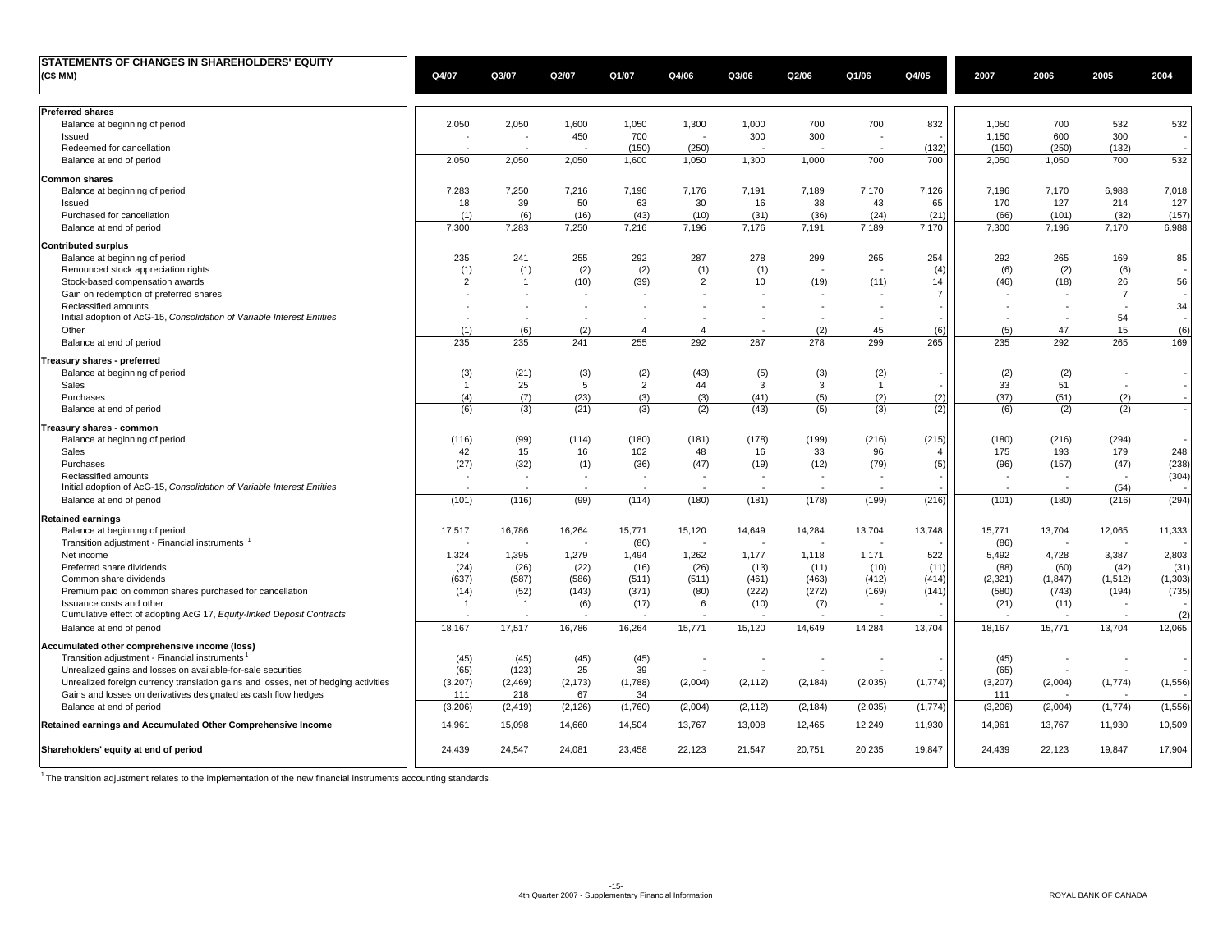## STATEMENTS OF CHANGES IN SHAREHOLDERS' EQUITY

| (C$ MM) | Q4/07 | Q3/07 | Q2/07 | Q1/07 | Q4/06 | Q3/06 | Q2/06 | Q1/06 | Q4/05 | 2007 | 2006 | 2005 | 2004 |
|---|---|---|---|---|---|---|---|---|---|---|---|---|---|
| **Preferred shares** | | | | | | | | | | | | | |
| Balance at beginning of period | 2,050 | 2,050 | 1,600 | 1,050 | 1,300 | 1,000 | 700 | 700 | 832 | 1,050 | 700 | 532 | 532 |
| Issued | - | - | 450 | 700 | - | 300 | 300 | - | - | 1,150 | 600 | 300 | - |
| Redeemed for cancellation | - | - | - | (150) | (250) | - | - | - | (132) | (150) | (250) | (132) | - |
| Balance at end of period | 2,050 | 2,050 | 2,050 | 1,600 | 1,050 | 1,300 | 1,000 | 700 | 700 | 2,050 | 1,050 | 700 | 532 |
| **Common shares** | | | | | | | | | | | | | |
| Balance at beginning of period | 7,283 | 7,250 | 7,216 | 7,196 | 7,176 | 7,191 | 7,189 | 7,170 | 7,126 | 7,196 | 7,170 | 6,988 | 7,018 |
| Issued | 18 | 39 | 50 | 63 | 30 | 16 | 38 | 43 | 65 | 170 | 127 | 214 | 127 |
| Purchased for cancellation | (1) | (6) | (16) | (43) | (10) | (31) | (36) | (24) | (21) | (66) | (101) | (32) | (157) |
| Balance at end of period | 7,300 | 7,283 | 7,250 | 7,216 | 7,196 | 7,176 | 7,191 | 7,189 | 7,170 | 7,300 | 7,196 | 7,170 | 6,988 |
| **Contributed surplus** | | | | | | | | | | | | | |
| Balance at beginning of period | 235 | 241 | 255 | 292 | 287 | 278 | 299 | 265 | 254 | 292 | 265 | 169 | 85 |
| Renounced stock appreciation rights | (1) | (1) | (2) | (2) | (1) | (1) | - | - | (4) | (6) | (2) | (6) | - |
| Stock-based compensation awards | 2 | 1 | (10) | (39) | 2 | 10 | (19) | (11) | 14 | (46) | (18) | 26 | 56 |
| Gain on redemption of preferred shares | - | - | - | - | - | - | - | - | 7 | - | - | 7 | - |
| Reclassified amounts | - | - | - | - | - | - | - | - | - | - | - | - | 34 |
| Initial adoption of AcG-15, *Consolidation of Variable Interest Entities* | - | - | - | - | - | - | - | - | - | - | - | 54 | - |
| Other | (1) | (6) | (2) | 4 | 4 | - | (2) | 45 | (6) | (5) | 47 | 15 | (6) |
| Balance at end of period | 235 | 235 | 241 | 255 | 292 | 287 | 278 | 299 | 265 | 235 | 292 | 265 | 169 |
| **Treasury shares - preferred** | | | | | | | | | | | | | |
| Balance at beginning of period | (3) | (21) | (3) | (2) | (43) | (5) | (3) | (2) | - | (2) | (2) | - | - |
| Sales | 1 | 25 | 5 | 2 | 44 | 3 | 3 | 1 | - | 33 | 51 | - | - |
| Purchases | (4) | (7) | (23) | (3) | (3) | (41) | (5) | (2) | (2) | (37) | (51) | (2) | - |
| Balance at end of period | (6) | (3) | (21) | (3) | (2) | (43) | (5) | (3) | (2) | (6) | (2) | (2) | - |
| **Treasury shares - common** | | | | | | | | | | | | | |
| Balance at beginning of period | (116) | (99) | (114) | (180) | (181) | (178) | (199) | (216) | (215) | (180) | (216) | (294) | - |
| Sales | 42 | 15 | 16 | 102 | 48 | 16 | 33 | 96 | 4 | 175 | 193 | 179 | 248 |
| Purchases | (27) | (32) | (1) | (36) | (47) | (19) | (12) | (79) | (5) | (96) | (157) | (47) | (238) |
| Reclassified amounts | - | - | - | - | - | - | - | - | - | - | - | - | (304) |
| Initial adoption of AcG-15, *Consolidation of Variable Interest Entities* | - | - | - | - | - | - | - | - | - | - | - | (54) | - |
| Balance at end of period | (101) | (116) | (99) | (114) | (180) | (181) | (178) | (199) | (216) | (101) | (180) | (216) | (294) |
| **Retained earnings** | | | | | | | | | | | | | |
| Balance at beginning of period | 17,517 | 16,786 | 16,264 | 15,771 | 15,120 | 14,649 | 14,284 | 13,704 | 13,748 | 15,771 | 13,704 | 12,065 | 11,333 |
| Transition adjustment - Financial instruments [1] | - | - | - | (86) | - | - | - | - | - | (86) | - | - | - |
| Net income | 1,324 | 1,395 | 1,279 | 1,494 | 1,262 | 1,177 | 1,118 | 1,171 | 522 | 5,492 | 4,728 | 3,387 | 2,803 |
| Preferred share dividends | (24) | (26) | (22) | (16) | (26) | (13) | (11) | (10) | (11) | (88) | (60) | (42) | (31) |
| Common share dividends | (637) | (587) | (586) | (511) | (511) | (461) | (463) | (412) | (414) | (2,321) | (1,847) | (1,512) | (1,303) |
| Premium paid on common shares purchased for cancellation | (14) | (52) | (143) | (371) | (80) | (222) | (272) | (169) | (141) | (580) | (743) | (194) | (735) |
| Issuance costs and other | 1 | 1 | (6) | (17) | 6 | (10) | (7) | - | - | (21) | (11) | - | - |
| Cumulative effect of adopting AcG 17, *Equity-linked Deposit Contracts* | - | - | - | - | - | - | - | - | - | - | - | - | (2) |
| Balance at end of period | 18,167 | 17,517 | 16,786 | 16,264 | 15,771 | 15,120 | 14,649 | 14,284 | 13,704 | 18,167 | 15,771 | 13,704 | 12,065 |
| **Accumulated other comprehensive income (loss)** | | | | | | | | | | | | | |
| Transition adjustment - Financial instruments [1] | (45) | (45) | (45) | (45) | - | - | - | - | - | (45) | - | - | - |
| Unrealized gains and losses on available-for-sale securities | (65) | (123) | 25 | 39 | - | - | - | - | - | (65) | - | - | - |
| Unrealized foreign currency translation gains and losses, net of hedging activities | (3,207) | (2,469) | (2,173) | (1,788) | (2,004) | (2,112) | (2,184) | (2,035) | (1,774) | (3,207) | (2,004) | (1,774) | (1,556) |
| Gains and losses on derivatives designated as cash flow hedges | 111 | 218 | 67 | 34 | | | | | | 111 | - | - | - |
| Balance at end of period | (3,206) | (2,419) | (2,126) | (1,760) | (2,004) | (2,112) | (2,184) | (2,035) | (1,774) | (3,206) | (2,004) | (1,774) | (1,556) |
| **Retained earnings and Accumulated Other Comprehensive Income** | 14,961 | 15,098 | 14,660 | 14,504 | 13,767 | 13,008 | 12,465 | 12,249 | 11,930 | 14,961 | 13,767 | 11,930 | 10,509 |
| **Shareholders' equity at end of period** | 24,439 | 24,547 | 24,081 | 23,458 | 22,123 | 21,547 | 20,751 | 20,235 | 19,847 | 24,439 | 22,123 | 19,847 | 17,904 |

[1] The transition adjustment relates to the implementation of the new financial instruments accounting standards.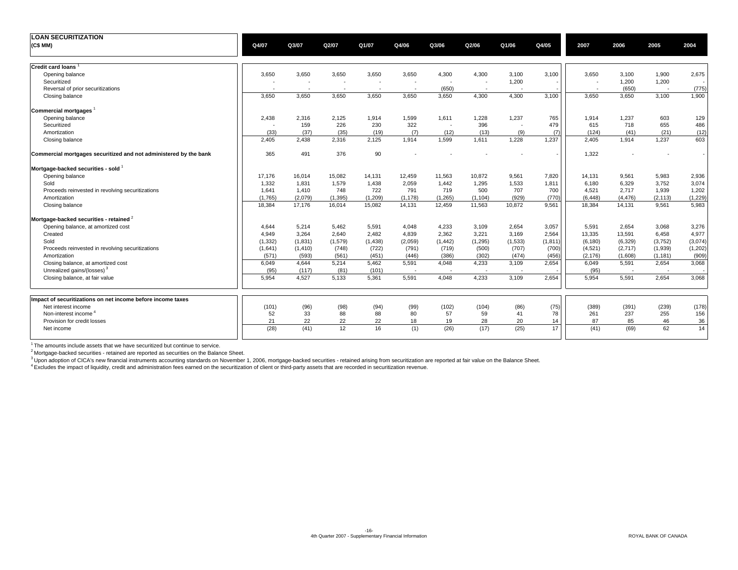## LOAN SECURITIZATION

| (C$ MM) | Q4/07 | Q3/07 | Q2/07 | Q1/07 | Q4/06 | Q3/06 | Q2/06 | Q1/06 | Q4/05 | 2007 | 2006 | 2005 | 2004 |
|---|---|---|---|---|---|---|---|---|---|---|---|---|---|
| **Credit card loans** [1] | | | | | | | | | | | | | |
| Opening balance | 3,650 | 3,650 | 3,650 | 3,650 | 3,650 | 4,300 | 4,300 | 3,100 | 3,100 | 3,650 | 3,100 | 1,900 | 2,675 |
| Securitized | - | - | - | - | - | - | - | 1,200 | - | - | 1,200 | 1,200 | - |
| Reversal of prior securitizations | - | - | - | - | - | (650) | - | - | - | - | (650) | - | (775) |
| Closing balance | 3,650 | 3,650 | 3,650 | 3,650 | 3,650 | 3,650 | 4,300 | 4,300 | 3,100 | 3,650 | 3,650 | 3,100 | 1,900 |
| **Commercial mortgages** [1] | | | | | | | | | | | | | |
| Opening balance | 2,438 | 2,316 | 2,125 | 1,914 | 1,599 | 1,611 | 1,228 | 1,237 | 765 | 1,914 | 1,237 | 603 | 129 |
| Securitized | - | 159 | 226 | 230 | 322 | - | 396 | - | 479 | 615 | 718 | 655 | 486 |
| Amortization | (33) | (37) | (35) | (19) | (7) | (12) | (13) | (9) | (7) | (124) | (41) | (21) | (12) |
| Closing balance | 2,405 | 2,438 | 2,316 | 2,125 | 1,914 | 1,599 | 1,611 | 1,228 | 1,237 | 2,405 | 1,914 | 1,237 | 603 |
| **Commercial mortgages securitized and not administered by the bank** | 365 | 491 | 376 | 90 | - | - | - | - | - | 1,322 | - | - | - |
| **Mortgage-backed securities - sold** [1] | | | | | | | | | | | | | |
| Opening balance | 17,176 | 16,014 | 15,082 | 14,131 | 12,459 | 11,563 | 10,872 | 9,561 | 7,820 | 14,131 | 9,561 | 5,983 | 2,936 |
| Sold | 1,332 | 1,831 | 1,579 | 1,438 | 2,059 | 1,442 | 1,295 | 1,533 | 1,811 | 6,180 | 6,329 | 3,752 | 3,074 |
| Proceeds reinvested in revolving securitizations | 1,641 | 1,410 | 748 | 722 | 791 | 719 | 500 | 707 | 700 | 4,521 | 2,717 | 1,939 | 1,202 |
| Amortization | (1,765) | (2,079) | (1,395) | (1,209) | (1,178) | (1,265) | (1,104) | (929) | (770) | (6,448) | (4,476) | (2,113) | (1,229) |
| Closing balance | 18,384 | 17,176 | 16,014 | 15,082 | 14,131 | 12,459 | 11,563 | 10,872 | 9,561 | 18,384 | 14,131 | 9,561 | 5,983 |
| **Mortgage-backed securities - retained** [2] | | | | | | | | | | | | | |
| Opening balance, at amortized cost | 4,644 | 5,214 | 5,462 | 5,591 | 4,048 | 4,233 | 3,109 | 2,654 | 3,057 | 5,591 | 2,654 | 3,068 | 3,276 |
| Created | 4,949 | 3,264 | 2,640 | 2,482 | 4,839 | 2,362 | 3,221 | 3,169 | 2,564 | 13,335 | 13,591 | 6,458 | 4,977 |
| Sold | (1,332) | (1,831) | (1,579) | (1,438) | (2,059) | (1,442) | (1,295) | (1,533) | (1,811) | (6,180) | (6,329) | (3,752) | (3,074) |
| Proceeds reinvested in revolving securitizations | (1,641) | (1,410) | (748) | (722) | (791) | (719) | (500) | (707) | (700) | (4,521) | (2,717) | (1,939) | (1,202) |
| Amortization | (571) | (593) | (561) | (451) | (446) | (386) | (302) | (474) | (456) | (2,176) | (1,608) | (1,181) | (909) |
| Closing balance, at amortized cost | 6,049 | 4,644 | 5,214 | 5,462 | 5,591 | 4,048 | 4,233 | 3,109 | 2,654 | 6,049 | 5,591 | 2,654 | 3,068 |
| Unrealized gains/(losses) [3] | (95) | (117) | (81) | (101) | - | - | - | - | - | (95) | - | - | - |
| Closing balance, at fair value | 5,954 | 4,527 | 5,133 | 5,361 | 5,591 | 4,048 | 4,233 | 3,109 | 2,654 | 5,954 | 5,591 | 2,654 | 3,068 |
| **Impact of securitizations on net income before income taxes** | | | | | | | | | | | | | |
| Net interest income | (101) | (96) | (98) | (94) | (99) | (102) | (104) | (86) | (75) | (389) | (391) | (239) | (178) |
| Non-interest income [4] | 52 | 33 | 88 | 88 | 80 | 57 | 59 | 41 | 78 | 261 | 237 | 255 | 156 |
| Provision for credit losses | 21 | 22 | 22 | 22 | 18 | 19 | 28 | 20 | 14 | 87 | 85 | 46 | 36 |
| Net income | (28) | (41) | 12 | 16 | (1) | (26) | (17) | (25) | 17 | (41) | (69) | 62 | 14 |

[1] The amounts include assets that we have securitized but continue to service.
[2] Mortgage-backed securities - retained are reported as securities on the Balance Sheet.
[3] Upon adoption of CICA's new financial instruments accounting standards on November 1, 2006, mortgage-backed securities - retained arising from securitization are reported at fair value on the Balance Sheet.
[4] Excludes the impact of liquidity, credit and administration fees earned on the securitization of client or third-party assets that are recorded in securitization revenue.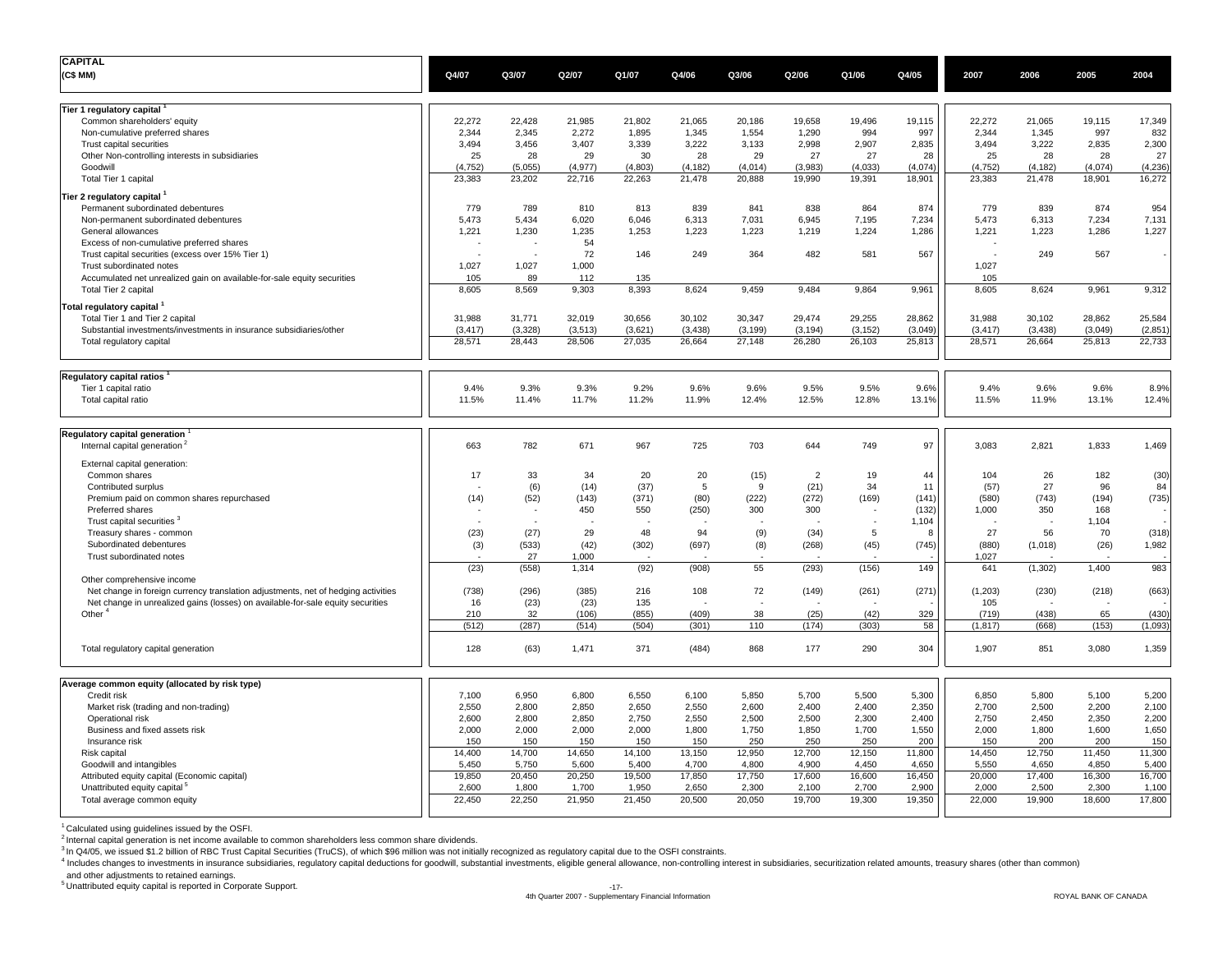# CAPITAL

| (C$ MM) | Q4/07 | Q3/07 | Q2/07 | Q1/07 | Q4/06 | Q3/06 | Q2/06 | Q1/06 | Q4/05 | 2007 | 2006 | 2005 | 2004 |
|---|---|---|---|---|---|---|---|---|---|---|---|---|---|
| **Tier 1 regulatory capital** [1] | | | | | | | | | | | | | |
| Common shareholders' equity | 22,272 | 22,428 | 21,985 | 21,802 | 21,065 | 20,186 | 19,658 | 19,496 | 19,115 | 22,272 | 21,065 | 19,115 | 17,349 |
| Non-cumulative preferred shares | 2,344 | 2,345 | 2,272 | 1,895 | 1,345 | 1,554 | 1,290 | 994 | 997 | 2,344 | 1,345 | 997 | 832 |
| Trust capital securities | 3,494 | 3,456 | 3,407 | 3,339 | 3,222 | 3,133 | 2,998 | 2,907 | 2,835 | 3,494 | 3,222 | 2,835 | 2,300 |
| Other Non-controlling interests in subsidiaries | 25 | 28 | 29 | 30 | 28 | 29 | 27 | 27 | 28 | 25 | 28 | 28 | 27 |
| Goodwill | (4,752) | (5,055) | (4,977) | (4,803) | (4,182) | (4,014) | (3,983) | (4,033) | (4,074) | (4,752) | (4,182) | (4,074) | (4,236) |
| Total Tier 1 capital | 23,383 | 23,202 | 22,716 | 22,263 | 21,478 | 20,888 | 19,990 | 19,391 | 18,901 | 23,383 | 21,478 | 18,901 | 16,272 |
| **Tier 2 regulatory capital** [1] | | | | | | | | | | | | | |
| Permanent subordinated debentures | 779 | 789 | 810 | 813 | 839 | 841 | 838 | 864 | 874 | 779 | 839 | 874 | 954 |
| Non-permanent subordinated debentures | 5,473 | 5,434 | 6,020 | 6,046 | 6,313 | 7,031 | 6,945 | 7,195 | 7,234 | 5,473 | 6,313 | 7,234 | 7,131 |
| General allowances | 1,221 | 1,230 | 1,235 | 1,253 | 1,223 | 1,223 | 1,219 | 1,224 | 1,286 | 1,221 | 1,223 | 1,286 | 1,227 |
| Excess of non-cumulative preferred shares | - | - | 54 | | | | | | | - | | | |
| Trust capital securities (excess over 15% Tier 1) | - | - | 72 | 146 | 249 | 364 | 482 | 581 | 567 | - | 249 | 567 | - |
| Trust subordinated notes | 1,027 | 1,027 | 1,000 | | | | | | | 1,027 | | | |
| Accumulated net unrealized gain on available-for-sale equity securities | 105 | 89 | 112 | 135 | | | | | | 105 | | | |
| Total Tier 2 capital | 8,605 | 8,569 | 9,303 | 8,393 | 8,624 | 9,459 | 9,484 | 9,864 | 9,961 | 8,605 | 8,624 | 9,961 | 9,312 |
| **Total regulatory capital** [1] | | | | | | | | | | | | | |
| Total Tier 1 and Tier 2 capital | 31,988 | 31,771 | 32,019 | 30,656 | 30,102 | 30,347 | 29,474 | 29,255 | 28,862 | 31,988 | 30,102 | 28,862 | 25,584 |
| Substantial investments/investments in insurance subsidiaries/other | (3,417) | (3,328) | (3,513) | (3,621) | (3,438) | (3,199) | (3,194) | (3,152) | (3,049) | (3,417) | (3,438) | (3,049) | (2,851) |
| Total regulatory capital | 28,571 | 28,443 | 28,506 | 27,035 | 26,664 | 27,148 | 26,280 | 26,103 | 25,813 | 28,571 | 26,664 | 25,813 | 22,733 |
| **Regulatory capital ratios** [1] | | | | | | | | | | | | | |
| Tier 1 capital ratio | 9.4% | 9.3% | 9.3% | 9.2% | 9.6% | 9.6% | 9.5% | 9.5% | 9.6% | 9.4% | 9.6% | 9.6% | 8.9% |
| Total capital ratio | 11.5% | 11.4% | 11.7% | 11.2% | 11.9% | 12.4% | 12.5% | 12.8% | 13.1% | 11.5% | 11.9% | 13.1% | 12.4% |
| **Regulatory capital generation** [1] | | | | | | | | | | | | | |
| Internal capital generation [2] | 663 | 782 | 671 | 967 | 725 | 703 | 644 | 749 | 97 | 3,083 | 2,821 | 1,833 | 1,469 |
| External capital generation: | | | | | | | | | | | | | |
| Common shares | 17 | 33 | 34 | 20 | 20 | (15) | 2 | 19 | 44 | 104 | 26 | 182 | (30) |
| Contributed surplus | - | (6) | (14) | (37) | 5 | 9 | (21) | 34 | 11 | (57) | 27 | 96 | 84 |
| Premium paid on common shares repurchased | (14) | (52) | (143) | (371) | (80) | (222) | (272) | (169) | (141) | (580) | (743) | (194) | (735) |
| Preferred shares | - | - | 450 | 550 | (250) | 300 | 300 | - | (132) | 1,000 | 350 | 168 | - |
| Trust capital securities [3] | - | - | - | - | - | - | - | - | 1,104 | - | - | 1,104 | - |
| Treasury shares - common | (23) | (27) | 29 | 48 | 94 | (9) | (34) | 5 | 8 | 27 | 56 | 70 | (318) |
| Subordinated debentures | (3) | (533) | (42) | (302) | (697) | (8) | (268) | (45) | (745) | (880) | (1,018) | (26) | 1,982 |
| Trust subordinated notes | - | 27 | 1,000 | - | - | - | - | - | - | 1,027 | - | - | - |
| | (23) | (558) | 1,314 | (92) | (908) | 55 | (293) | (156) | 149 | 641 | (1,302) | 1,400 | 983 |
| Other comprehensive income | | | | | | | | | | | | | |
| Net change in foreign currency translation adjustments, net of hedging activities | (738) | (296) | (385) | 216 | 108 | 72 | (149) | (261) | (271) | (1,203) | (230) | (218) | (663) |
| Net change in unrealized gains (losses) on available-for-sale equity securities | 16 | (23) | (23) | 135 | - | - | - | - | - | 105 | - | - | - |
| Other [4] | 210 | 32 | (106) | (855) | (409) | 38 | (25) | (42) | 329 | (719) | (438) | 65 | (430) |
| | (512) | (287) | (514) | (504) | (301) | 110 | (174) | (303) | 58 | (1,817) | (668) | (153) | (1,093) |
| Total regulatory capital generation | 128 | (63) | 1,471 | 371 | (484) | 868 | 177 | 290 | 304 | 1,907 | 851 | 3,080 | 1,359 |
| **Average common equity (allocated by risk type)** | | | | | | | | | | | | | |
| Credit risk | 7,100 | 6,950 | 6,800 | 6,550 | 6,100 | 5,850 | 5,700 | 5,500 | 5,300 | 6,850 | 5,800 | 5,100 | 5,200 |
| Market risk (trading and non-trading) | 2,550 | 2,800 | 2,850 | 2,650 | 2,550 | 2,600 | 2,400 | 2,400 | 2,350 | 2,700 | 2,500 | 2,200 | 2,100 |
| Operational risk | 2,600 | 2,800 | 2,850 | 2,750 | 2,550 | 2,500 | 2,500 | 2,300 | 2,400 | 2,750 | 2,450 | 2,350 | 2,200 |
| Business and fixed assets risk | 2,000 | 2,000 | 2,000 | 2,000 | 1,800 | 1,750 | 1,850 | 1,700 | 1,550 | 2,000 | 1,800 | 1,600 | 1,650 |
| Insurance risk | 150 | 150 | 150 | 150 | 150 | 250 | 250 | 250 | 200 | 150 | 200 | 200 | 150 |
| Risk capital | 14,400 | 14,700 | 14,650 | 14,100 | 13,150 | 12,950 | 12,700 | 12,150 | 11,800 | 14,450 | 12,750 | 11,450 | 11,300 |
| Goodwill and intangibles | 5,450 | 5,750 | 5,600 | 5,400 | 4,700 | 4,800 | 4,900 | 4,450 | 4,650 | 5,550 | 4,650 | 4,850 | 5,400 |
| Attributed equity capital (Economic capital) | 19,850 | 20,450 | 20,250 | 19,500 | 17,850 | 17,750 | 17,600 | 16,600 | 16,450 | 20,000 | 17,400 | 16,300 | 16,700 |
| Unattributed equity capital [5] | 2,600 | 1,800 | 1,700 | 1,950 | 2,650 | 2,300 | 2,100 | 2,700 | 2,900 | 2,000 | 2,500 | 2,300 | 1,100 |
| Total average common equity | 22,450 | 22,250 | 21,950 | 21,450 | 20,500 | 20,050 | 19,700 | 19,300 | 19,350 | 22,000 | 19,900 | 18,600 | 17,800 |

[1] Calculated using guidelines issued by the OSFI.
[2] Internal capital generation is net income available to common shareholders less common share dividends.
[3] In Q4/05, we issued $1.2 billion of RBC Trust Capital Securities (TruCS), of which $96 million was not initially recognized as regulatory capital due to the OSFI constraints.
[4] Includes changes to investments in insurance subsidiaries, regulatory capital deductions for goodwill, substantial investments, eligible general allowance, non-controlling interest in subsidiaries, securitization related amounts, treasury shares (other than common) and other adjustments to retained earnings.
[5] Unattributed equity capital is reported in Corporate Support.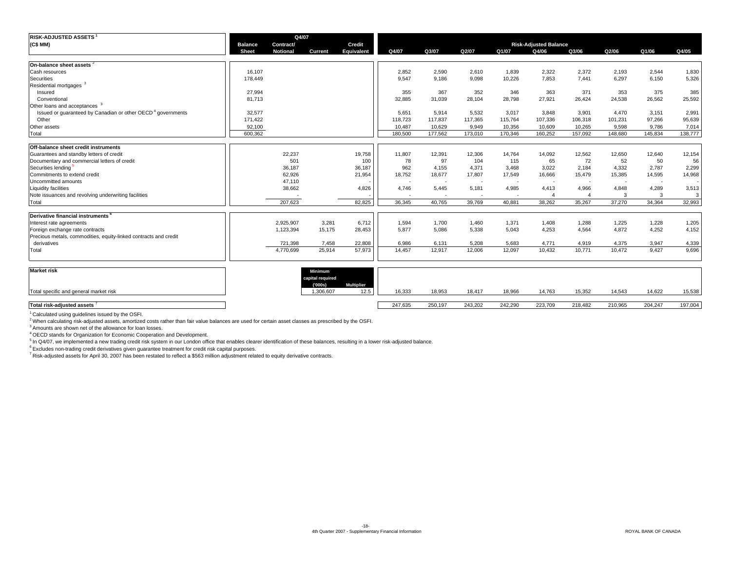| RISK-ADJUSTED ASSETS [1] (C$ MM) | Q4/07 Balance Sheet | Q4/07 Contract/ Notional | Q4/07 Current | Q4/07 Credit Equivalent | Q4/07 | Q3/07 | Q2/07 | Q1/07 | Q4/06 | Q3/06 | Q2/06 | Q1/06 | Q4/05 |
|---|---|---|---|---|---|---|---|---|---|---|---|---|---|
| | | | | | **Risk-Adjusted Balance** | | | | | | | | |
| **On-balance sheet assets** [2] | | | | | | | | | | | | | |
| Cash resources | 16,107 | | | | 2,852 | 2,590 | 2,610 | 1,839 | 2,322 | 2,372 | 2,193 | 2,544 | 1,830 |
| Securities | 178,449 | | | | 9,547 | 9,186 | 9,098 | 10,226 | 7,853 | 7,441 | 6,297 | 6,150 | 5,326 |
| Residential mortgages [3] | | | | | | | | | | | | | |
| Insured | 27,994 | | | | 355 | 367 | 352 | 346 | 363 | 371 | 353 | 375 | 385 |
| Conventional | 81,713 | | | | 32,885 | 31,039 | 28,104 | 28,798 | 27,921 | 26,424 | 24,538 | 26,562 | 25,592 |
| Other loans and acceptances [3] | | | | | | | | | | | | | |
| Issued or guaranteed by Canadian or other OECD [4] governments | 32,577 | | | | 5,651 | 5,914 | 5,532 | 3,017 | 3,848 | 3,901 | 4,470 | 3,151 | 2,991 |
| Other | 171,422 | | | | 118,723 | 117,837 | 117,365 | 115,764 | 107,336 | 106,318 | 101,231 | 97,266 | 95,639 |
| Other assets | 92,100 | | | | 10,487 | 10,629 | 9,949 | 10,356 | 10,609 | 10,265 | 9,598 | 9,786 | 7,014 |
| Total | 600,362 | | | | 180,500 | 177,562 | 173,010 | 170,346 | 160,252 | 157,092 | 148,680 | 145,834 | 138,777 |
| **Off-balance sheet credit instruments** | | | | | | | | | | | | | |
| Guarantees and standby letters of credit | | 22,237 | | 19,758 | 11,807 | 12,391 | 12,306 | 14,764 | 14,092 | 12,562 | 12,650 | 12,640 | 12,154 |
| Documentary and commercial letters of credit | | 501 | | 100 | 78 | 97 | 104 | 115 | 65 | 72 | 52 | 50 | 56 |
| Securities lending [5] | | 36,187 | | 36,187 | 962 | 4,155 | 4,371 | 3,468 | 3,022 | 2,184 | 4,332 | 2,787 | 2,299 |
| Commitments to extend credit | | 62,926 | | 21,954 | 18,752 | 18,677 | 17,807 | 17,549 | 16,666 | 15,479 | 15,385 | 14,595 | 14,968 |
| Uncommitted amounts | | 47,110 | | - | - | - | - | - | - | - | - | - | - |
| Liquidity facilities | | 38,662 | | 4,826 | 4,746 | 5,445 | 5,181 | 4,985 | 4,413 | 4,966 | 4,848 | 4,289 | 3,513 |
| Note issuances and revolving underwriting facilities | | - | | - | - | - | - | - | 4 | 4 | 3 | 3 | 3 |
| Total | | 207,623 | | 82,825 | 36,345 | 40,765 | 39,769 | 40,881 | 38,262 | 35,267 | 37,270 | 34,364 | 32,993 |
| **Derivative financial instruments** [6] | | | | | | | | | | | | | |
| Interest rate agreements | | 2,925,907 | 3,281 | 6,712 | 1,594 | 1,700 | 1,460 | 1,371 | 1,408 | 1,288 | 1,225 | 1,228 | 1,205 |
| Foreign exchange rate contracts | | 1,123,394 | 15,175 | 28,453 | 5,877 | 5,086 | 5,338 | 5,043 | 4,253 | 4,564 | 4,872 | 4,252 | 4,152 |
| Precious metals, commodities, equity-linked contracts and credit derivatives | | 721,398 | 7,458 | 22,808 | 6,986 | 6,131 | 5,208 | 5,683 | 4,771 | 4,919 | 4,375 | 3,947 | 4,339 |
| Total | | 4,770,699 | 25,914 | 57,973 | 14,457 | 12,917 | 12,006 | 12,097 | 10,432 | 10,771 | 10,472 | 9,427 | 9,696 |
| **Market risk** | | | Minimum capital required ('000s) | Multiplier | | | | | | | | | |
| Total specific and general market risk | | | 1,306,607 | 12.5 | 16,333 | 18,953 | 18,417 | 18,966 | 14,763 | 15,352 | 14,543 | 14,622 | 15,538 |
| **Total risk-adjusted assets** [7] | | | | | 247,635 | 250,197 | 243,202 | 242,290 | 223,709 | 218,482 | 210,965 | 204,247 | 197,004 |

[1] Calculated using guidelines issued by the OSFI.
[2] When calculating risk-adjusted assets, amortized costs rather than fair value balances are used for certain asset classes as prescribed by the OSFI.
[3] Amounts are shown net of the allowance for loan losses.
[4] OECD stands for Organization for Economic Cooperation and Development.
[5] In Q4/07, we implemented a new trading credit risk system in our London office that enables clearer identification of these balances, resulting in a lower risk-adjusted balance.
[6] Excludes non-trading credit derivatives given guarantee treatment for credit risk capital purposes.
[7] Risk-adjusted assets for April 30, 2007 has been restated to reflect a $563 million adjustment related to equity derivative contracts.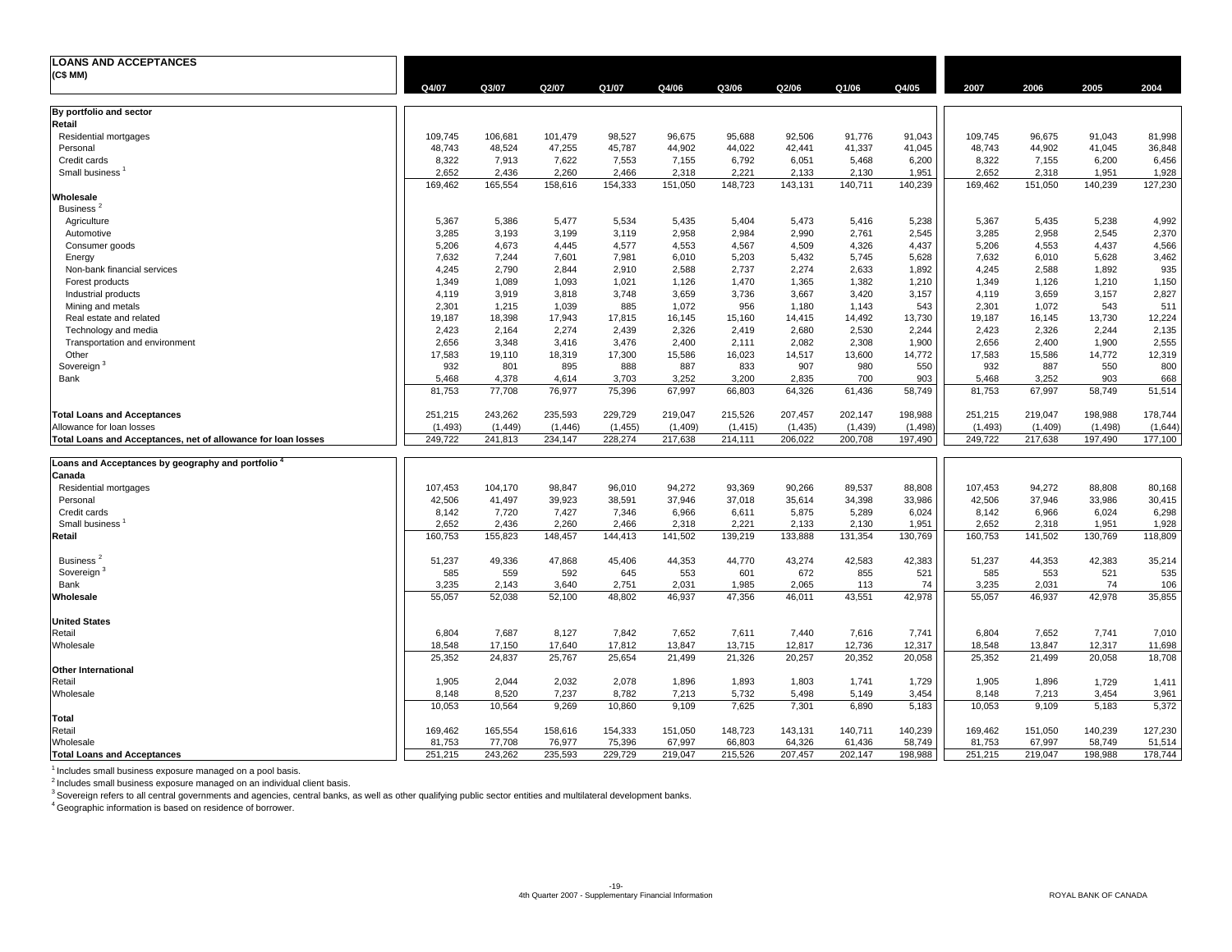## LOANS AND ACCEPTANCES

(C$ MM)

| | Q4/07 | Q3/07 | Q2/07 | Q1/07 | Q4/06 | Q3/06 | Q2/06 | Q1/06 | Q4/05 | 2007 | 2006 | 2005 | 2004 |
|---|---|---|---|---|---|---|---|---|---|---|---|---|---|
| **By portfolio and sector** | | | | | | | | | | | | | |
| **Retail** | | | | | | | | | | | | | |
| Residential mortgages | 109,745 | 106,681 | 101,479 | 98,527 | 96,675 | 95,688 | 92,506 | 91,776 | 91,043 | 109,745 | 96,675 | 91,043 | 81,998 |
| Personal | 48,743 | 48,524 | 47,255 | 45,787 | 44,902 | 44,022 | 42,441 | 41,337 | 41,045 | 48,743 | 44,902 | 41,045 | 36,848 |
| Credit cards | 8,322 | 7,913 | 7,622 | 7,553 | 7,155 | 6,792 | 6,051 | 5,468 | 6,200 | 8,322 | 7,155 | 6,200 | 6,456 |
| Small business [1] | 2,652 | 2,436 | 2,260 | 2,466 | 2,318 | 2,221 | 2,133 | 2,130 | 1,951 | 2,652 | 2,318 | 1,951 | 1,928 |
| | 169,462 | 165,554 | 158,616 | 154,333 | 151,050 | 148,723 | 143,131 | 140,711 | 140,239 | 169,462 | 151,050 | 140,239 | 127,230 |
| **Wholesale** | | | | | | | | | | | | | |
| Business [2] | | | | | | | | | | | | | |
| Agriculture | 5,367 | 5,386 | 5,477 | 5,534 | 5,435 | 5,404 | 5,473 | 5,416 | 5,238 | 5,367 | 5,435 | 5,238 | 4,992 |
| Automotive | 3,285 | 3,193 | 3,199 | 3,119 | 2,958 | 2,984 | 2,990 | 2,761 | 2,545 | 3,285 | 2,958 | 2,545 | 2,370 |
| Consumer goods | 5,206 | 4,673 | 4,445 | 4,577 | 4,553 | 4,567 | 4,509 | 4,326 | 4,437 | 5,206 | 4,553 | 4,437 | 4,566 |
| Energy | 7,632 | 7,244 | 7,601 | 7,981 | 6,010 | 5,203 | 5,432 | 5,745 | 5,628 | 7,632 | 6,010 | 5,628 | 3,462 |
| Non-bank financial services | 4,245 | 2,790 | 2,844 | 2,910 | 2,588 | 2,737 | 2,274 | 2,633 | 1,892 | 4,245 | 2,588 | 1,892 | 935 |
| Forest products | 1,349 | 1,089 | 1,093 | 1,021 | 1,126 | 1,470 | 1,365 | 1,382 | 1,210 | 1,349 | 1,126 | 1,210 | 1,150 |
| Industrial products | 4,119 | 3,919 | 3,818 | 3,748 | 3,659 | 3,736 | 3,667 | 3,420 | 3,157 | 4,119 | 3,659 | 3,157 | 2,827 |
| Mining and metals | 2,301 | 1,215 | 1,039 | 885 | 1,072 | 956 | 1,180 | 1,143 | 543 | 2,301 | 1,072 | 543 | 511 |
| Real estate and related | 19,187 | 18,398 | 17,943 | 17,815 | 16,145 | 15,160 | 14,415 | 14,492 | 13,730 | 19,187 | 16,145 | 13,730 | 12,224 |
| Technology and media | 2,423 | 2,164 | 2,274 | 2,439 | 2,326 | 2,419 | 2,680 | 2,530 | 2,244 | 2,423 | 2,326 | 2,244 | 2,135 |
| Transportation and environment | 2,656 | 3,348 | 3,416 | 3,476 | 2,400 | 2,111 | 2,082 | 2,308 | 1,900 | 2,656 | 2,400 | 1,900 | 2,555 |
| Other | 17,583 | 19,110 | 18,319 | 17,300 | 15,586 | 16,023 | 14,517 | 13,600 | 14,772 | 17,583 | 15,586 | 14,772 | 12,319 |
| Sovereign [3] | 932 | 801 | 895 | 888 | 887 | 833 | 907 | 980 | 550 | 932 | 887 | 550 | 800 |
| Bank | 5,468 | 4,378 | 4,614 | 3,703 | 3,252 | 3,200 | 2,835 | 700 | 903 | 5,468 | 3,252 | 903 | 668 |
| | 81,753 | 77,708 | 76,977 | 75,396 | 67,997 | 66,803 | 64,326 | 61,436 | 58,749 | 81,753 | 67,997 | 58,749 | 51,514 |
| **Total Loans and Acceptances** | 251,215 | 243,262 | 235,593 | 229,729 | 219,047 | 215,526 | 207,457 | 202,147 | 198,988 | 251,215 | 219,047 | 198,988 | 178,744 |
| Allowance for loan losses | (1,493) | (1,449) | (1,446) | (1,455) | (1,409) | (1,415) | (1,435) | (1,439) | (1,498) | (1,493) | (1,409) | (1,498) | (1,644) |
| **Total Loans and Acceptances, net of allowance for loan losses** | 249,722 | 241,813 | 234,147 | 228,274 | 217,638 | 214,111 | 206,022 | 200,708 | 197,490 | 249,722 | 217,638 | 197,490 | 177,100 |
| **Loans and Acceptances by geography and portfolio [4]** | | | | | | | | | | | | | |
| **Canada** | | | | | | | | | | | | | |
| Residential mortgages | 107,453 | 104,170 | 98,847 | 96,010 | 94,272 | 93,369 | 90,266 | 89,537 | 88,808 | 107,453 | 94,272 | 88,808 | 80,168 |
| Personal | 42,506 | 41,497 | 39,923 | 38,591 | 37,946 | 37,018 | 35,614 | 34,398 | 33,986 | 42,506 | 37,946 | 33,986 | 30,415 |
| Credit cards | 8,142 | 7,720 | 7,427 | 7,346 | 6,966 | 6,611 | 5,875 | 5,289 | 6,024 | 8,142 | 6,966 | 6,024 | 6,298 |
| Small business [1] | 2,652 | 2,436 | 2,260 | 2,466 | 2,318 | 2,221 | 2,133 | 2,130 | 1,951 | 2,652 | 2,318 | 1,951 | 1,928 |
| **Retail** | 160,753 | 155,823 | 148,457 | 144,413 | 141,502 | 139,219 | 133,888 | 131,354 | 130,769 | 160,753 | 141,502 | 130,769 | 118,809 |
| Business [2] | 51,237 | 49,336 | 47,868 | 45,406 | 44,353 | 44,770 | 43,274 | 42,583 | 42,383 | 51,237 | 44,353 | 42,383 | 35,214 |
| Sovereign [3] | 585 | 559 | 592 | 645 | 553 | 601 | 672 | 855 | 521 | 585 | 553 | 521 | 535 |
| Bank | 3,235 | 2,143 | 3,640 | 2,751 | 2,031 | 1,985 | 2,065 | 113 | 74 | 3,235 | 2,031 | 74 | 106 |
| **Wholesale** | 55,057 | 52,038 | 52,100 | 48,802 | 46,937 | 47,356 | 46,011 | 43,551 | 42,978 | 55,057 | 46,937 | 42,978 | 35,855 |
| **United States** | | | | | | | | | | | | | |
| Retail | 6,804 | 7,687 | 8,127 | 7,842 | 7,652 | 7,611 | 7,440 | 7,616 | 7,741 | 6,804 | 7,652 | 7,741 | 7,010 |
| Wholesale | 18,548 | 17,150 | 17,640 | 17,812 | 13,847 | 13,715 | 12,817 | 12,736 | 12,317 | 18,548 | 13,847 | 12,317 | 11,698 |
| | 25,352 | 24,837 | 25,767 | 25,654 | 21,499 | 21,326 | 20,257 | 20,352 | 20,058 | 25,352 | 21,499 | 20,058 | 18,708 |
| **Other International** | | | | | | | | | | | | | |
| Retail | 1,905 | 2,044 | 2,032 | 2,078 | 1,896 | 1,893 | 1,803 | 1,741 | 1,729 | 1,905 | 1,896 | 1,729 | 1,411 |
| Wholesale | 8,148 | 8,520 | 7,237 | 8,782 | 7,213 | 5,732 | 5,498 | 5,149 | 3,454 | 8,148 | 7,213 | 3,454 | 3,961 |
| | 10,053 | 10,564 | 9,269 | 10,860 | 9,109 | 7,625 | 7,301 | 6,890 | 5,183 | 10,053 | 9,109 | 5,183 | 5,372 |
| **Total** | | | | | | | | | | | | | |
| Retail | 169,462 | 165,554 | 158,616 | 154,333 | 151,050 | 148,723 | 143,131 | 140,711 | 140,239 | 169,462 | 151,050 | 140,239 | 127,230 |
| Wholesale | 81,753 | 77,708 | 76,977 | 75,396 | 67,997 | 66,803 | 64,326 | 61,436 | 58,749 | 81,753 | 67,997 | 58,749 | 51,514 |
| **Total Loans and Acceptances** | 251,215 | 243,262 | 235,593 | 229,729 | 219,047 | 215,526 | 207,457 | 202,147 | 198,988 | 251,215 | 219,047 | 198,988 | 178,744 |

[1] Includes small business exposure managed on a pool basis.
[2] Includes small business exposure managed on an individual client basis.
[3] Sovereign refers to all central governments and agencies, central banks, as well as other qualifying public sector entities and multilateral development banks.
[4] Geographic information is based on residence of borrower.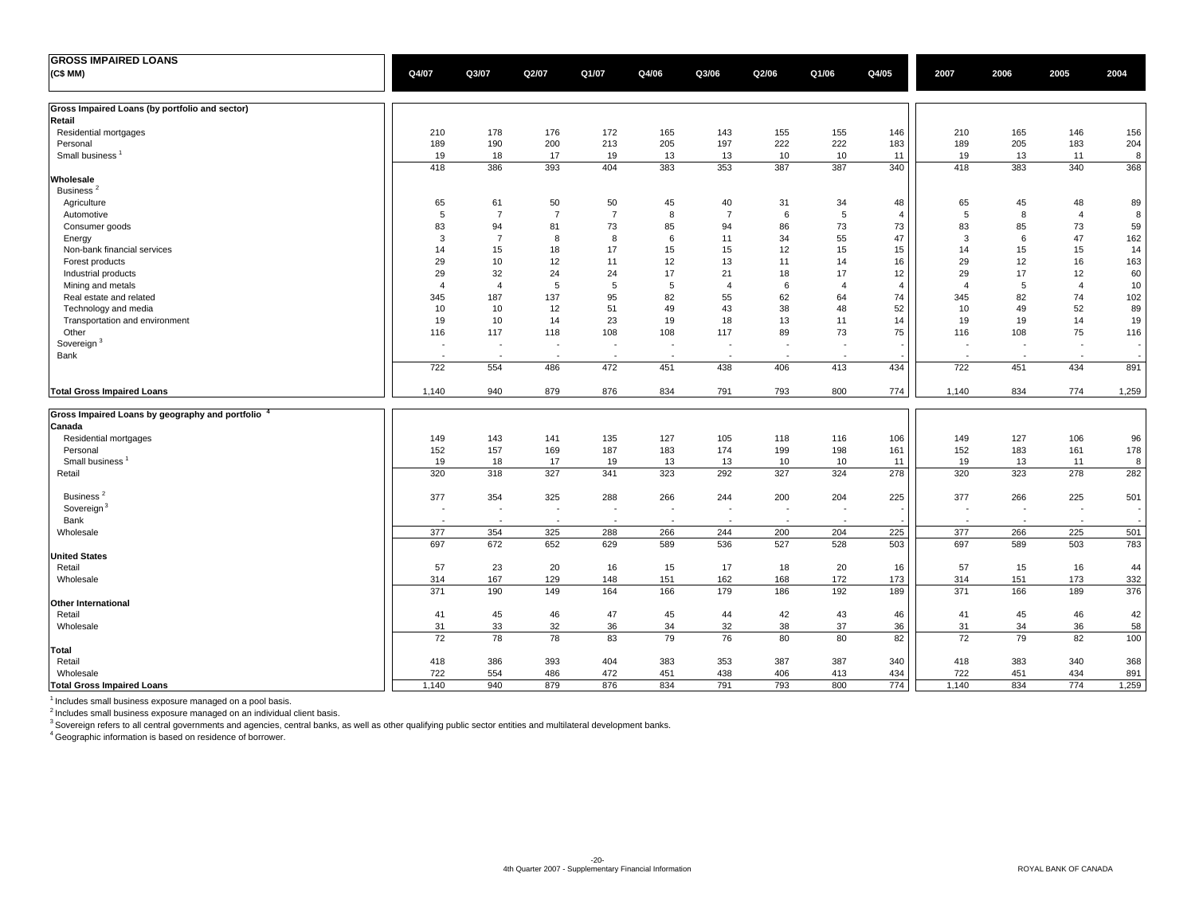# GROSS IMPAIRED LOANS

| (C$ MM) | Q4/07 | Q3/07 | Q2/07 | Q1/07 | Q4/06 | Q3/06 | Q2/06 | Q1/06 | Q4/05 | 2007 | 2006 | 2005 | 2004 |
|---|---|---|---|---|---|---|---|---|---|---|---|---|---|
| **Gross Impaired Loans (by portfolio and sector)** | | | | | | | | | | | | | |
| **Retail** | | | | | | | | | | | | | |
| Residential mortgages | 210 | 178 | 176 | 172 | 165 | 143 | 155 | 155 | 146 | 210 | 165 | 146 | 156 |
| Personal | 189 | 190 | 200 | 213 | 205 | 197 | 222 | 222 | 183 | 189 | 205 | 183 | 204 |
| Small business [1] | 19 | 18 | 17 | 19 | 13 | 13 | 10 | 10 | 11 | 19 | 13 | 11 | 8 |
| | 418 | 386 | 393 | 404 | 383 | 353 | 387 | 387 | 340 | 418 | 383 | 340 | 368 |
| **Wholesale** | | | | | | | | | | | | | |
| Business [2] | | | | | | | | | | | | | |
| Agriculture | 65 | 61 | 50 | 50 | 45 | 40 | 31 | 34 | 48 | 65 | 45 | 48 | 89 |
| Automotive | 5 | 7 | 7 | 7 | 8 | 7 | 6 | 5 | 4 | 5 | 8 | 4 | 8 |
| Consumer goods | 83 | 94 | 81 | 73 | 85 | 94 | 86 | 73 | 73 | 83 | 85 | 73 | 59 |
| Energy | 3 | 7 | 8 | 8 | 6 | 11 | 34 | 55 | 47 | 3 | 6 | 47 | 162 |
| Non-bank financial services | 14 | 15 | 18 | 17 | 15 | 15 | 12 | 15 | 15 | 14 | 15 | 15 | 14 |
| Forest products | 29 | 10 | 12 | 11 | 12 | 13 | 11 | 14 | 16 | 29 | 12 | 16 | 163 |
| Industrial products | 29 | 32 | 24 | 24 | 17 | 21 | 18 | 17 | 12 | 29 | 17 | 12 | 60 |
| Mining and metals | 4 | 4 | 5 | 5 | 5 | 4 | 6 | 4 | 4 | 4 | 5 | 4 | 10 |
| Real estate and related | 345 | 187 | 137 | 95 | 82 | 55 | 62 | 64 | 74 | 345 | 82 | 74 | 102 |
| Technology and media | 10 | 10 | 12 | 51 | 49 | 43 | 38 | 48 | 52 | 10 | 49 | 52 | 89 |
| Transportation and environment | 19 | 10 | 14 | 23 | 19 | 18 | 13 | 11 | 14 | 19 | 19 | 14 | 19 |
| Other | 116 | 117 | 118 | 108 | 108 | 117 | 89 | 73 | 75 | 116 | 108 | 75 | 116 |
| Sovereign [3] | - | - | - | - | - | - | - | - | - | - | - | - | - |
| Bank | - | - | - | - | - | - | - | - | - | - | - | - | - |
| | 722 | 554 | 486 | 472 | 451 | 438 | 406 | 413 | 434 | 722 | 451 | 434 | 891 |
| **Total Gross Impaired Loans** | 1,140 | 940 | 879 | 876 | 834 | 791 | 793 | 800 | 774 | 1,140 | 834 | 774 | 1,259 |
| **Gross Impaired Loans by geography and portfolio [4]** | | | | | | | | | | | | | |
| **Canada** | | | | | | | | | | | | | |
| Residential mortgages | 149 | 143 | 141 | 135 | 127 | 105 | 118 | 116 | 106 | 149 | 127 | 106 | 96 |
| Personal | 152 | 157 | 169 | 187 | 183 | 174 | 199 | 198 | 161 | 152 | 183 | 161 | 178 |
| Small business [1] | 19 | 18 | 17 | 19 | 13 | 13 | 10 | 10 | 11 | 19 | 13 | 11 | 8 |
| Retail | 320 | 318 | 327 | 341 | 323 | 292 | 327 | 324 | 278 | 320 | 323 | 278 | 282 |
| Business [2] | 377 | 354 | 325 | 288 | 266 | 244 | 200 | 204 | 225 | 377 | 266 | 225 | 501 |
| Sovereign [3] | - | - | - | - | - | - | - | - | - | - | - | - | - |
| Bank | - | - | - | - | - | - | - | - | - | - | - | - | - |
| Wholesale | 377 | 354 | 325 | 288 | 266 | 244 | 200 | 204 | 225 | 377 | 266 | 225 | 501 |
| | 697 | 672 | 652 | 629 | 589 | 536 | 527 | 528 | 503 | 697 | 589 | 503 | 783 |
| **United States** | | | | | | | | | | | | | |
| Retail | 57 | 23 | 20 | 16 | 15 | 17 | 18 | 20 | 16 | 57 | 15 | 16 | 44 |
| Wholesale | 314 | 167 | 129 | 148 | 151 | 162 | 168 | 172 | 173 | 314 | 151 | 173 | 332 |
| | 371 | 190 | 149 | 164 | 166 | 179 | 186 | 192 | 189 | 371 | 166 | 189 | 376 |
| **Other International** | | | | | | | | | | | | | |
| Retail | 41 | 45 | 46 | 47 | 45 | 44 | 42 | 43 | 46 | 41 | 45 | 46 | 42 |
| Wholesale | 31 | 33 | 32 | 36 | 34 | 32 | 38 | 37 | 36 | 31 | 34 | 36 | 58 |
| | 72 | 78 | 78 | 83 | 79 | 76 | 80 | 80 | 82 | 72 | 79 | 82 | 100 |
| **Total** | | | | | | | | | | | | | |
| Retail | 418 | 386 | 393 | 404 | 383 | 353 | 387 | 387 | 340 | 418 | 383 | 340 | 368 |
| Wholesale | 722 | 554 | 486 | 472 | 451 | 438 | 406 | 413 | 434 | 722 | 451 | 434 | 891 |
| **Total Gross Impaired Loans** | 1,140 | 940 | 879 | 876 | 834 | 791 | 793 | 800 | 774 | 1,140 | 834 | 774 | 1,259 |

[1] Includes small business exposure managed on a pool basis.
[2] Includes small business exposure managed on an individual client basis.
[3] Sovereign refers to all central governments and agencies, central banks, as well as other qualifying public sector entities and multilateral development banks.
[4] Geographic information is based on residence of borrower.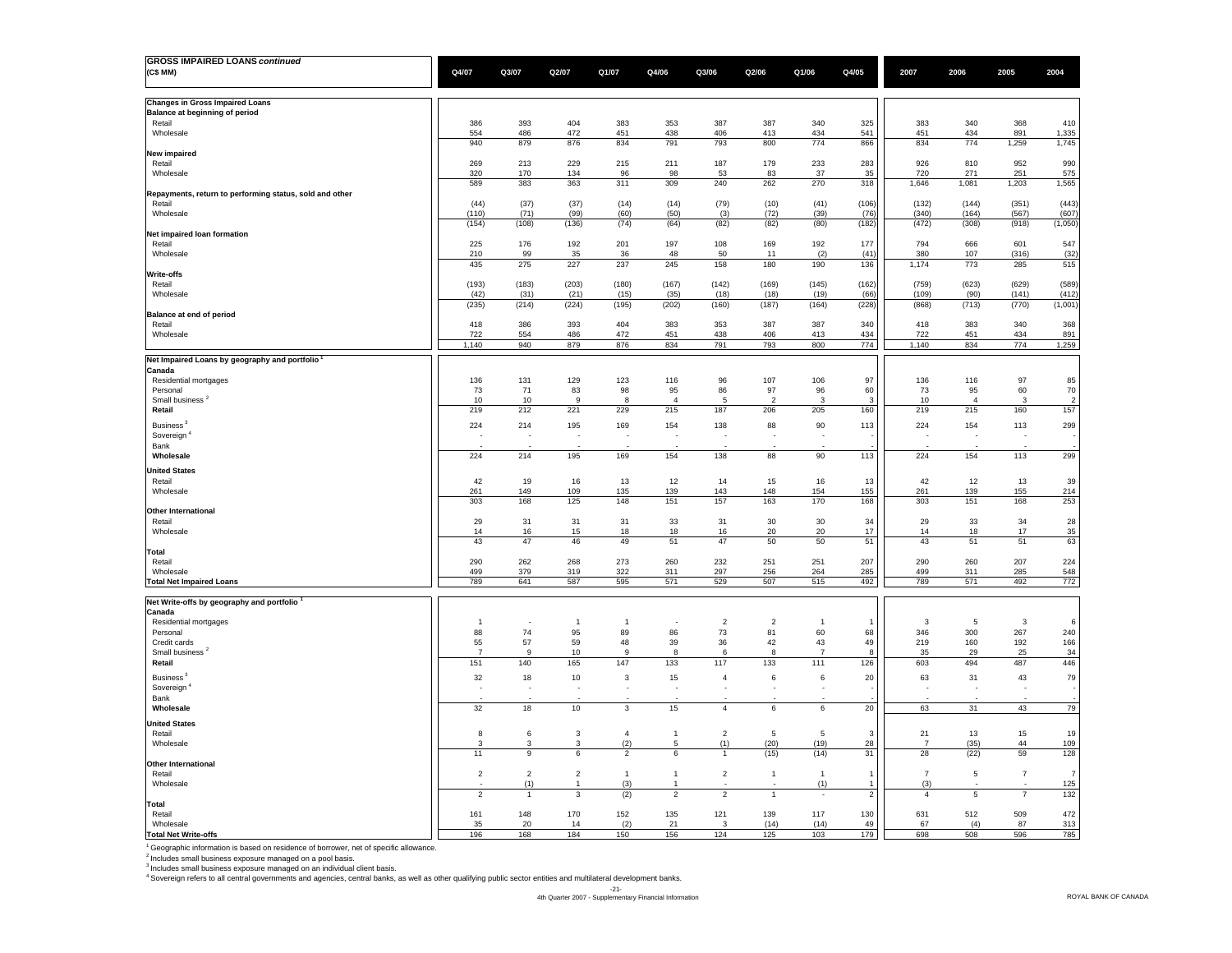| GROSS IMPAIRED LOANS continued (C$ MM) | Q4/07 | Q3/07 | Q2/07 | Q1/07 | Q4/06 | Q3/06 | Q2/06 | Q1/06 | Q4/05 | 2007 | 2006 | 2005 | 2004 |
|---|---|---|---|---|---|---|---|---|---|---|---|---|---|
| **Changes in Gross Impaired Loans** | | | | | | | | | | | | | |
| **Balance at beginning of period** | | | | | | | | | | | | | |
| Retail | 386 | 393 | 404 | 383 | 353 | 387 | 387 | 340 | 325 | 383 | 340 | 368 | 410 |
| Wholesale | 554 | 486 | 472 | 451 | 438 | 406 | 413 | 434 | 541 | 451 | 434 | 891 | 1,335 |
| | 940 | 879 | 876 | 834 | 791 | 793 | 800 | 774 | 866 | 834 | 774 | 1,259 | 1,745 |
| **New impaired** | | | | | | | | | | | | | |
| Retail | 269 | 213 | 229 | 215 | 211 | 187 | 179 | 233 | 283 | 926 | 810 | 952 | 990 |
| Wholesale | 320 | 170 | 134 | 96 | 98 | 53 | 83 | 37 | 35 | 720 | 271 | 251 | 575 |
| | 589 | 383 | 363 | 311 | 309 | 240 | 262 | 270 | 318 | 1,646 | 1,081 | 1,203 | 1,565 |
| **Repayments, return to performing status, sold and other** | | | | | | | | | | | | | |
| Retail | (44) | (37) | (37) | (14) | (14) | (79) | (10) | (41) | (106) | (132) | (144) | (351) | (443) |
| Wholesale | (110) | (71) | (99) | (60) | (50) | (3) | (72) | (39) | (76) | (340) | (164) | (567) | (607) |
| | (154) | (108) | (136) | (74) | (64) | (82) | (82) | (80) | (182) | (472) | (308) | (918) | (1,050) |
| **Net impaired loan formation** | | | | | | | | | | | | | |
| Retail | 225 | 176 | 192 | 201 | 197 | 108 | 169 | 192 | 177 | 794 | 666 | 601 | 547 |
| Wholesale | 210 | 99 | 35 | 36 | 48 | 50 | 11 | (2) | (41) | 380 | 107 | (316) | (32) |
| | 435 | 275 | 227 | 237 | 245 | 158 | 180 | 190 | 136 | 1,174 | 773 | 285 | 515 |
| **Write-offs** | | | | | | | | | | | | | |
| Retail | (193) | (183) | (203) | (180) | (167) | (142) | (169) | (145) | (162) | (759) | (623) | (629) | (589) |
| Wholesale | (42) | (31) | (21) | (15) | (35) | (18) | (18) | (19) | (66) | (109) | (90) | (141) | (412) |
| | (235) | (214) | (224) | (195) | (202) | (160) | (187) | (164) | (228) | (868) | (713) | (770) | (1,001) |
| **Balance at end of period** | | | | | | | | | | | | | |
| Retail | 418 | 386 | 393 | 404 | 383 | 353 | 387 | 387 | 340 | 418 | 383 | 340 | 368 |
| Wholesale | 722 | 554 | 486 | 472 | 451 | 438 | 406 | 413 | 434 | 722 | 451 | 434 | 891 |
| | 1,140 | 940 | 879 | 876 | 834 | 791 | 793 | 800 | 774 | 1,140 | 834 | 774 | 1,259 |
| **Net Impaired Loans by geography and portfolio [1]** | | | | | | | | | | | | | |
| **Canada** | | | | | | | | | | | | | |
| Residential mortgages | 136 | 131 | 129 | 123 | 116 | 96 | 107 | 106 | 97 | 136 | 116 | 97 | 85 |
| Personal | 73 | 71 | 83 | 98 | 95 | 86 | 97 | 96 | 60 | 73 | 95 | 60 | 70 |
| Small business [2] | 10 | 10 | 9 | 8 | 4 | 5 | 2 | 3 | 3 | 10 | 4 | 3 | 2 |
| **Retail** | 219 | 212 | 221 | 229 | 215 | 187 | 206 | 205 | 160 | 219 | 215 | 160 | 157 |
| Business [3] | 224 | 214 | 195 | 169 | 154 | 138 | 88 | 90 | 113 | 224 | 154 | 113 | 299 |
| Sovereign [4] | - | - | - | - | - | - | - | - | - | - | - | - | - |
| Bank | - | - | - | - | - | - | - | - | - | - | - | - | - |
| **Wholesale** | 224 | 214 | 195 | 169 | 154 | 138 | 88 | 90 | 113 | 224 | 154 | 113 | 299 |
| **United States** | | | | | | | | | | | | | |
| Retail | 42 | 19 | 16 | 13 | 12 | 14 | 15 | 16 | 13 | 42 | 12 | 13 | 39 |
| Wholesale | 261 | 149 | 109 | 135 | 139 | 143 | 148 | 154 | 155 | 261 | 139 | 155 | 214 |
| | 303 | 168 | 125 | 148 | 151 | 157 | 163 | 170 | 168 | 303 | 151 | 168 | 253 |
| **Other International** | | | | | | | | | | | | | |
| Retail | 29 | 31 | 31 | 31 | 33 | 31 | 30 | 30 | 34 | 29 | 33 | 34 | 28 |
| Wholesale | 14 | 16 | 15 | 18 | 18 | 16 | 20 | 20 | 17 | 14 | 18 | 17 | 35 |
| | 43 | 47 | 46 | 49 | 51 | 47 | 50 | 50 | 51 | 43 | 51 | 51 | 63 |
| **Total** | | | | | | | | | | | | | |
| Retail | 290 | 262 | 268 | 273 | 260 | 232 | 251 | 251 | 207 | 290 | 260 | 207 | 224 |
| Wholesale | 499 | 379 | 319 | 322 | 311 | 297 | 256 | 264 | 285 | 499 | 311 | 285 | 548 |
| **Total Net Impaired Loans** | 789 | 641 | 587 | 595 | 571 | 529 | 507 | 515 | 492 | 789 | 571 | 492 | 772 |
| **Net Write-offs by geography and portfolio [1]** | | | | | | | | | | | | | |
| **Canada** | | | | | | | | | | | | | |
| Residential mortgages | 1 | - | 1 | 1 | - | 2 | 2 | 1 | 1 | 3 | 5 | 3 | 6 |
| Personal | 88 | 74 | 95 | 89 | 86 | 73 | 81 | 60 | 68 | 346 | 300 | 267 | 240 |
| Credit cards | 55 | 57 | 59 | 48 | 39 | 36 | 42 | 43 | 49 | 219 | 160 | 192 | 166 |
| Small business [2] | 7 | 9 | 10 | 9 | 8 | 6 | 8 | 7 | 8 | 35 | 29 | 25 | 34 |
| **Retail** | 151 | 140 | 165 | 147 | 133 | 117 | 133 | 111 | 126 | 603 | 494 | 487 | 446 |
| Business [3] | 32 | 18 | 10 | 3 | 15 | 4 | 6 | 6 | 20 | 63 | 31 | 43 | 79 |
| Sovereign [4] | - | - | - | - | - | - | - | - | - | - | - | - | - |
| Bank | - | - | - | - | - | - | - | - | - | - | - | - | - |
| **Wholesale** | 32 | 18 | 10 | 3 | 15 | 4 | 6 | 6 | 20 | 63 | 31 | 43 | 79 |
| **United States** | | | | | | | | | | | | | |
| Retail | 8 | 6 | 3 | 4 | 1 | 2 | 5 | 5 | 3 | 21 | 13 | 15 | 19 |
| Wholesale | 3 | 3 | 3 | (2) | 5 | (1) | (20) | (19) | 28 | 7 | (35) | 44 | 109 |
| | 11 | 9 | 6 | 2 | 6 | 1 | (15) | (14) | 31 | 28 | (22) | 59 | 128 |
| **Other International** | | | | | | | | | | | | | |
| Retail | 2 | 2 | 2 | 1 | 1 | 2 | 1 | 1 | 1 | 7 | 5 | 7 | 7 |
| Wholesale | - | (1) | 1 | (3) | 1 | - | - | (1) | 1 | (3) | - | - | 125 |
| | 2 | 1 | 3 | (2) | 2 | 2 | 1 | - | 2 | 4 | 5 | 7 | 132 |
| **Total** | | | | | | | | | | | | | |
| Retail | 161 | 148 | 170 | 152 | 135 | 121 | 139 | 117 | 130 | 631 | 512 | 509 | 472 |
| Wholesale | 35 | 20 | 14 | (2) | 21 | 3 | (14) | (14) | 49 | 67 | (4) | 87 | 313 |
| **Total Net Write-offs** | 196 | 168 | 184 | 150 | 156 | 124 | 125 | 103 | 179 | 698 | 508 | 596 | 785 |

[1] Geographic information is based on residence of borrower, net of specific allowance.
[2] Includes small business exposure managed on a pool basis.
[3] Includes small business exposure managed on an individual client basis.
[4] Sovereign refers to all central governments and agencies, central banks, as well as other qualifying public sector entities and multilateral development banks.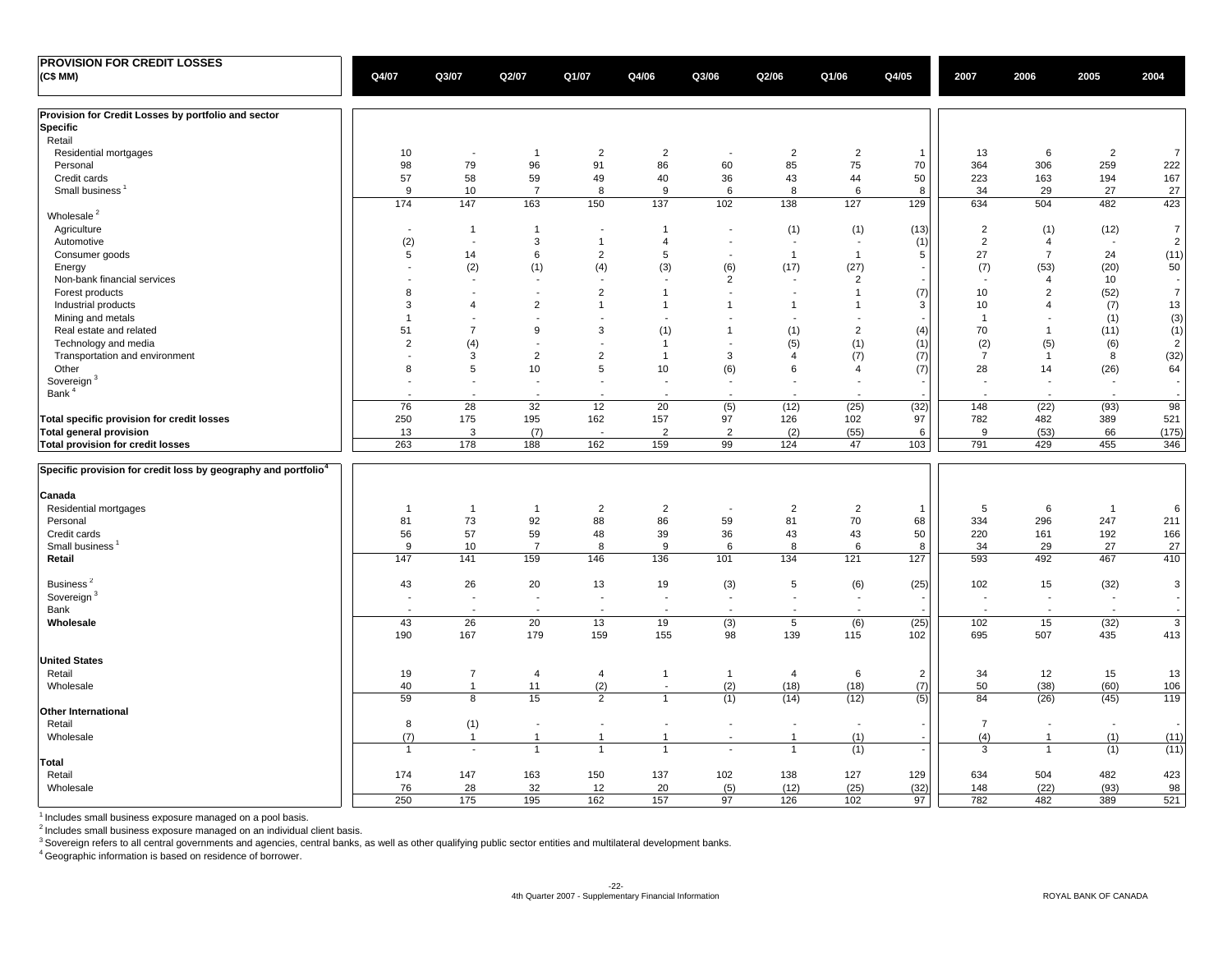## PROVISION FOR CREDIT LOSSES

(C$ MM)

| | Q4/07 | Q3/07 | Q2/07 | Q1/07 | Q4/06 | Q3/06 | Q2/06 | Q1/06 | Q4/05 | 2007 | 2006 | 2005 | 2004 |
|---|---|---|---|---|---|---|---|---|---|---|---|---|---|
| **Provision for Credit Losses by portfolio and sector** | | | | | | | | | | | | | |
| **Specific** | | | | | | | | | | | | | |
| Retail | | | | | | | | | | | | | |
| Residential mortgages | 10 | - | 1 | 2 | 2 | - | 2 | 2 | 1 | 13 | 6 | 2 | 7 |
| Personal | 98 | 79 | 96 | 91 | 86 | 60 | 85 | 75 | 70 | 364 | 306 | 259 | 222 |
| Credit cards | 57 | 58 | 59 | 49 | 40 | 36 | 43 | 44 | 50 | 223 | 163 | 194 | 167 |
| Small business [1] | 9 | 10 | 7 | 8 | 9 | 6 | 8 | 6 | 8 | 34 | 29 | 27 | 27 |
| | 174 | 147 | 163 | 150 | 137 | 102 | 138 | 127 | 129 | 634 | 504 | 482 | 423 |
| Wholesale [2] | | | | | | | | | | | | | |
| Agriculture | - | 1 | 1 | - | 1 | - | (1) | (1) | (13) | 2 | (1) | (12) | 7 |
| Automotive | (2) | - | 3 | 1 | 4 | - | - | - | (1) | 2 | 4 | - | 2 |
| Consumer goods | 5 | 14 | 6 | 2 | 5 | - | 1 | 1 | 5 | 27 | 7 | 24 | (11) |
| Energy | - | (2) | (1) | (4) | (3) | (6) | (17) | (27) | - | (7) | (53) | (20) | 50 |
| Non-bank financial services | - | - | - | - | - | 2 | - | 2 | - | - | 4 | 10 | - |
| Forest products | 8 | - | - | 2 | 1 | - | - | 1 | (7) | 10 | 2 | (52) | 7 |
| Industrial products | 3 | 4 | 2 | 1 | 1 | 1 | 1 | 1 | 3 | 10 | 4 | (7) | 13 |
| Mining and metals | 1 | - | - | - | - | - | - | - | - | 1 | - | (1) | (3) |
| Real estate and related | 51 | 7 | 9 | 3 | (1) | 1 | (1) | 2 | (4) | 70 | 1 | (11) | (1) |
| Technology and media | 2 | (4) | - | - | 1 | - | (5) | (1) | (1) | (2) | (5) | (6) | 2 |
| Transportation and environment | - | 3 | 2 | 2 | 1 | 3 | 4 | (7) | (7) | 7 | 1 | 8 | (32) |
| Other | 8 | 5 | 10 | 5 | 10 | (6) | 6 | 4 | (7) | 28 | 14 | (26) | 64 |
| Sovereign [3] | - | - | - | - | - | - | - | - | - | - | - | - | - |
| Bank [4] | - | - | - | - | - | - | - | - | - | - | - | - | - |
| | 76 | 28 | 32 | 12 | 20 | (5) | (12) | (25) | (32) | 148 | (22) | (93) | 98 |
| **Total specific provision for credit losses** | 250 | 175 | 195 | 162 | 157 | 97 | 126 | 102 | 97 | 782 | 482 | 389 | 521 |
| **Total general provision** | 13 | 3 | (7) | - | 2 | 2 | (2) | (55) | 6 | 9 | (53) | 66 | (175) |
| **Total provision for credit losses** | 263 | 178 | 188 | 162 | 159 | 99 | 124 | 47 | 103 | 791 | 429 | 455 | 346 |
| **Specific provision for credit loss by geography and portfolio [4]** | | | | | | | | | | | | | |
| **Canada** | | | | | | | | | | | | | |
| Residential mortgages | 1 | 1 | 1 | 2 | 2 | - | 2 | 2 | 1 | 5 | 6 | 1 | 6 |
| Personal | 81 | 73 | 92 | 88 | 86 | 59 | 81 | 70 | 68 | 334 | 296 | 247 | 211 |
| Credit cards | 56 | 57 | 59 | 48 | 39 | 36 | 43 | 43 | 50 | 220 | 161 | 192 | 166 |
| Small business [1] | 9 | 10 | 7 | 8 | 9 | 6 | 8 | 6 | 8 | 34 | 29 | 27 | 27 |
| **Retail** | 147 | 141 | 159 | 146 | 136 | 101 | 134 | 121 | 127 | 593 | 492 | 467 | 410 |
| Business [2] | 43 | 26 | 20 | 13 | 19 | (3) | 5 | (6) | (25) | 102 | 15 | (32) | 3 |
| Sovereign [3] | - | - | - | - | - | - | - | - | - | - | - | - | - |
| Bank | - | - | - | - | - | - | - | - | - | - | - | - | - |
| **Wholesale** | 43 | 26 | 20 | 13 | 19 | (3) | 5 | (6) | (25) | 102 | 15 | (32) | 3 |
| | 190 | 167 | 179 | 159 | 155 | 98 | 139 | 115 | 102 | 695 | 507 | 435 | 413 |
| **United States** | | | | | | | | | | | | | |
| Retail | 19 | 7 | 4 | 4 | 1 | 1 | 4 | 6 | 2 | 34 | 12 | 15 | 13 |
| Wholesale | 40 | 1 | 11 | (2) | - | (2) | (18) | (18) | (7) | 50 | (38) | (60) | 106 |
| | 59 | 8 | 15 | 2 | 1 | (1) | (14) | (12) | (5) | 84 | (26) | (45) | 119 |
| **Other International** | | | | | | | | | | | | | |
| Retail | 8 | (1) | - | - | - | - | - | - | - | 7 | - | - | - |
| Wholesale | (7) | 1 | 1 | 1 | 1 | - | 1 | (1) | - | (4) | 1 | (1) | (11) |
| | 1 | - | 1 | 1 | 1 | - | 1 | (1) | - | 3 | 1 | (1) | (11) |
| **Total** | | | | | | | | | | | | | |
| Retail | 174 | 147 | 163 | 150 | 137 | 102 | 138 | 127 | 129 | 634 | 504 | 482 | 423 |
| Wholesale | 76 | 28 | 32 | 12 | 20 | (5) | (12) | (25) | (32) | 148 | (22) | (93) | 98 |
| | 250 | 175 | 195 | 162 | 157 | 97 | 126 | 102 | 97 | 782 | 482 | 389 | 521 |

[1] Includes small business exposure managed on a pool basis.

[2] Includes small business exposure managed on an individual client basis.

[3] Sovereign refers to all central governments and agencies, central banks, as well as other qualifying public sector entities and multilateral development banks.

[4] Geographic information is based on residence of borrower.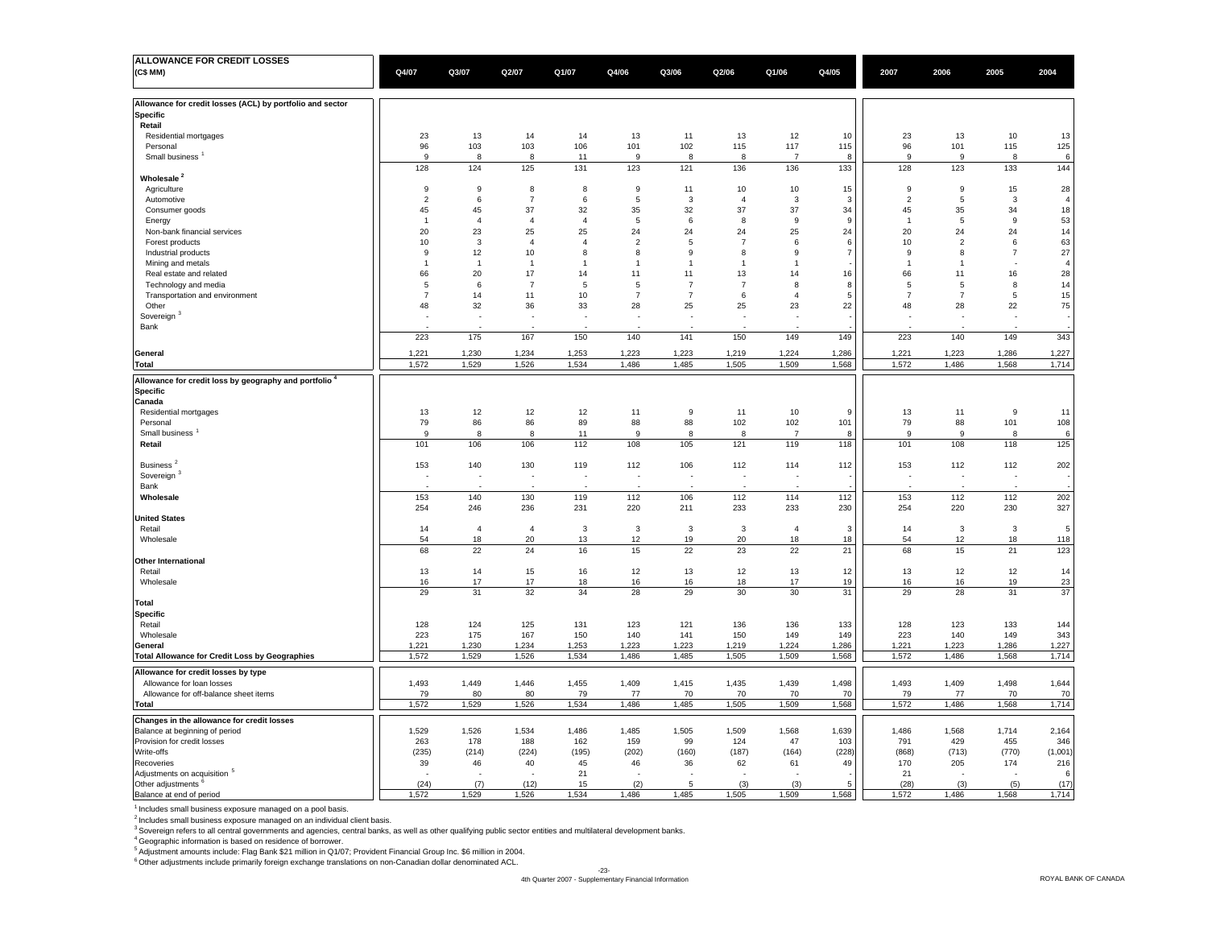| ALLOWANCE FOR CREDIT LOSSES (C$ MM) | Q4/07 | Q3/07 | Q2/07 | Q1/07 | Q4/06 | Q3/06 | Q2/06 | Q1/06 | Q4/05 | 2007 | 2006 | 2005 | 2004 |
|---|---|---|---|---|---|---|---|---|---|---|---|---|---|
| **Allowance for credit losses (ACL) by portfolio and sector** | | | | | | | | | | | | | |
| **Specific** | | | | | | | | | | | | | |
| **Retail** | | | | | | | | | | | | | |
| Residential mortgages | 23 | 13 | 14 | 14 | 13 | 11 | 13 | 12 | 10 | 23 | 13 | 10 | 13 |
| Personal | 96 | 103 | 103 | 106 | 101 | 102 | 115 | 117 | 115 | 96 | 101 | 115 | 125 |
| Small business [1] | 9 | 8 | 8 | 11 | 9 | 8 | 8 | 7 | 8 | 9 | 9 | 8 | 6 |
| | 128 | 124 | 125 | 131 | 123 | 121 | 136 | 136 | 133 | 128 | 123 | 133 | 144 |
| **Wholesale [2]** | | | | | | | | | | | | | |
| Agriculture | 9 | 9 | 8 | 8 | 9 | 11 | 10 | 10 | 15 | 9 | 9 | 15 | 28 |
| Automotive | 2 | 6 | 7 | 6 | 5 | 3 | 4 | 3 | 3 | 2 | 5 | 3 | 4 |
| Consumer goods | 45 | 45 | 37 | 32 | 35 | 32 | 37 | 37 | 34 | 45 | 35 | 34 | 18 |
| Energy | 1 | 4 | 4 | 4 | 5 | 6 | 8 | 9 | 9 | 1 | 5 | 9 | 53 |
| Non-bank financial services | 20 | 23 | 25 | 25 | 24 | 24 | 24 | 25 | 24 | 20 | 24 | 24 | 14 |
| Forest products | 10 | 3 | 4 | 4 | 2 | 5 | 7 | 6 | 6 | 10 | 2 | 6 | 63 |
| Industrial products | 9 | 12 | 10 | 8 | 8 | 9 | 8 | 9 | 7 | 9 | 8 | 7 | 27 |
| Mining and metals | 1 | 1 | 1 | 1 | 1 | 1 | 1 | 1 | - | 1 | 1 | - | 4 |
| Real estate and related | 66 | 20 | 17 | 14 | 11 | 11 | 13 | 14 | 16 | 66 | 11 | 16 | 28 |
| Technology and media | 5 | 6 | 7 | 5 | 5 | 7 | 7 | 8 | 8 | 5 | 5 | 8 | 14 |
| Transportation and environment | 7 | 14 | 11 | 10 | 7 | 7 | 6 | 4 | 5 | 7 | 7 | 5 | 15 |
| Other | 48 | 32 | 36 | 33 | 28 | 25 | 25 | 23 | 22 | 48 | 28 | 22 | 75 |
| Sovereign [3] | - | - | - | - | - | - | - | - | - | - | - | - | - |
| Bank | - | - | - | - | - | - | - | - | - | - | - | - | - |
| | 223 | 175 | 167 | 150 | 140 | 141 | 150 | 149 | 149 | 223 | 140 | 149 | 343 |
| **General** | 1,221 | 1,230 | 1,234 | 1,253 | 1,223 | 1,223 | 1,219 | 1,224 | 1,286 | 1,221 | 1,223 | 1,286 | 1,227 |
| **Total** | 1,572 | 1,529 | 1,526 | 1,534 | 1,486 | 1,485 | 1,505 | 1,509 | 1,568 | 1,572 | 1,486 | 1,568 | 1,714 |
| **Allowance for credit loss by geography and portfolio [4]** | | | | | | | | | | | | | |
| **Specific** | | | | | | | | | | | | | |
| **Canada** | | | | | | | | | | | | | |
| Residential mortgages | 13 | 12 | 12 | 12 | 11 | 9 | 11 | 10 | 9 | 13 | 11 | 9 | 11 |
| Personal | 79 | 86 | 86 | 89 | 88 | 88 | 102 | 102 | 101 | 79 | 88 | 101 | 108 |
| Small business [1] | 9 | 8 | 8 | 11 | 9 | 8 | 8 | 7 | 8 | 9 | 9 | 8 | 6 |
| **Retail** | 101 | 106 | 106 | 112 | 108 | 105 | 121 | 119 | 118 | 101 | 108 | 118 | 125 |
| Business [2] | 153 | 140 | 130 | 119 | 112 | 106 | 112 | 114 | 112 | 153 | 112 | 112 | 202 |
| Sovereign [3] | - | - | - | - | - | - | - | - | - | - | - | - | - |
| Bank | - | - | - | - | - | - | - | - | - | - | - | - | - |
| **Wholesale** | 153 | 140 | 130 | 119 | 112 | 106 | 112 | 114 | 112 | 153 | 112 | 112 | 202 |
| | 254 | 246 | 236 | 231 | 220 | 211 | 233 | 233 | 230 | 254 | 220 | 230 | 327 |
| **United States** | | | | | | | | | | | | | |
| Retail | 14 | 4 | 4 | 3 | 3 | 3 | 3 | 4 | 3 | 14 | 3 | 3 | 5 |
| Wholesale | 54 | 18 | 20 | 13 | 12 | 19 | 20 | 18 | 18 | 54 | 12 | 18 | 118 |
| | 68 | 22 | 24 | 16 | 15 | 22 | 23 | 22 | 21 | 68 | 15 | 21 | 123 |
| **Other International** | | | | | | | | | | | | | |
| Retail | 13 | 14 | 15 | 16 | 12 | 13 | 12 | 13 | 12 | 13 | 12 | 12 | 14 |
| Wholesale | 16 | 17 | 17 | 18 | 16 | 16 | 18 | 17 | 19 | 16 | 16 | 19 | 23 |
| | 29 | 31 | 32 | 34 | 28 | 29 | 30 | 30 | 31 | 29 | 28 | 31 | 37 |
| **Total** | | | | | | | | | | | | | |
| **Specific** | | | | | | | | | | | | | |
| Retail | 128 | 124 | 125 | 131 | 123 | 121 | 136 | 136 | 133 | 128 | 123 | 133 | 144 |
| Wholesale | 223 | 175 | 167 | 150 | 140 | 141 | 150 | 149 | 149 | 223 | 140 | 149 | 343 |
| **General** | 1,221 | 1,230 | 1,234 | 1,253 | 1,223 | 1,223 | 1,219 | 1,224 | 1,286 | 1,221 | 1,223 | 1,286 | 1,227 |
| **Total Allowance for Credit Loss by Geographies** | 1,572 | 1,529 | 1,526 | 1,534 | 1,486 | 1,485 | 1,505 | 1,509 | 1,568 | 1,572 | 1,486 | 1,568 | 1,714 |
| **Allowance for credit losses by type** | | | | | | | | | | | | | |
| Allowance for loan losses | 1,493 | 1,449 | 1,446 | 1,455 | 1,409 | 1,415 | 1,435 | 1,439 | 1,498 | 1,493 | 1,409 | 1,498 | 1,644 |
| Allowance for off-balance sheet items | 79 | 80 | 80 | 79 | 77 | 70 | 70 | 70 | 70 | 79 | 77 | 70 | 70 |
| **Total** | 1,572 | 1,529 | 1,526 | 1,534 | 1,486 | 1,485 | 1,505 | 1,509 | 1,568 | 1,572 | 1,486 | 1,568 | 1,714 |
| **Changes in the allowance for credit losses** | | | | | | | | | | | | | |
| Balance at beginning of period | 1,529 | 1,526 | 1,534 | 1,486 | 1,485 | 1,505 | 1,509 | 1,568 | 1,639 | 1,486 | 1,568 | 1,714 | 2,164 |
| Provision for credit losses | 263 | 178 | 188 | 162 | 159 | 99 | 124 | 47 | 103 | 791 | 429 | 455 | 346 |
| Write-offs | (235) | (214) | (224) | (195) | (202) | (160) | (187) | (164) | (228) | (868) | (713) | (770) | (1,001) |
| Recoveries | 39 | 46 | 40 | 45 | 46 | 36 | 62 | 61 | 49 | 170 | 205 | 174 | 216 |
| Adjustments on acquisition [5] | - | - | - | 21 | - | - | - | - | - | 21 | - | - | 6 |
| Other adjustments [6] | (24) | (7) | (12) | 15 | (2) | 5 | (3) | (3) | 5 | (28) | (3) | (5) | (17) |
| Balance at end of period | 1,572 | 1,529 | 1,526 | 1,534 | 1,486 | 1,485 | 1,505 | 1,509 | 1,568 | 1,572 | 1,486 | 1,568 | 1,714 |

[1] Includes small business exposure managed on a pool basis.
[2] Includes small business exposure managed on an individual client basis.
[3] Sovereign refers to all central governments and agencies, central banks, as well as other qualifying public sector entities and multilateral development banks.
[4] Geographic information is based on residence of borrower.
[5] Adjustment amounts include: Flag Bank $21 million in Q1/07; Provident Financial Group Inc. $6 million in 2004.
[6] Other adjustments include primarily foreign exchange translations on non-Canadian dollar denominated ACL.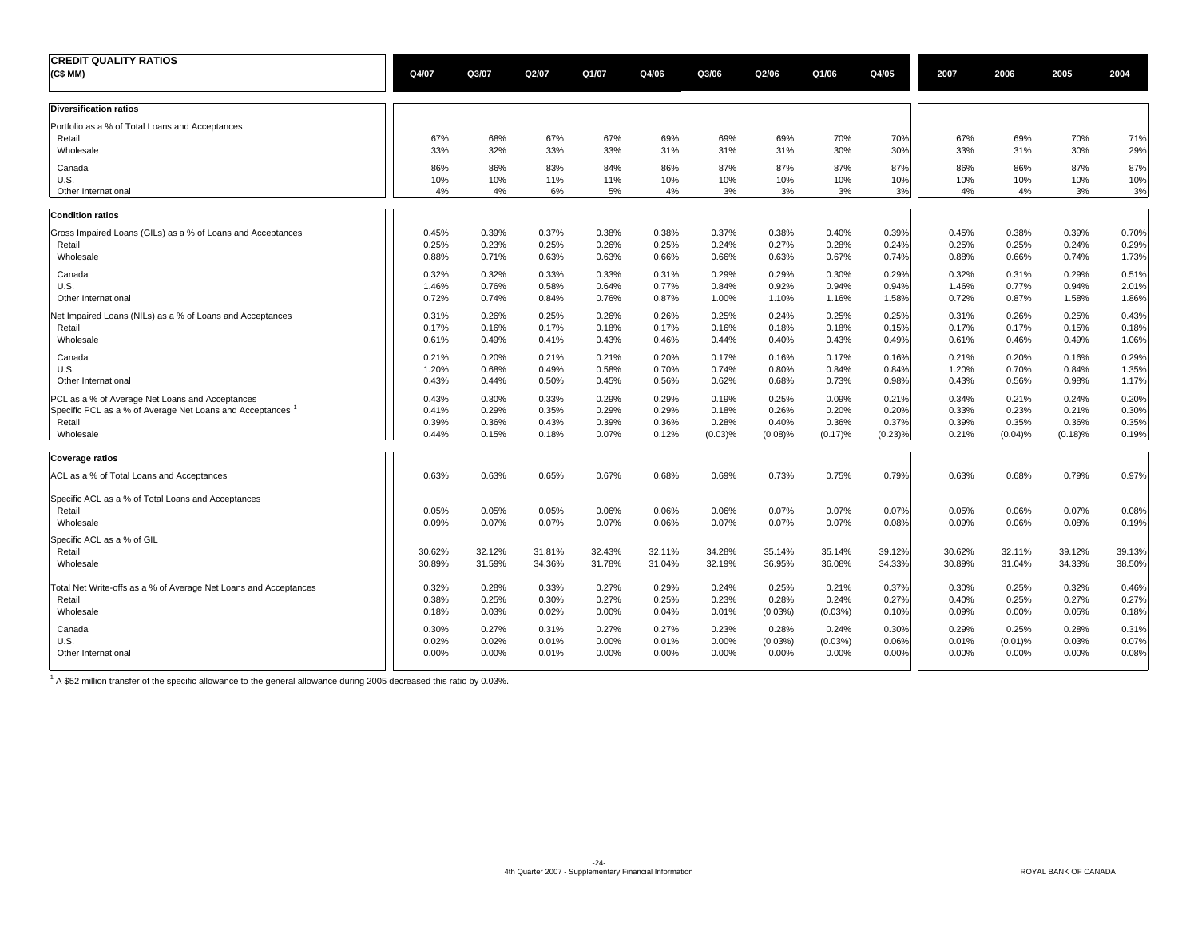# CREDIT QUALITY RATIOS

| (C$ MM) | Q4/07 | Q3/07 | Q2/07 | Q1/07 | Q4/06 | Q3/06 | Q2/06 | Q1/06 | Q4/05 | 2007 | 2006 | 2005 | 2004 |
|---|---|---|---|---|---|---|---|---|---|---|---|---|---|
| **Diversification ratios** | | | | | | | | | | | | | |
| Portfolio as a % of Total Loans and Acceptances | | | | | | | | | | | | | |
| Retail | 67% | 68% | 67% | 67% | 69% | 69% | 69% | 70% | 70% | 67% | 69% | 70% | 71% |
| Wholesale | 33% | 32% | 33% | 33% | 31% | 31% | 31% | 30% | 30% | 33% | 31% | 30% | 29% |
| Canada | 86% | 86% | 83% | 84% | 86% | 87% | 87% | 87% | 87% | 86% | 86% | 87% | 87% |
| U.S. | 10% | 10% | 11% | 11% | 10% | 10% | 10% | 10% | 10% | 10% | 10% | 10% | 10% |
| Other International | 4% | 4% | 6% | 5% | 4% | 3% | 3% | 3% | 3% | 4% | 4% | 3% | 3% |
| **Condition ratios** | | | | | | | | | | | | | |
| Gross Impaired Loans (GILs) as a % of Loans and Acceptances | 0.45% | 0.39% | 0.37% | 0.38% | 0.38% | 0.37% | 0.38% | 0.40% | 0.39% | 0.45% | 0.38% | 0.39% | 0.70% |
| Retail | 0.25% | 0.23% | 0.25% | 0.26% | 0.25% | 0.24% | 0.27% | 0.28% | 0.24% | 0.25% | 0.25% | 0.24% | 0.29% |
| Wholesale | 0.88% | 0.71% | 0.63% | 0.63% | 0.66% | 0.66% | 0.63% | 0.67% | 0.74% | 0.88% | 0.66% | 0.74% | 1.73% |
| Canada | 0.32% | 0.32% | 0.33% | 0.33% | 0.31% | 0.29% | 0.29% | 0.30% | 0.29% | 0.32% | 0.31% | 0.29% | 0.51% |
| U.S. | 1.46% | 0.76% | 0.58% | 0.64% | 0.77% | 0.84% | 0.92% | 0.94% | 0.94% | 1.46% | 0.77% | 0.94% | 2.01% |
| Other International | 0.72% | 0.74% | 0.84% | 0.76% | 0.87% | 1.00% | 1.10% | 1.16% | 1.58% | 0.72% | 0.87% | 1.58% | 1.86% |
| Net Impaired Loans (NILs) as a % of Loans and Acceptances | 0.31% | 0.26% | 0.25% | 0.26% | 0.26% | 0.25% | 0.24% | 0.25% | 0.25% | 0.31% | 0.26% | 0.25% | 0.43% |
| Retail | 0.17% | 0.16% | 0.17% | 0.18% | 0.17% | 0.16% | 0.18% | 0.18% | 0.15% | 0.17% | 0.17% | 0.15% | 0.18% |
| Wholesale | 0.61% | 0.49% | 0.41% | 0.43% | 0.46% | 0.44% | 0.40% | 0.43% | 0.49% | 0.61% | 0.46% | 0.49% | 1.06% |
| Canada | 0.21% | 0.20% | 0.21% | 0.21% | 0.20% | 0.17% | 0.16% | 0.17% | 0.16% | 0.21% | 0.20% | 0.16% | 0.29% |
| U.S. | 1.20% | 0.68% | 0.49% | 0.58% | 0.70% | 0.74% | 0.80% | 0.84% | 0.84% | 1.20% | 0.70% | 0.84% | 1.35% |
| Other International | 0.43% | 0.44% | 0.50% | 0.45% | 0.56% | 0.62% | 0.68% | 0.73% | 0.98% | 0.43% | 0.56% | 0.98% | 1.17% |
| PCL as a % of Average Net Loans and Acceptances | 0.43% | 0.30% | 0.33% | 0.29% | 0.29% | 0.19% | 0.25% | 0.09% | 0.21% | 0.34% | 0.21% | 0.24% | 0.20% |
| Specific PCL as a % of Average Net Loans and Acceptances [1] | 0.41% | 0.29% | 0.35% | 0.29% | 0.29% | 0.18% | 0.26% | 0.20% | 0.20% | 0.33% | 0.23% | 0.21% | 0.30% |
| Retail | 0.39% | 0.36% | 0.43% | 0.39% | 0.36% | 0.28% | 0.40% | 0.36% | 0.37% | 0.39% | 0.35% | 0.36% | 0.35% |
| Wholesale | 0.44% | 0.15% | 0.18% | 0.07% | 0.12% | (0.03)% | (0.08)% | (0.17)% | (0.23)% | 0.21% | (0.04)% | (0.18)% | 0.19% |
| **Coverage ratios** | | | | | | | | | | | | | |
| ACL as a % of Total Loans and Acceptances | 0.63% | 0.63% | 0.65% | 0.67% | 0.68% | 0.69% | 0.73% | 0.75% | 0.79% | 0.63% | 0.68% | 0.79% | 0.97% |
| Specific ACL as a % of Total Loans and Acceptances | | | | | | | | | | | | | |
| Retail | 0.05% | 0.05% | 0.05% | 0.06% | 0.06% | 0.06% | 0.07% | 0.07% | 0.07% | 0.05% | 0.06% | 0.07% | 0.08% |
| Wholesale | 0.09% | 0.07% | 0.07% | 0.07% | 0.06% | 0.07% | 0.07% | 0.07% | 0.08% | 0.09% | 0.06% | 0.08% | 0.19% |
| Specific ACL as a % of GIL | | | | | | | | | | | | | |
| Retail | 30.62% | 32.12% | 31.81% | 32.43% | 32.11% | 34.28% | 35.14% | 35.14% | 39.12% | 30.62% | 32.11% | 39.12% | 39.13% |
| Wholesale | 30.89% | 31.59% | 34.36% | 31.78% | 31.04% | 32.19% | 36.95% | 36.08% | 34.33% | 30.89% | 31.04% | 34.33% | 38.50% |
| Total Net Write-offs as a % of Average Net Loans and Acceptances | 0.32% | 0.28% | 0.33% | 0.27% | 0.29% | 0.24% | 0.25% | 0.21% | 0.37% | 0.30% | 0.25% | 0.32% | 0.46% |
| Retail | 0.38% | 0.25% | 0.30% | 0.27% | 0.25% | 0.23% | 0.28% | 0.24% | 0.27% | 0.40% | 0.25% | 0.27% | 0.27% |
| Wholesale | 0.18% | 0.03% | 0.02% | 0.00% | 0.04% | 0.01% | (0.03%) | (0.03%) | 0.10% | 0.09% | 0.00% | 0.05% | 0.18% |
| Canada | 0.30% | 0.27% | 0.31% | 0.27% | 0.27% | 0.23% | 0.28% | 0.24% | 0.30% | 0.29% | 0.25% | 0.28% | 0.31% |
| U.S. | 0.02% | 0.02% | 0.01% | 0.00% | 0.01% | 0.00% | (0.03%) | (0.03%) | 0.06% | 0.01% | (0.01)% | 0.03% | 0.07% |
| Other International | 0.00% | 0.00% | 0.01% | 0.00% | 0.00% | 0.00% | 0.00% | 0.00% | 0.00% | 0.00% | 0.00% | 0.00% | 0.08% |

[1] A $52 million transfer of the specific allowance to the general allowance during 2005 decreased this ratio by 0.03%.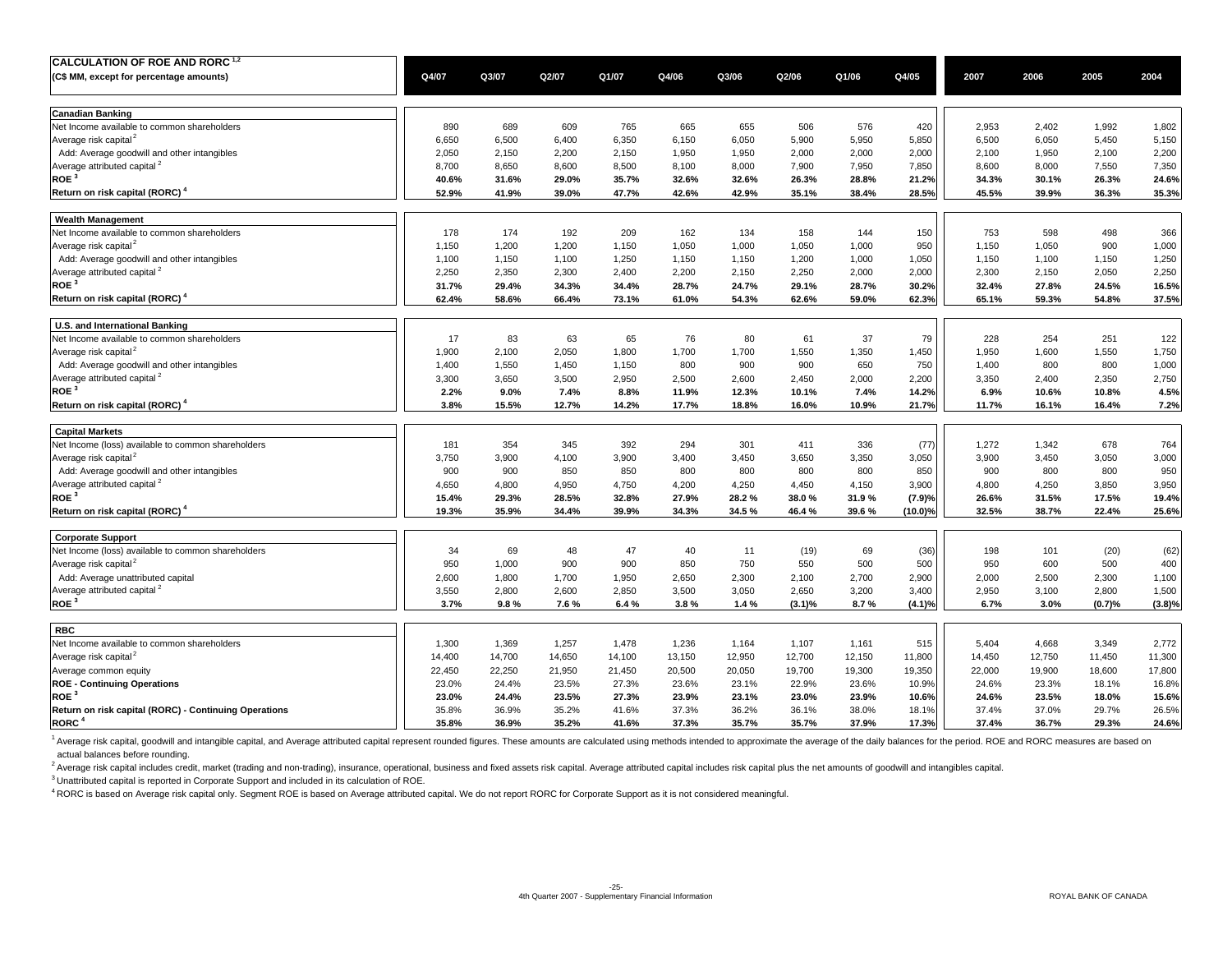| CALCULATION OF ROE AND RORC [1,2] (C$ MM, except for percentage amounts) | Q4/07 | Q3/07 | Q2/07 | Q1/07 | Q4/06 | Q3/06 | Q2/06 | Q1/06 | Q4/05 | 2007 | 2006 | 2005 | 2004 |
|---|---|---|---|---|---|---|---|---|---|---|---|---|---|
| **Canadian Banking** | | | | | | | | | | | | | |
| Net Income available to common shareholders | 890 | 689 | 609 | 765 | 665 | 655 | 506 | 576 | 420 | 2,953 | 2,402 | 1,992 | 1,802 |
| Average risk capital [2] | 6,650 | 6,500 | 6,400 | 6,350 | 6,150 | 6,050 | 5,900 | 5,950 | 5,850 | 6,500 | 6,050 | 5,450 | 5,150 |
| Add: Average goodwill and other intangibles | 2,050 | 2,150 | 2,200 | 2,150 | 1,950 | 1,950 | 2,000 | 2,000 | 2,000 | 2,100 | 1,950 | 2,100 | 2,200 |
| Average attributed capital [2] | 8,700 | 8,650 | 8,600 | 8,500 | 8,100 | 8,000 | 7,900 | 7,950 | 7,850 | 8,600 | 8,000 | 7,550 | 7,350 |
| **ROE [3]** | **40.6%** | **31.6%** | **29.0%** | **35.7%** | **32.6%** | **32.6%** | **26.3%** | **28.8%** | **21.2%** | **34.3%** | **30.1%** | **26.3%** | **24.6%** |
| **Return on risk capital (RORC) [4]** | **52.9%** | **41.9%** | **39.0%** | **47.7%** | **42.6%** | **42.9%** | **35.1%** | **38.4%** | **28.5%** | **45.5%** | **39.9%** | **36.3%** | **35.3%** |
| **Wealth Management** | | | | | | | | | | | | | |
| Net Income available to common shareholders | 178 | 174 | 192 | 209 | 162 | 134 | 158 | 144 | 150 | 753 | 598 | 498 | 366 |
| Average risk capital [2] | 1,150 | 1,200 | 1,200 | 1,150 | 1,050 | 1,000 | 1,050 | 1,000 | 950 | 1,150 | 1,050 | 900 | 1,000 |
| Add: Average goodwill and other intangibles | 1,100 | 1,150 | 1,100 | 1,250 | 1,150 | 1,150 | 1,200 | 1,000 | 1,050 | 1,150 | 1,100 | 1,150 | 1,250 |
| Average attributed capital [2] | 2,250 | 2,350 | 2,300 | 2,400 | 2,200 | 2,150 | 2,250 | 2,000 | 2,000 | 2,300 | 2,150 | 2,050 | 2,250 |
| **ROE [3]** | **31.7%** | **29.4%** | **34.3%** | **34.4%** | **28.7%** | **24.7%** | **29.1%** | **28.7%** | **30.2%** | **32.4%** | **27.8%** | **24.5%** | **16.5%** |
| **Return on risk capital (RORC) [4]** | **62.4%** | **58.6%** | **66.4%** | **73.1%** | **61.0%** | **54.3%** | **62.6%** | **59.0%** | **62.3%** | **65.1%** | **59.3%** | **54.8%** | **37.5%** |
| **U.S. and International Banking** | | | | | | | | | | | | | |
| Net Income available to common shareholders | 17 | 83 | 63 | 65 | 76 | 80 | 61 | 37 | 79 | 228 | 254 | 251 | 122 |
| Average risk capital [2] | 1,900 | 2,100 | 2,050 | 1,800 | 1,700 | 1,700 | 1,550 | 1,350 | 1,450 | 1,950 | 1,600 | 1,550 | 1,750 |
| Add: Average goodwill and other intangibles | 1,400 | 1,550 | 1,450 | 1,150 | 800 | 900 | 900 | 650 | 750 | 1,400 | 800 | 800 | 1,000 |
| Average attributed capital [2] | 3,300 | 3,650 | 3,500 | 2,950 | 2,500 | 2,600 | 2,450 | 2,000 | 2,200 | 3,350 | 2,400 | 2,350 | 2,750 |
| **ROE [3]** | **2.2%** | **9.0%** | **7.4%** | **8.8%** | **11.9%** | **12.3%** | **10.1%** | **7.4%** | **14.2%** | **6.9%** | **10.6%** | **10.8%** | **4.5%** |
| **Return on risk capital (RORC) [4]** | **3.8%** | **15.5%** | **12.7%** | **14.2%** | **17.7%** | **18.8%** | **16.0%** | **10.9%** | **21.7%** | **11.7%** | **16.1%** | **16.4%** | **7.2%** |
| **Capital Markets** | | | | | | | | | | | | | |
| Net Income (loss) available to common shareholders | 181 | 354 | 345 | 392 | 294 | 301 | 411 | 336 | (77) | 1,272 | 1,342 | 678 | 764 |
| Average risk capital [2] | 3,750 | 3,900 | 4,100 | 3,900 | 3,400 | 3,450 | 3,650 | 3,350 | 3,050 | 3,900 | 3,450 | 3,050 | 3,000 |
| Add: Average goodwill and other intangibles | 900 | 900 | 850 | 850 | 800 | 800 | 800 | 800 | 850 | 900 | 800 | 800 | 950 |
| Average attributed capital [2] | 4,650 | 4,800 | 4,950 | 4,750 | 4,200 | 4,250 | 4,450 | 4,150 | 3,900 | 4,800 | 4,250 | 3,850 | 3,950 |
| **ROE [3]** | **15.4%** | **29.3%** | **28.5%** | **32.8%** | **27.9%** | **28.2 %** | **38.0 %** | **31.9 %** | **(7.9)%** | **26.6%** | **31.5%** | **17.5%** | **19.4%** |
| **Return on risk capital (RORC) [4]** | **19.3%** | **35.9%** | **34.4%** | **39.9%** | **34.3%** | **34.5 %** | **46.4 %** | **39.6 %** | **(10.0)%** | **32.5%** | **38.7%** | **22.4%** | **25.6%** |
| **Corporate Support** | | | | | | | | | | | | | |
| Net Income (loss) available to common shareholders | 34 | 69 | 48 | 47 | 40 | 11 | (19) | 69 | (36) | 198 | 101 | (20) | (62) |
| Average risk capital [2] | 950 | 1,000 | 900 | 900 | 850 | 750 | 550 | 500 | 500 | 950 | 600 | 500 | 400 |
| Add: Average unattributed capital | 2,600 | 1,800 | 1,700 | 1,950 | 2,650 | 2,300 | 2,100 | 2,700 | 2,900 | 2,000 | 2,500 | 2,300 | 1,100 |
| Average attributed capital [2] | 3,550 | 2,800 | 2,600 | 2,850 | 3,500 | 3,050 | 2,650 | 3,200 | 3,400 | 2,950 | 3,100 | 2,800 | 1,500 |
| **ROE [3]** | **3.7%** | **9.8 %** | **7.6 %** | **6.4 %** | **3.8 %** | **1.4 %** | **(3.1)%** | **8.7 %** | **(4.1)%** | **6.7%** | **3.0%** | **(0.7)%** | **(3.8)%** |
| **RBC** | | | | | | | | | | | | | |
| Net Income available to common shareholders | 1,300 | 1,369 | 1,257 | 1,478 | 1,236 | 1,164 | 1,107 | 1,161 | 515 | 5,404 | 4,668 | 3,349 | 2,772 |
| Average risk capital [2] | 14,400 | 14,700 | 14,650 | 14,100 | 13,150 | 12,950 | 12,700 | 12,150 | 11,800 | 14,450 | 12,750 | 11,450 | 11,300 |
| Average common equity | 22,450 | 22,250 | 21,950 | 21,450 | 20,500 | 20,050 | 19,700 | 19,300 | 19,350 | 22,000 | 19,900 | 18,600 | 17,800 |
| **ROE - Continuing Operations** | 23.0% | 24.4% | 23.5% | 27.3% | 23.6% | 23.1% | 22.9% | 23.6% | 10.9% | 24.6% | 23.3% | 18.1% | 16.8% |
| **ROE [3]** | **23.0%** | **24.4%** | **23.5%** | **27.3%** | **23.9%** | **23.1%** | **23.0%** | **23.9%** | **10.6%** | **24.6%** | **23.5%** | **18.0%** | **15.6%** |
| **Return on risk capital (RORC) - Continuing Operations** | 35.8% | 36.9% | 35.2% | 41.6% | 37.3% | 36.2% | 36.1% | 38.0% | 18.1% | 37.4% | 37.0% | 29.7% | 26.5% |
| **RORC [4]** | **35.8%** | **36.9%** | **35.2%** | **41.6%** | **37.3%** | **35.7%** | **35.7%** | **37.9%** | **17.3%** | **37.4%** | **36.7%** | **29.3%** | **24.6%** |

[1] Average risk capital, goodwill and intangible capital, and Average attributed capital represent rounded figures. These amounts are calculated using methods intended to approximate the average of the daily balances for the period. ROE and RORC measures are based on actual balances before rounding.

[2] Average risk capital includes credit, market (trading and non-trading), insurance, operational, business and fixed assets risk capital. Average attributed capital includes risk capital plus the net amounts of goodwill and intangibles capital.

[3] Unattributed capital is reported in Corporate Support and included in its calculation of ROE.

[4] RORC is based on Average risk capital only. Segment ROE is based on Average attributed capital. We do not report RORC for Corporate Support as it is not considered meaningful.